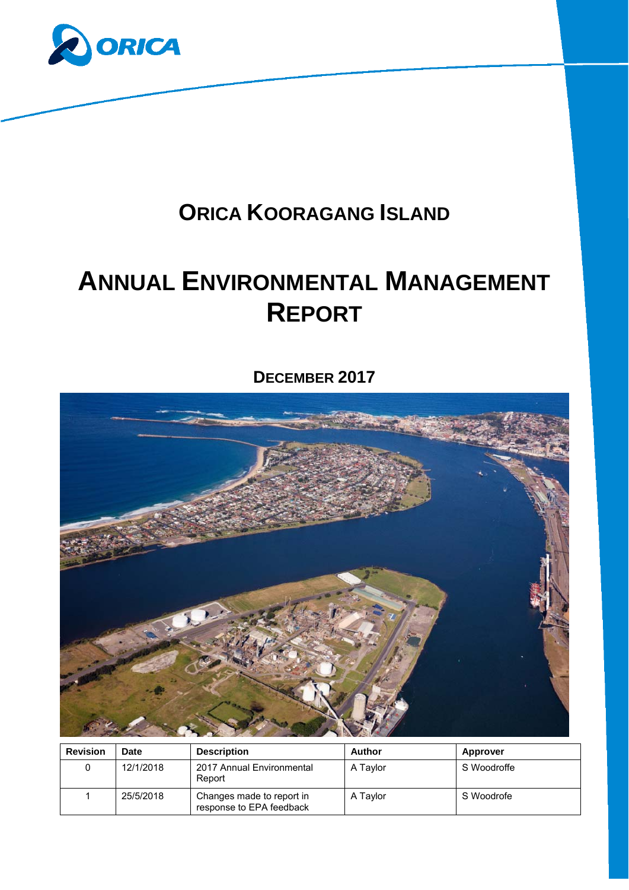ORICA

# ORICA KOORAGANG ISLAND

# ANNUAL ENVIRONMENTAL MANAGEMENT REPORT

## DECEMBER 2017

| Revision | Date | Description | Author | Approver |
|---|---|---|---|---|
| 0 | 12/1/2018 | 2017 Annual Environmental Report | A Taylor | S Woodroffe |
| 1 | 25/5/2018 | Changes made to report in response to EPA feedback | A Taylor | S Woodrofe |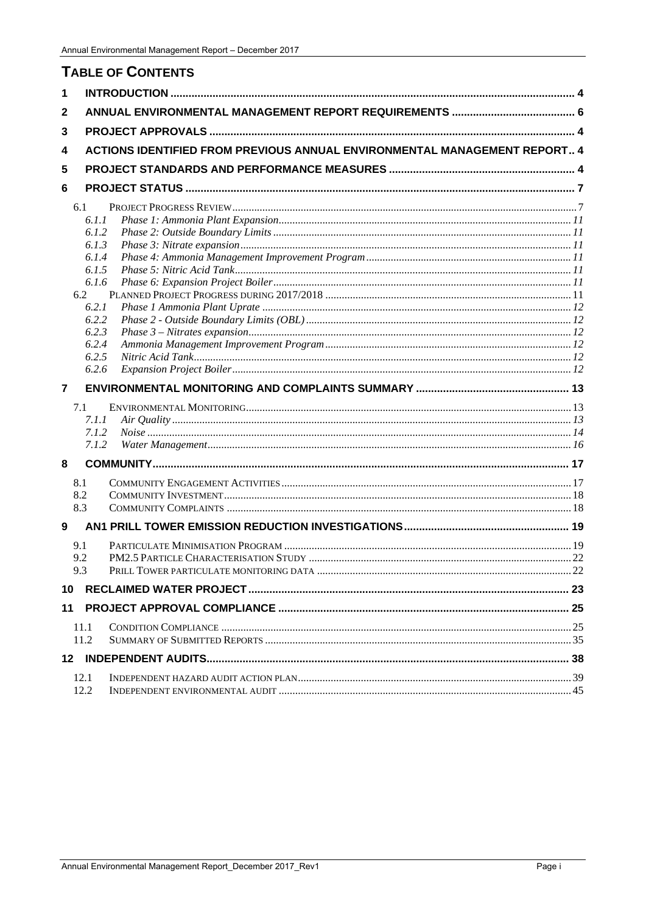# TABLE OF CONTENTS

1 INTRODUCTION .......... 4

2 ANNUAL ENVIRONMENTAL MANAGEMENT REPORT REQUIREMENTS .......... 6

3 PROJECT APPROVALS .......... 4

4 ACTIONS IDENTIFIED FROM PREVIOUS ANNUAL ENVIRONMENTAL MANAGEMENT REPORT .. 4

5 PROJECT STANDARDS AND PERFORMANCE MEASURES .......... 4

6 PROJECT STATUS .......... 7

- 6.1 PROJECT PROGRESS REVIEW .......... 7
  - *6.1.1 Phase 1: Ammonia Plant Expansion* .......... 11
  - *6.1.2 Phase 2: Outside Boundary Limits* .......... 11
  - *6.1.3 Phase 3: Nitrate expansion* .......... 11
  - *6.1.4 Phase 4: Ammonia Management Improvement Program* .......... 11
  - *6.1.5 Phase 5: Nitric Acid Tank* .......... 11
  - *6.1.6 Phase 6: Expansion Project Boiler* .......... 11
- 6.2 PLANNED PROJECT PROGRESS DURING 2017/2018 .......... 11
  - *6.2.1 Phase 1 Ammonia Plant Uprate* .......... 12
  - *6.2.2 Phase 2 - Outside Boundary Limits (OBL)* .......... 12
  - *6.2.3 Phase 3 – Nitrates expansion* .......... 12
  - *6.2.4 Ammonia Management Improvement Program* .......... 12
  - *6.2.5 Nitric Acid Tank* .......... 12
  - *6.2.6 Expansion Project Boiler* .......... 12

7 ENVIRONMENTAL MONITORING AND COMPLAINTS SUMMARY .......... 13

- 7.1 ENVIRONMENTAL MONITORING .......... 13
  - *7.1.1 Air Quality* .......... 13
  - *7.1.2 Noise* .......... 14
  - *7.1.2 Water Management* .......... 16

8 COMMUNITY .......... 17

- 8.1 COMMUNITY ENGAGEMENT ACTIVITIES .......... 17
- 8.2 COMMUNITY INVESTMENT .......... 18
- 8.3 COMMUNITY COMPLAINTS .......... 18

9 AN1 PRILL TOWER EMISSION REDUCTION INVESTIGATIONS .......... 19

- 9.1 PARTICULATE MINIMISATION PROGRAM .......... 19
- 9.2 PM2.5 PARTICLE CHARACTERISATION STUDY .......... 22
- 9.3 PRILL TOWER PARTICULATE MONITORING DATA .......... 22

10 RECLAIMED WATER PROJECT .......... 23

11 PROJECT APPROVAL COMPLIANCE .......... 25

- 11.1 CONDITION COMPLIANCE .......... 25
- 11.2 SUMMARY OF SUBMITTED REPORTS .......... 35

12 INDEPENDENT AUDITS .......... 38

- 12.1 INDEPENDENT HAZARD AUDIT ACTION PLAN .......... 39
- 12.2 INDEPENDENT ENVIRONMENTAL AUDIT .......... 45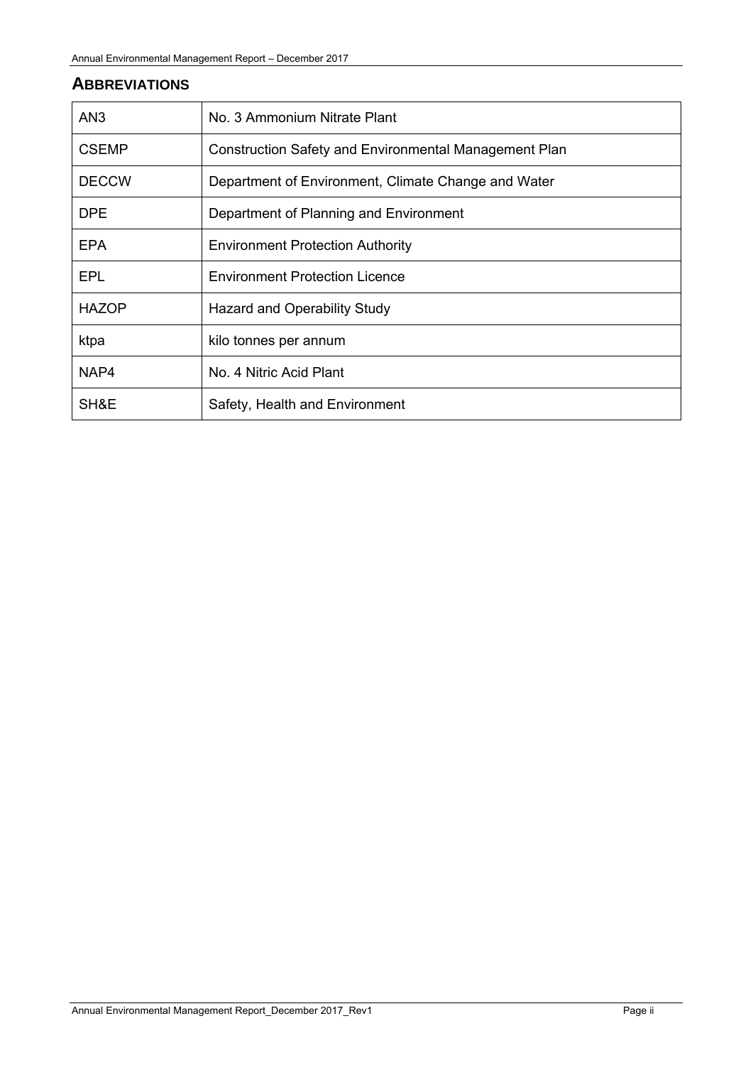## ABBREVIATIONS

| | |
|---|---|
| AN3 | No. 3 Ammonium Nitrate Plant |
| CSEMP | Construction Safety and Environmental Management Plan |
| DECCW | Department of Environment, Climate Change and Water |
| DPE | Department of Planning and Environment |
| EPA | Environment Protection Authority |
| EPL | Environment Protection Licence |
| HAZOP | Hazard and Operability Study |
| ktpa | kilo tonnes per annum |
| NAP4 | No. 4 Nitric Acid Plant |
| SH&E | Safety, Health and Environment |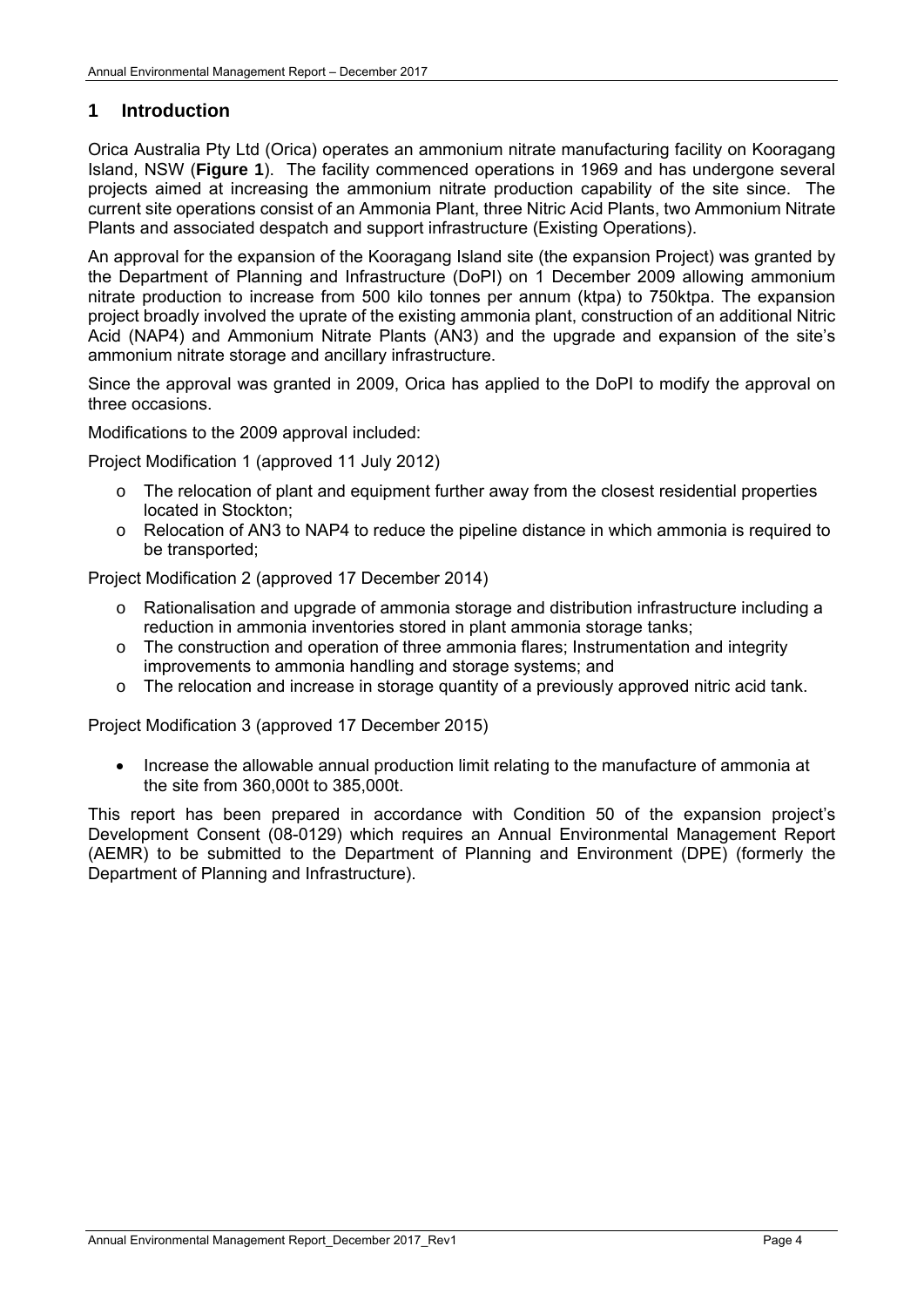# 1 Introduction

Orica Australia Pty Ltd (Orica) operates an ammonium nitrate manufacturing facility on Kooragang Island, NSW (**Figure 1**). The facility commenced operations in 1969 and has undergone several projects aimed at increasing the ammonium nitrate production capability of the site since. The current site operations consist of an Ammonia Plant, three Nitric Acid Plants, two Ammonium Nitrate Plants and associated despatch and support infrastructure (Existing Operations).

An approval for the expansion of the Kooragang Island site (the expansion Project) was granted by the Department of Planning and Infrastructure (DoPI) on 1 December 2009 allowing ammonium nitrate production to increase from 500 kilo tonnes per annum (ktpa) to 750ktpa. The expansion project broadly involved the uprate of the existing ammonia plant, construction of an additional Nitric Acid (NAP4) and Ammonium Nitrate Plants (AN3) and the upgrade and expansion of the site's ammonium nitrate storage and ancillary infrastructure.

Since the approval was granted in 2009, Orica has applied to the DoPI to modify the approval on three occasions.

Modifications to the 2009 approval included:

Project Modification 1 (approved 11 July 2012)

- The relocation of plant and equipment further away from the closest residential properties located in Stockton;
- Relocation of AN3 to NAP4 to reduce the pipeline distance in which ammonia is required to be transported;

Project Modification 2 (approved 17 December 2014)

- Rationalisation and upgrade of ammonia storage and distribution infrastructure including a reduction in ammonia inventories stored in plant ammonia storage tanks;
- The construction and operation of three ammonia flares; Instrumentation and integrity improvements to ammonia handling and storage systems; and
- The relocation and increase in storage quantity of a previously approved nitric acid tank.

Project Modification 3 (approved 17 December 2015)

- Increase the allowable annual production limit relating to the manufacture of ammonia at the site from 360,000t to 385,000t.

This report has been prepared in accordance with Condition 50 of the expansion project's Development Consent (08-0129) which requires an Annual Environmental Management Report (AEMR) to be submitted to the Department of Planning and Environment (DPE) (formerly the Department of Planning and Infrastructure).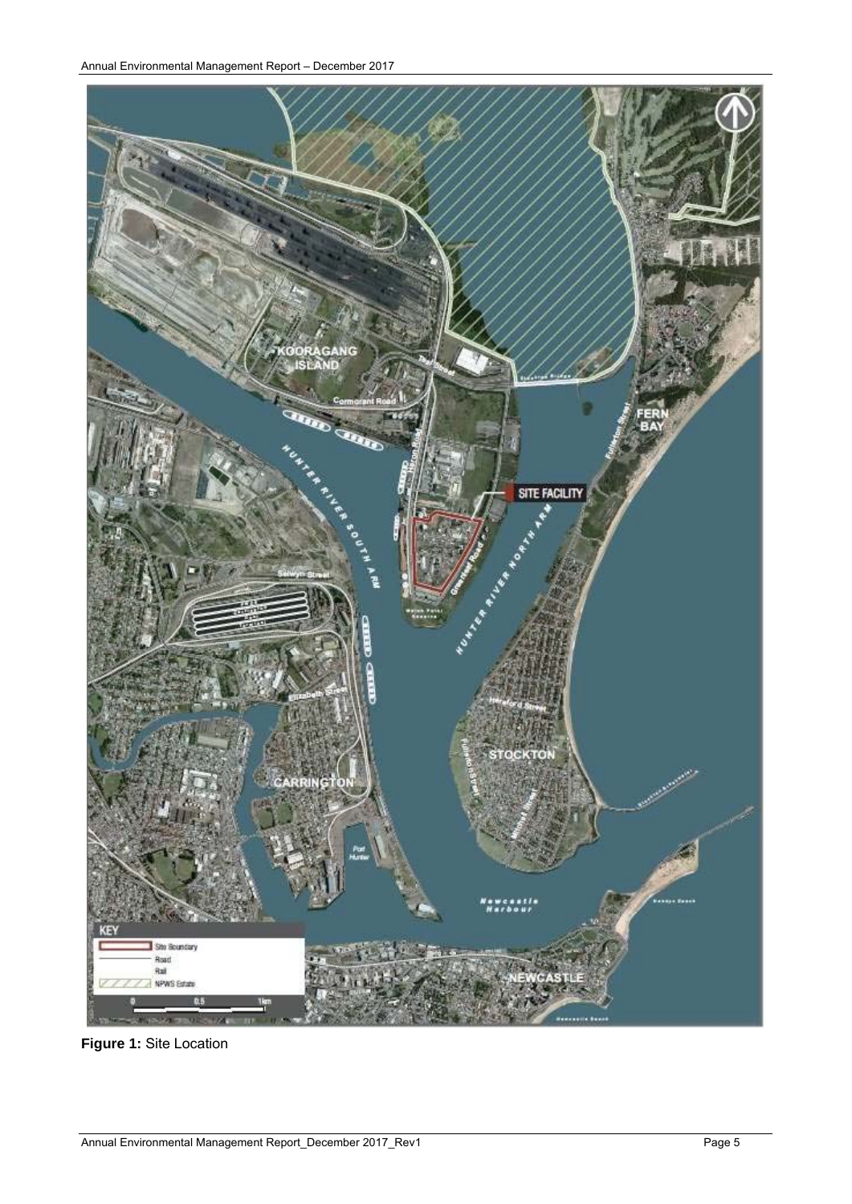Figure 1: Site Location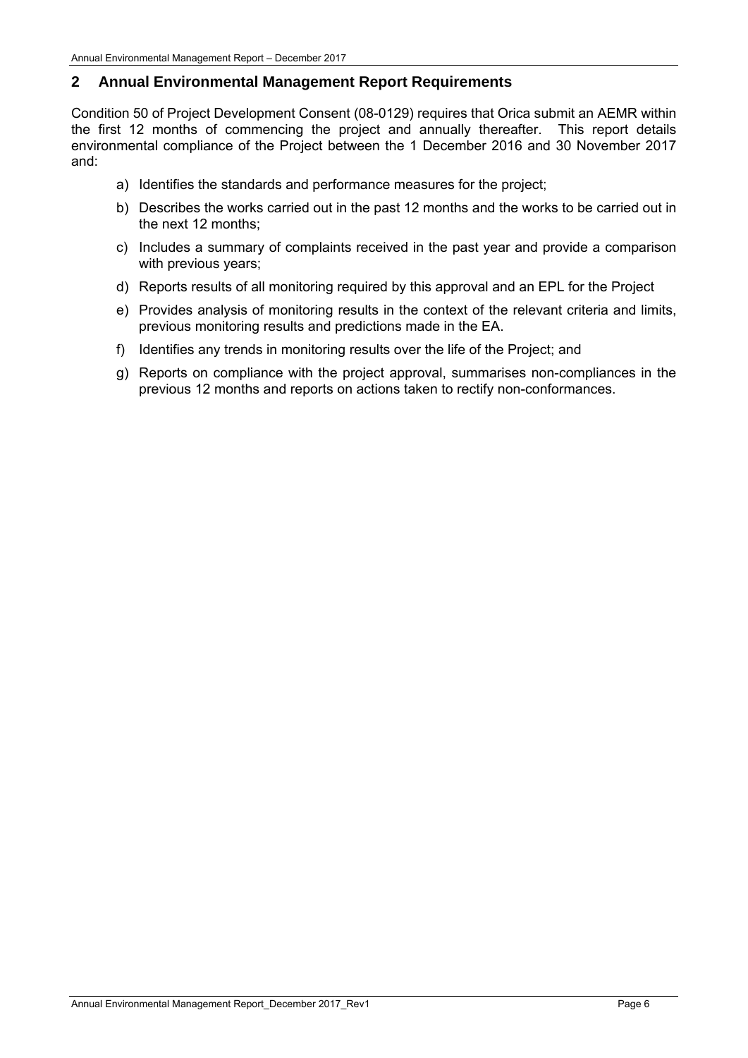## 2 Annual Environmental Management Report Requirements

Condition 50 of Project Development Consent (08-0129) requires that Orica submit an AEMR within the first 12 months of commencing the project and annually thereafter. This report details environmental compliance of the Project between the 1 December 2016 and 30 November 2017 and:

a) Identifies the standards and performance measures for the project;

b) Describes the works carried out in the past 12 months and the works to be carried out in the next 12 months;

c) Includes a summary of complaints received in the past year and provide a comparison with previous years;

d) Reports results of all monitoring required by this approval and an EPL for the Project

e) Provides analysis of monitoring results in the context of the relevant criteria and limits, previous monitoring results and predictions made in the EA.

f) Identifies any trends in monitoring results over the life of the Project; and

g) Reports on compliance with the project approval, summarises non-compliances in the previous 12 months and reports on actions taken to rectify non-conformances.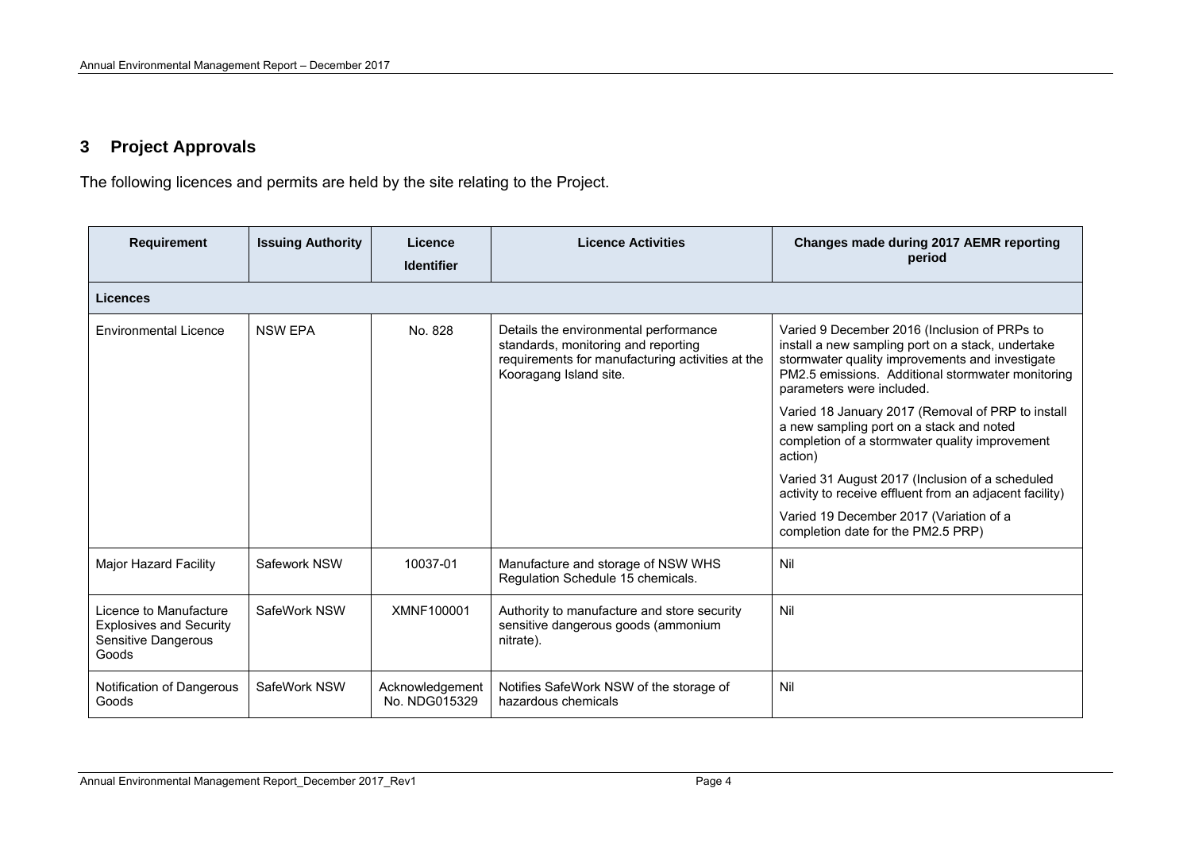## 3 Project Approvals

The following licences and permits are held by the site relating to the Project.

| Requirement | Issuing Authority | Licence Identifier | Licence Activities | Changes made during 2017 AEMR reporting period |
|---|---|---|---|---|
| **Licences** | | | | |
| Environmental Licence | NSW EPA | No. 828 | Details the environmental performance standards, monitoring and reporting requirements for manufacturing activities at the Kooragang Island site. | Varied 9 December 2016 (Inclusion of PRPs to install a new sampling port on a stack, undertake stormwater quality improvements and investigate PM2.5 emissions. Additional stormwater monitoring parameters were included.<br><br>Varied 18 January 2017 (Removal of PRP to install a new sampling port on a stack and noted completion of a stormwater quality improvement action)<br><br>Varied 31 August 2017 (Inclusion of a scheduled activity to receive effluent from an adjacent facility)<br><br>Varied 19 December 2017 (Variation of a completion date for the PM2.5 PRP) |
| Major Hazard Facility | Safework NSW | 10037-01 | Manufacture and storage of NSW WHS Regulation Schedule 15 chemicals. | Nil |
| Licence to Manufacture Explosives and Security Sensitive Dangerous Goods | SafeWork NSW | XMNF100001 | Authority to manufacture and store security sensitive dangerous goods (ammonium nitrate). | Nil |
| Notification of Dangerous Goods | SafeWork NSW | Acknowledgement No. NDG015329 | Notifies SafeWork NSW of the storage of hazardous chemicals | Nil |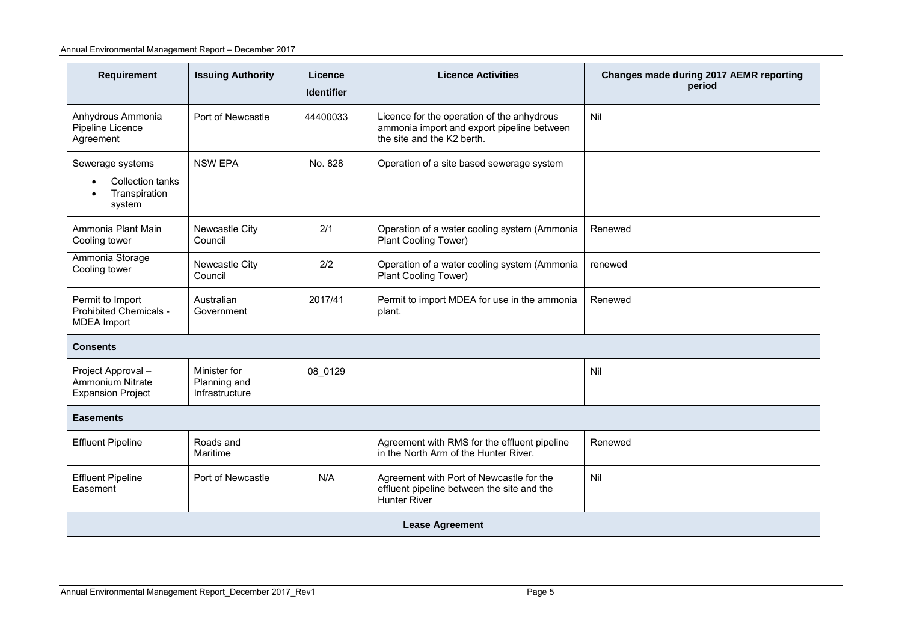| Requirement | Issuing Authority | Licence Identifier | Licence Activities | Changes made during 2017 AEMR reporting period |
|---|---|---|---|---|
| Anhydrous Ammonia Pipeline Licence Agreement | Port of Newcastle | 44400033 | Licence for the operation of the anhydrous ammonia import and export pipeline between the site and the K2 berth. | Nil |
| Sewerage systems<br>• Collection tanks<br>• Transpiration system | NSW EPA | No. 828 | Operation of a site based sewerage system | |
| Ammonia Plant Main Cooling tower | Newcastle City Council | 2/1 | Operation of a water cooling system (Ammonia Plant Cooling Tower) | Renewed |
| Ammonia Storage Cooling tower | Newcastle City Council | 2/2 | Operation of a water cooling system (Ammonia Plant Cooling Tower) | renewed |
| Permit to Import Prohibited Chemicals - MDEA Import | Australian Government | 2017/41 | Permit to import MDEA for use in the ammonia plant. | Renewed |
| **Consents** | | | | |
| Project Approval – Ammonium Nitrate Expansion Project | Minister for Planning and Infrastructure | 08_0129 | | Nil |
| **Easements** | | | | |
| Effluent Pipeline | Roads and Maritime | | Agreement with RMS for the effluent pipeline in the North Arm of the Hunter River. | Renewed |
| Effluent Pipeline Easement | Port of Newcastle | N/A | Agreement with Port of Newcastle for the effluent pipeline between the site and the Hunter River | Nil |
| **Lease Agreement** | | | | |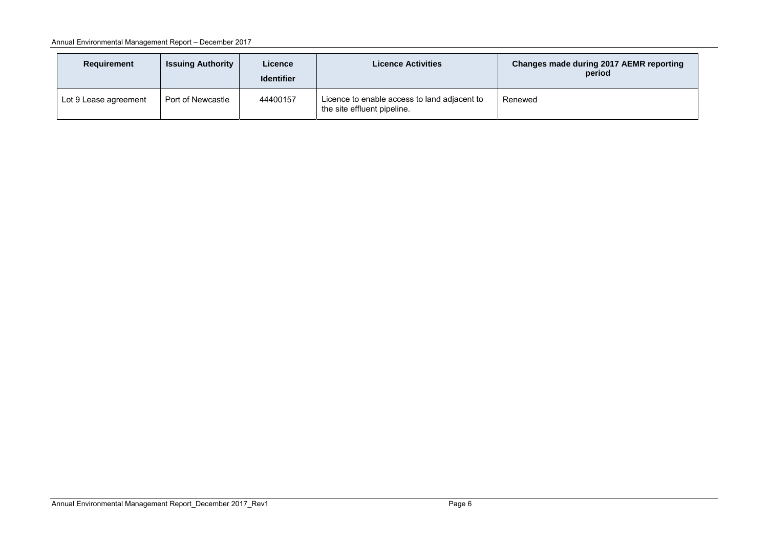| Requirement | Issuing Authority | Licence Identifier | Licence Activities | Changes made during 2017 AEMR reporting period |
|---|---|---|---|---|
| Lot 9 Lease agreement | Port of Newcastle | 44400157 | Licence to enable access to land adjacent to the site effluent pipeline. | Renewed |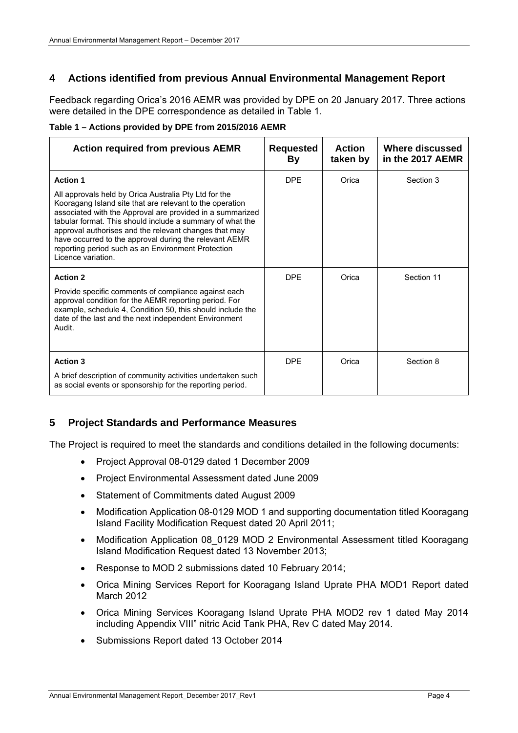## 4 Actions identified from previous Annual Environmental Management Report

Feedback regarding Orica's 2016 AEMR was provided by DPE on 20 January 2017. Three actions were detailed in the DPE correspondence as detailed in Table 1.

**Table 1 – Actions provided by DPE from 2015/2016 AEMR**

| Action required from previous AEMR | Requested By | Action taken by | Where discussed in the 2017 AEMR |
|---|---|---|---|
| **Action 1**<br><br>All approvals held by Orica Australia Pty Ltd for the Kooragang Island site that are relevant to the operation associated with the Approval are provided in a summarized tabular format. This should include a summary of what the approval authorises and the relevant changes that may have occurred to the approval during the relevant AEMR reporting period such as an Environment Protection Licence variation. | DPE | Orica | Section 3 |
| **Action 2**<br><br>Provide specific comments of compliance against each approval condition for the AEMR reporting period. For example, schedule 4, Condition 50, this should include the date of the last and the next independent Environment Audit. | DPE | Orica | Section 11 |
| **Action 3**<br><br>A brief description of community activities undertaken such as social events or sponsorship for the reporting period. | DPE | Orica | Section 8 |

## 5 Project Standards and Performance Measures

The Project is required to meet the standards and conditions detailed in the following documents:

- Project Approval 08-0129 dated 1 December 2009
- Project Environmental Assessment dated June 2009
- Statement of Commitments dated August 2009
- Modification Application 08-0129 MOD 1 and supporting documentation titled Kooragang Island Facility Modification Request dated 20 April 2011;
- Modification Application 08_0129 MOD 2 Environmental Assessment titled Kooragang Island Modification Request dated 13 November 2013;
- Response to MOD 2 submissions dated 10 February 2014;
- Orica Mining Services Report for Kooragang Island Uprate PHA MOD1 Report dated March 2012
- Orica Mining Services Kooragang Island Uprate PHA MOD2 rev 1 dated May 2014 including Appendix VIII" nitric Acid Tank PHA, Rev C dated May 2014.
- Submissions Report dated 13 October 2014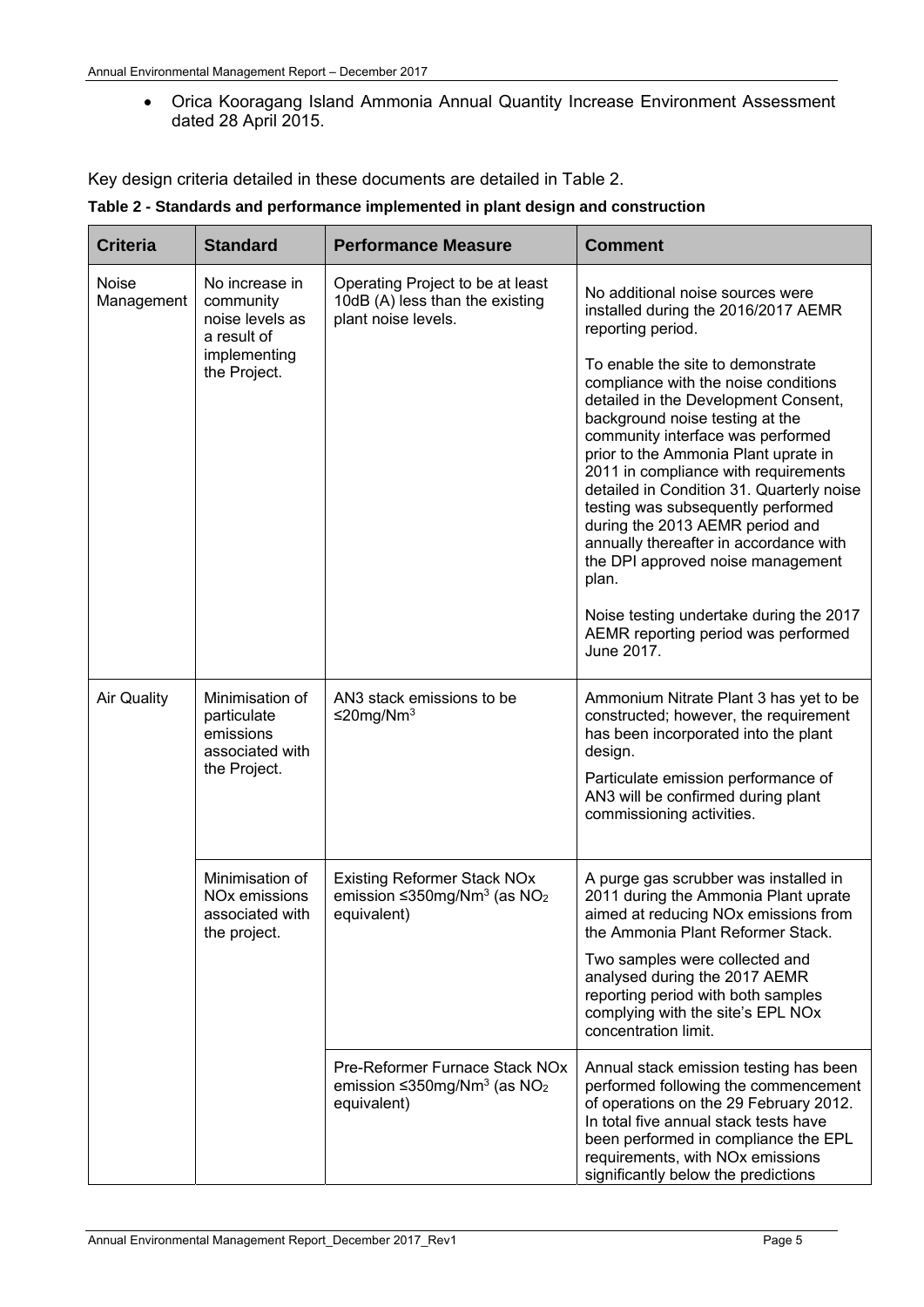- Orica Kooragang Island Ammonia Annual Quantity Increase Environment Assessment dated 28 April 2015.

Key design criteria detailed in these documents are detailed in Table 2.

**Table 2 - Standards and performance implemented in plant design and construction**

| Criteria | Standard | Performance Measure | Comment |
|---|---|---|---|
| Noise Management | No increase in community noise levels as a result of implementing the Project. | Operating Project to be at least 10dB (A) less than the existing plant noise levels. | No additional noise sources were installed during the 2016/2017 AEMR reporting period. To enable the site to demonstrate compliance with the noise conditions detailed in the Development Consent, background noise testing at the community interface was performed prior to the Ammonia Plant uprate in 2011 in compliance with requirements detailed in Condition 31. Quarterly noise testing was subsequently performed during the 2013 AEMR period and annually thereafter in accordance with the DPI approved noise management plan. Noise testing undertake during the 2017 AEMR reporting period was performed June 2017. |
| Air Quality | Minimisation of particulate emissions associated with the Project. | AN3 stack emissions to be ≤20mg/Nm$^3$ | Ammonium Nitrate Plant 3 has yet to be constructed; however, the requirement has been incorporated into the plant design. Particulate emission performance of AN3 will be confirmed during plant commissioning activities. |
| | Minimisation of NOx emissions associated with the project. | Existing Reformer Stack NOx emission ≤350mg/Nm$^3$ (as $NO_2$ equivalent) | A purge gas scrubber was installed in 2011 during the Ammonia Plant uprate aimed at reducing NOx emissions from the Ammonia Plant Reformer Stack. Two samples were collected and analysed during the 2017 AEMR reporting period with both samples complying with the site's EPL NOx concentration limit. |
| | | Pre-Reformer Furnace Stack NOx emission ≤350mg/Nm$^3$ (as $NO_2$ equivalent) | Annual stack emission testing has been performed following the commencement of operations on the 29 February 2012. In total five annual stack tests have been performed in compliance the EPL requirements, with NOx emissions significantly below the predictions |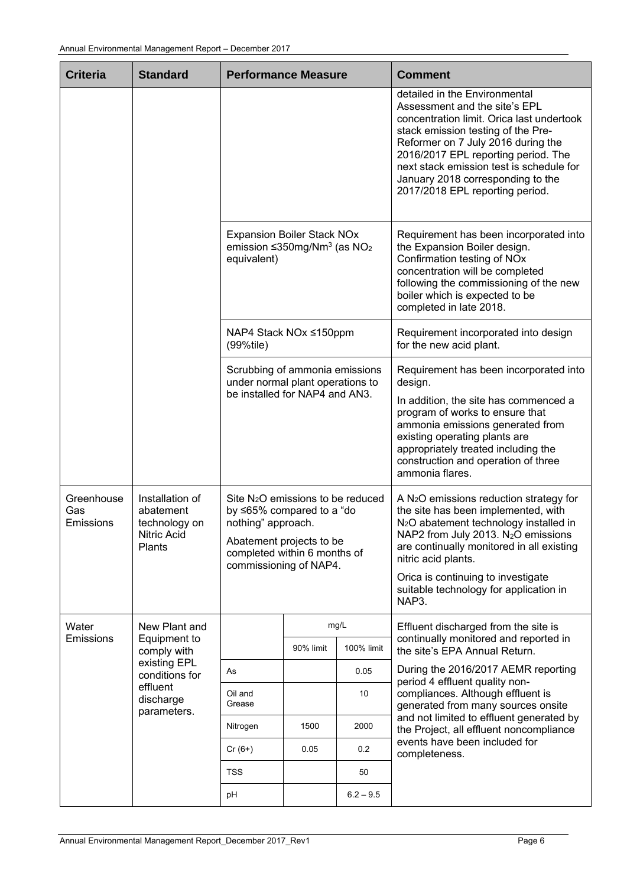| Criteria | Standard | Performance Measure | Comment |
|---|---|---|---|
| | | | detailed in the Environmental Assessment and the site's EPL concentration limit. Orica last undertook stack emission testing of the Pre-Reformer on 7 July 2016 during the 2016/2017 EPL reporting period. The next stack emission test is schedule for January 2018 corresponding to the 2017/2018 EPL reporting period. |
| | | Expansion Boiler Stack NOx emission ≤350mg/Nm$^3$ (as $NO_2$ equivalent) | Requirement has been incorporated into the Expansion Boiler design. Confirmation testing of NOx concentration will be completed following the commissioning of the new boiler which is expected to be completed in late 2018. |
| | | NAP4 Stack NOx ≤150ppm (99%tile) | Requirement incorporated into design for the new acid plant. |
| | | Scrubbing of ammonia emissions under normal plant operations to be installed for NAP4 and AN3. | Requirement has been incorporated into design.<br>In addition, the site has commenced a program of works to ensure that ammonia emissions generated from existing operating plants are appropriately treated including the construction and operation of three ammonia flares. |
| Greenhouse Gas Emissions | Installation of abatement technology on Nitric Acid Plants | Site $N_2O$ emissions to be reduced by ≤65% compared to a "do nothing" approach.<br>Abatement projects to be completed within 6 months of commissioning of NAP4. | A $N_2O$ emissions reduction strategy for the site has been implemented, with $N_2O$ abatement technology installed in NAP2 from July 2013. $N_2O$ emissions are continually monitored in all existing nitric acid plants.<br>Orica is continuing to investigate suitable technology for application in NAP3. |
| Water Emissions | New Plant and Equipment to comply with existing EPL conditions for effluent discharge parameters. | See effluent limits table below | Effluent discharged from the site is continually monitored and reported in the site's EPA Annual Return.<br>During the 2016/2017 AEMR reporting period 4 effluent quality non-compliances. Although effluent is generated from many sources onsite and not limited to effluent generated by the Project, all effluent noncompliance events have been included for completeness. |

| | mg/L | |
|---|---|---|
| | 90% limit | 100% limit |
| As | | 0.05 |
| Oil and Grease | | 10 |
| Nitrogen | 1500 | 2000 |
| Cr (6+) | 0.05 | 0.2 |
| TSS | | 50 |
| pH | | 6.2 – 9.5 |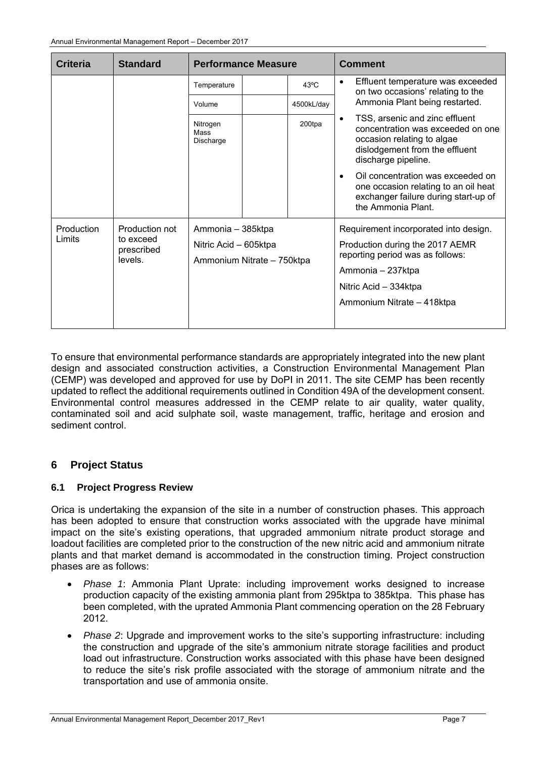| Criteria | Standard | Performance Measure | | | Comment |
|---|---|---|---|---|---|
| | | Temperature | | 43ºC | • Effluent temperature was exceeded on two occasions' relating to the Ammonia Plant being restarted.<br>• TSS, arsenic and zinc effluent concentration was exceeded on one occasion relating to algae dislodgement from the effluent discharge pipeline.<br>• Oil concentration was exceeded on one occasion relating to an oil heat exchanger failure during start-up of the Ammonia Plant. |
| | | Volume | | 4500kL/day | |
| | | Nitrogen Mass Discharge | | 200tpa | |
| Production Limits | Production not to exceed prescribed levels. | Ammonia – 385ktpa<br>Nitric Acid – 605ktpa<br>Ammonium Nitrate – 750ktpa | | | Requirement incorporated into design.<br>Production during the 2017 AEMR reporting period was as follows:<br>Ammonia – 237ktpa<br>Nitric Acid – 334ktpa<br>Ammonium Nitrate – 418ktpa |

To ensure that environmental performance standards are appropriately integrated into the new plant design and associated construction activities, a Construction Environmental Management Plan (CEMP) was developed and approved for use by DoPI in 2011. The site CEMP has been recently updated to reflect the additional requirements outlined in Condition 49A of the development consent. Environmental control measures addressed in the CEMP relate to air quality, water quality, contaminated soil and acid sulphate soil, waste management, traffic, heritage and erosion and sediment control.

## 6 Project Status

### 6.1 Project Progress Review

Orica is undertaking the expansion of the site in a number of construction phases. This approach has been adopted to ensure that construction works associated with the upgrade have minimal impact on the site's existing operations, that upgraded ammonium nitrate product storage and loadout facilities are completed prior to the construction of the new nitric acid and ammonium nitrate plants and that market demand is accommodated in the construction timing. Project construction phases are as follows:

- *Phase 1*: Ammonia Plant Uprate: including improvement works designed to increase production capacity of the existing ammonia plant from 295ktpa to 385ktpa. This phase has been completed, with the uprated Ammonia Plant commencing operation on the 28 February 2012.
- *Phase 2*: Upgrade and improvement works to the site's supporting infrastructure: including the construction and upgrade of the site's ammonium nitrate storage facilities and product load out infrastructure. Construction works associated with this phase have been designed to reduce the site's risk profile associated with the storage of ammonium nitrate and the transportation and use of ammonia onsite.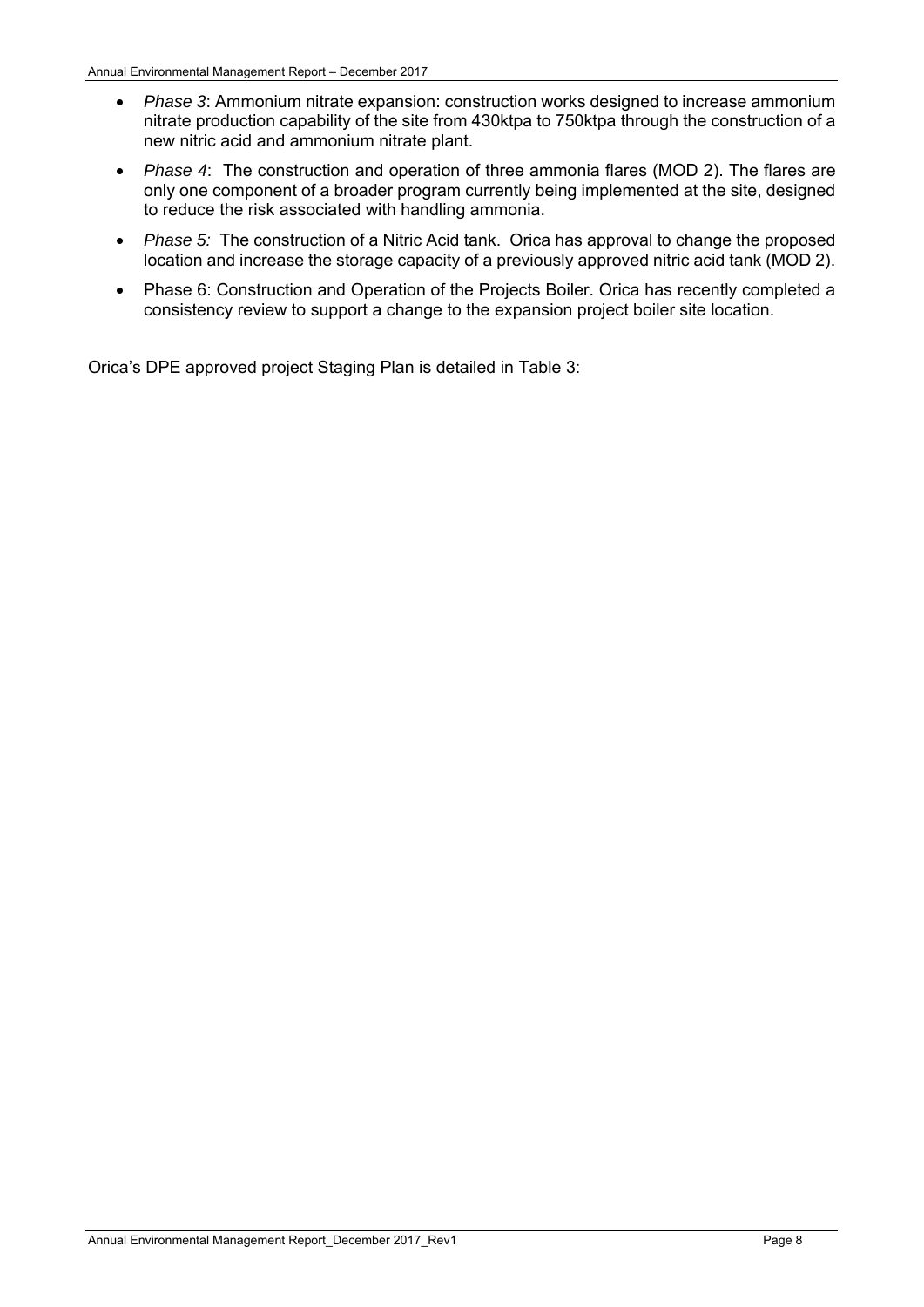- *Phase 3*: Ammonium nitrate expansion: construction works designed to increase ammonium nitrate production capability of the site from 430ktpa to 750ktpa through the construction of a new nitric acid and ammonium nitrate plant.
- *Phase 4*: The construction and operation of three ammonia flares (MOD 2). The flares are only one component of a broader program currently being implemented at the site, designed to reduce the risk associated with handling ammonia.
- *Phase 5:* The construction of a Nitric Acid tank. Orica has approval to change the proposed location and increase the storage capacity of a previously approved nitric acid tank (MOD 2).
- Phase 6: Construction and Operation of the Projects Boiler. Orica has recently completed a consistency review to support a change to the expansion project boiler site location.

Orica's DPE approved project Staging Plan is detailed in Table 3: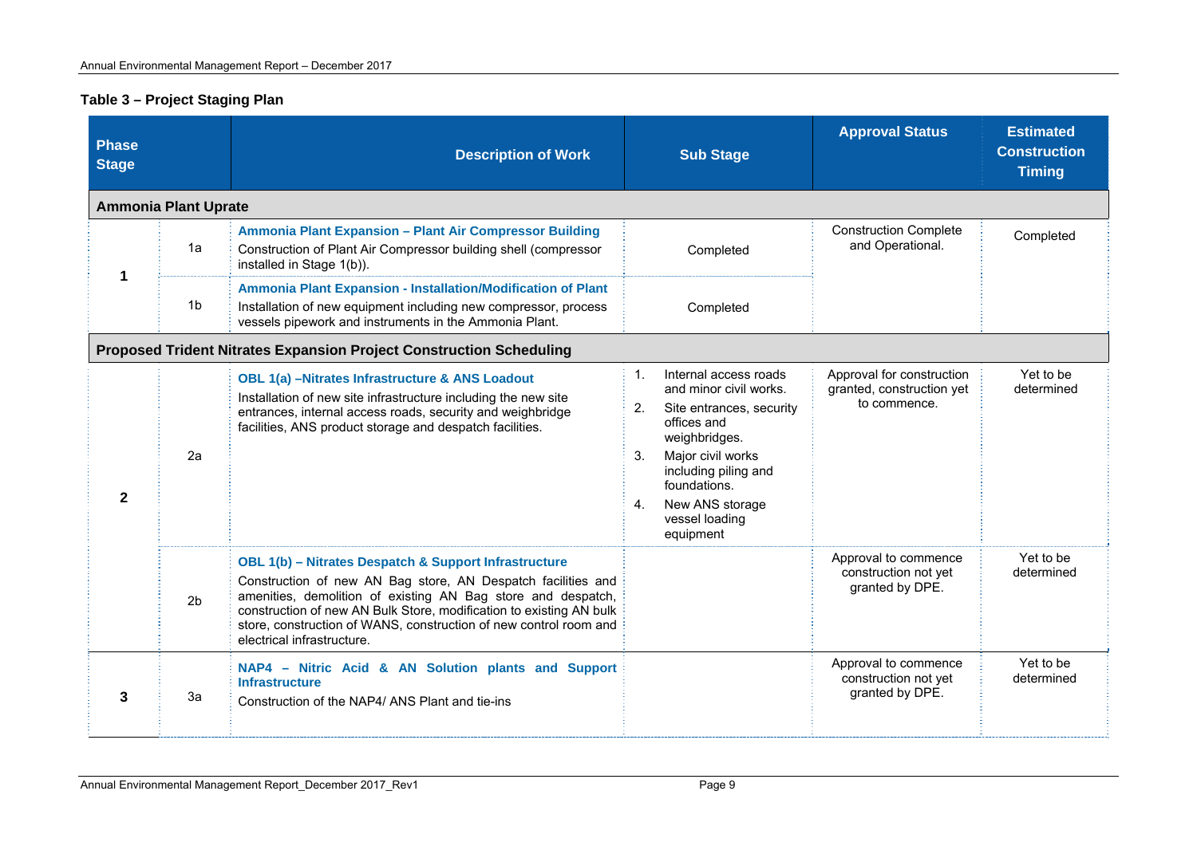**Table 3 – Project Staging Plan**

| Phase Stage | | Description of Work | Sub Stage | Approval Status | Estimated Construction Timing |
|---|---|---|---|---|---|
| **Ammonia Plant Uprate** | | | | | |
| 1 | 1a | **Ammonia Plant Expansion – Plant Air Compressor Building** Construction of Plant Air Compressor building shell (compressor installed in Stage 1(b)). | Completed | Construction Complete and Operational. | Completed |
| | 1b | **Ammonia Plant Expansion - Installation/Modification of Plant** Installation of new equipment including new compressor, process vessels pipework and instruments in the Ammonia Plant. | Completed | | |
| **Proposed Trident Nitrates Expansion Project Construction Scheduling** | | | | | |
| 2 | 2a | **OBL 1(a) –Nitrates Infrastructure & ANS Loadout** Installation of new site infrastructure including the new site entrances, internal access roads, security and weighbridge facilities, ANS product storage and despatch facilities. | 1. Internal access roads and minor civil works. 2. Site entrances, security offices and weighbridges. 3. Major civil works including piling and foundations. 4. New ANS storage vessel loading equipment | Approval for construction granted, construction yet to commence. | Yet to be determined |
| | 2b | **OBL 1(b) – Nitrates Despatch & Support Infrastructure** Construction of new AN Bag store, AN Despatch facilities and amenities, demolition of existing AN Bag store and despatch, construction of new AN Bulk Store, modification to existing AN bulk store, construction of WANS, construction of new control room and electrical infrastructure. | | Approval to commence construction not yet granted by DPE. | Yet to be determined |
| 3 | 3a | **NAP4 – Nitric Acid & AN Solution plants and Support Infrastructure** Construction of the NAP4/ ANS Plant and tie-ins | | Approval to commence construction not yet granted by DPE. | Yet to be determined |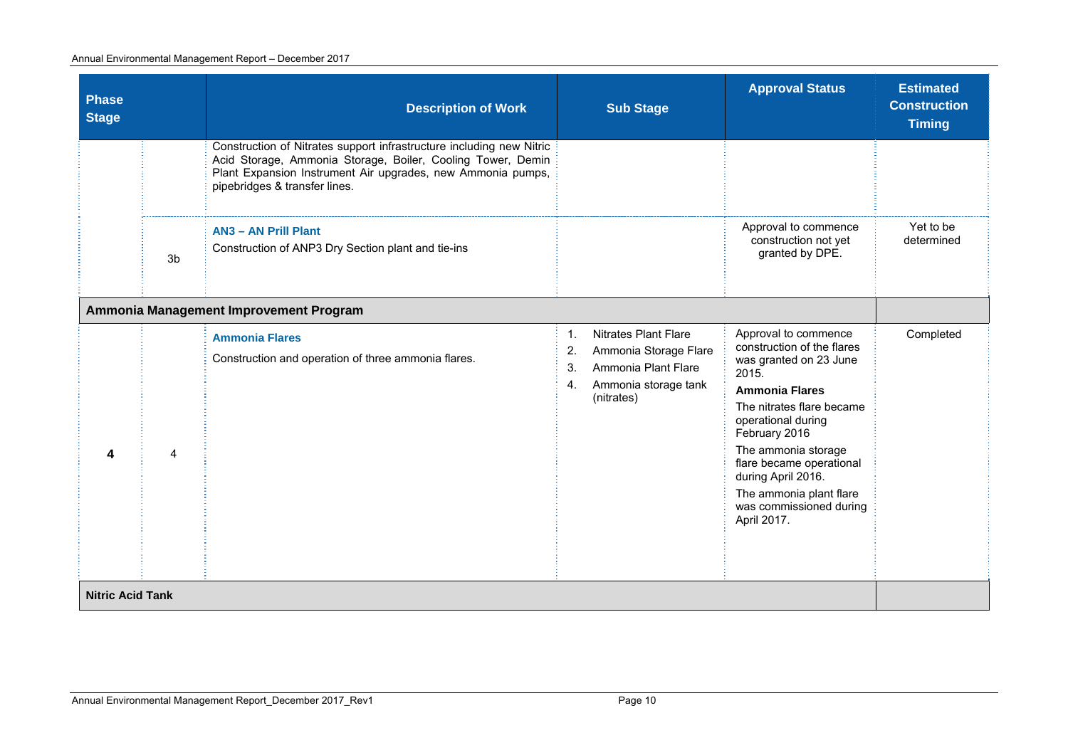| Phase Stage | | Description of Work | Sub Stage | Approval Status | Estimated Construction Timing |
|---|---|---|---|---|---|
| | | Construction of Nitrates support infrastructure including new Nitric Acid Storage, Ammonia Storage, Boiler, Cooling Tower, Demin Plant Expansion Instrument Air upgrades, new Ammonia pumps, pipebridges & transfer lines. | | | |
| | 3b | **AN3 – AN Prill Plant**<br>Construction of ANP3 Dry Section plant and tie-ins | | Approval to commence construction not yet granted by DPE. | Yet to be determined |
| **Ammonia Management Improvement Program** | | | | | |
| **4** | 4 | **Ammonia Flares**<br>Construction and operation of three ammonia flares. | 1. Nitrates Plant Flare<br>2. Ammonia Storage Flare<br>3. Ammonia Plant Flare<br>4. Ammonia storage tank (nitrates) | Approval to commence construction of the flares was granted on 23 June 2015.<br>**Ammonia Flares**<br>The nitrates flare became operational during February 2016<br>The ammonia storage flare became operational during April 2016.<br>The ammonia plant flare was commissioned during April 2017. | Completed |
| **Nitric Acid Tank** | | | | | |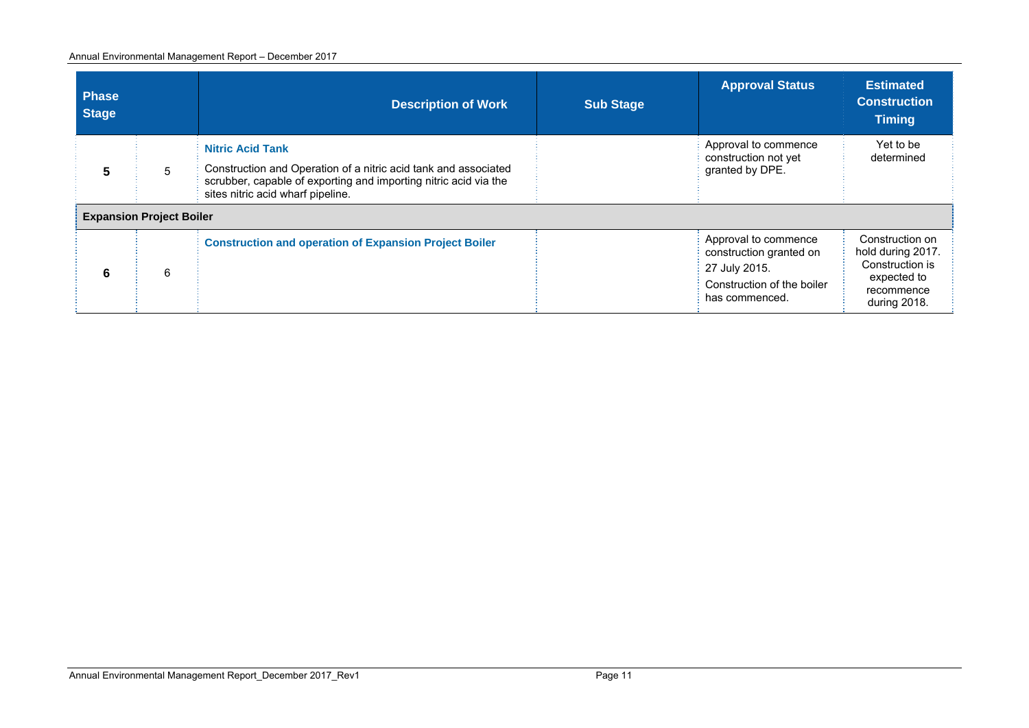| Phase | Stage | Description of Work | Sub Stage | Approval Status | Estimated Construction Timing |
|---|---|---|---|---|---|
| **5** | 5 | **Nitric Acid Tank**<br><br>Construction and Operation of a nitric acid tank and associated scrubber, capable of exporting and importing nitric acid via the sites nitric acid wharf pipeline. | | Approval to commence construction not yet granted by DPE. | Yet to be determined |
| **Expansion Project Boiler** | | | | | |
| **6** | 6 | **Construction and operation of Expansion Project Boiler** | | Approval to commence construction granted on 27 July 2015.<br><br>Construction of the boiler has commenced. | Construction on hold during 2017. Construction is expected to recommence during 2018. |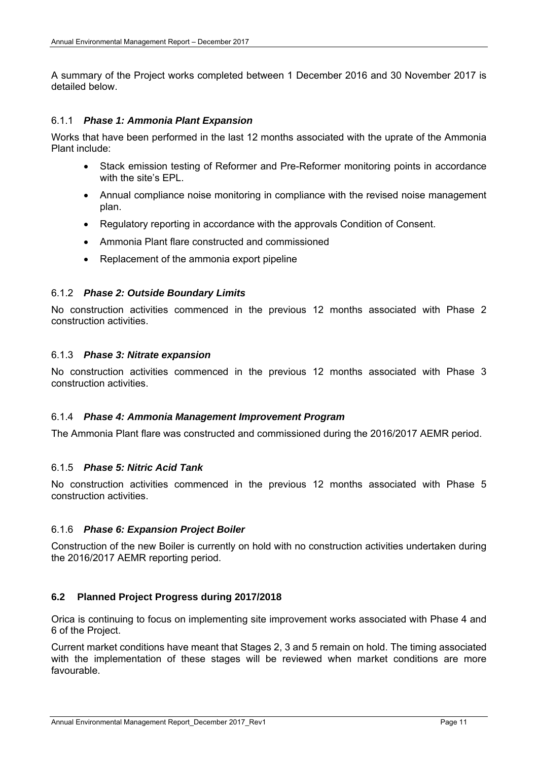A summary of the Project works completed between 1 December 2016 and 30 November 2017 is detailed below.

### 6.1.1 *Phase 1: Ammonia Plant Expansion*

Works that have been performed in the last 12 months associated with the uprate of the Ammonia Plant include:

- Stack emission testing of Reformer and Pre-Reformer monitoring points in accordance with the site's EPL.
- Annual compliance noise monitoring in compliance with the revised noise management plan.
- Regulatory reporting in accordance with the approvals Condition of Consent.
- Ammonia Plant flare constructed and commissioned
- Replacement of the ammonia export pipeline

### 6.1.2 *Phase 2: Outside Boundary Limits*

No construction activities commenced in the previous 12 months associated with Phase 2 construction activities.

### 6.1.3 *Phase 3: Nitrate expansion*

No construction activities commenced in the previous 12 months associated with Phase 3 construction activities.

### 6.1.4 *Phase 4: Ammonia Management Improvement Program*

The Ammonia Plant flare was constructed and commissioned during the 2016/2017 AEMR period.

### 6.1.5 *Phase 5: Nitric Acid Tank*

No construction activities commenced in the previous 12 months associated with Phase 5 construction activities.

### 6.1.6 *Phase 6: Expansion Project Boiler*

Construction of the new Boiler is currently on hold with no construction activities undertaken during the 2016/2017 AEMR reporting period.

## 6.2 Planned Project Progress during 2017/2018

Orica is continuing to focus on implementing site improvement works associated with Phase 4 and 6 of the Project.

Current market conditions have meant that Stages 2, 3 and 5 remain on hold. The timing associated with the implementation of these stages will be reviewed when market conditions are more favourable.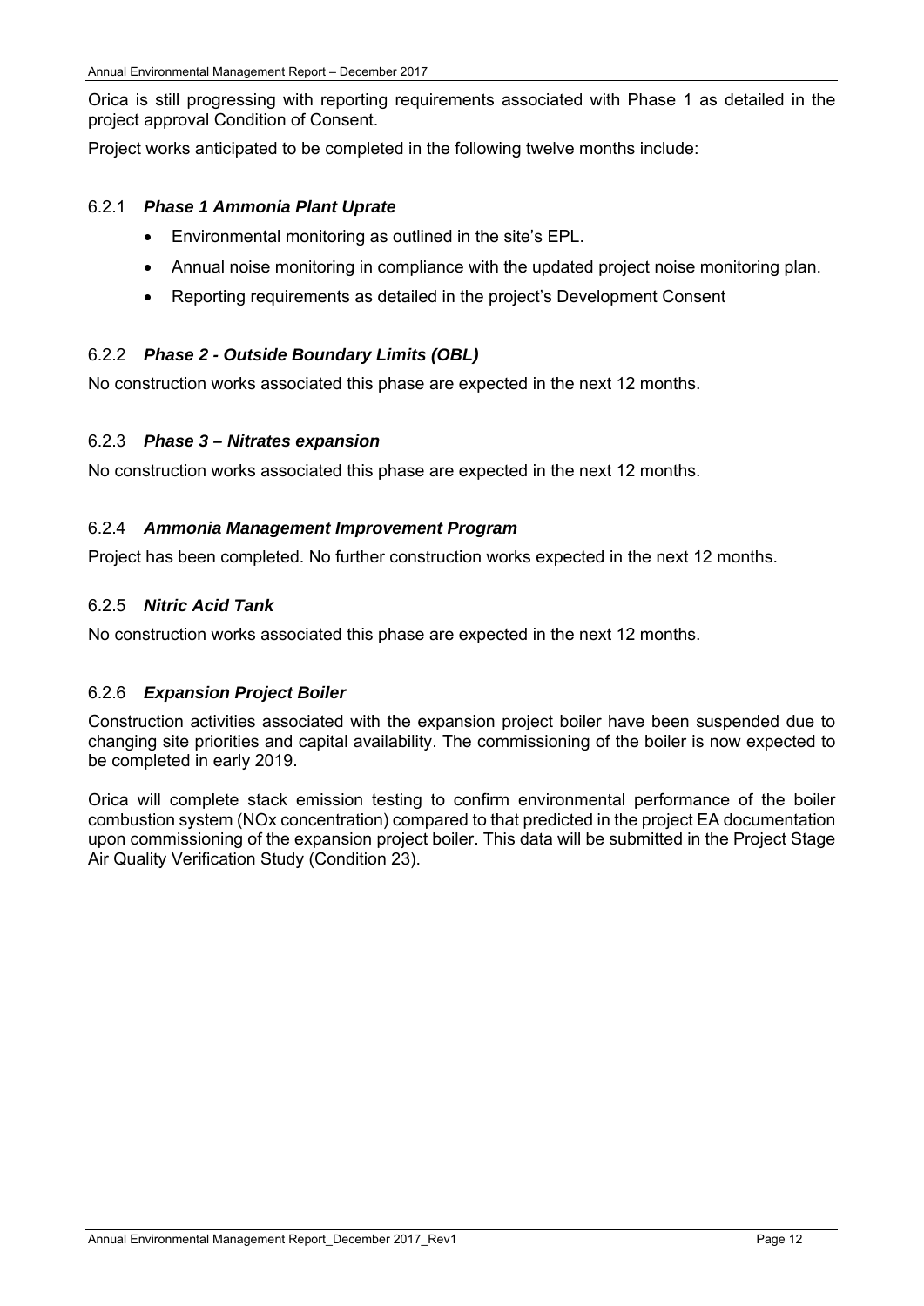Orica is still progressing with reporting requirements associated with Phase 1 as detailed in the project approval Condition of Consent.

Project works anticipated to be completed in the following twelve months include:

### 6.2.1 *Phase 1 Ammonia Plant Uprate*

- Environmental monitoring as outlined in the site's EPL.
- Annual noise monitoring in compliance with the updated project noise monitoring plan.
- Reporting requirements as detailed in the project's Development Consent

### 6.2.2 *Phase 2 - Outside Boundary Limits (OBL)*

No construction works associated this phase are expected in the next 12 months.

### 6.2.3 *Phase 3 – Nitrates expansion*

No construction works associated this phase are expected in the next 12 months.

### 6.2.4 *Ammonia Management Improvement Program*

Project has been completed. No further construction works expected in the next 12 months.

### 6.2.5 *Nitric Acid Tank*

No construction works associated this phase are expected in the next 12 months.

### 6.2.6 *Expansion Project Boiler*

Construction activities associated with the expansion project boiler have been suspended due to changing site priorities and capital availability. The commissioning of the boiler is now expected to be completed in early 2019.

Orica will complete stack emission testing to confirm environmental performance of the boiler combustion system (NOx concentration) compared to that predicted in the project EA documentation upon commissioning of the expansion project boiler. This data will be submitted in the Project Stage Air Quality Verification Study (Condition 23).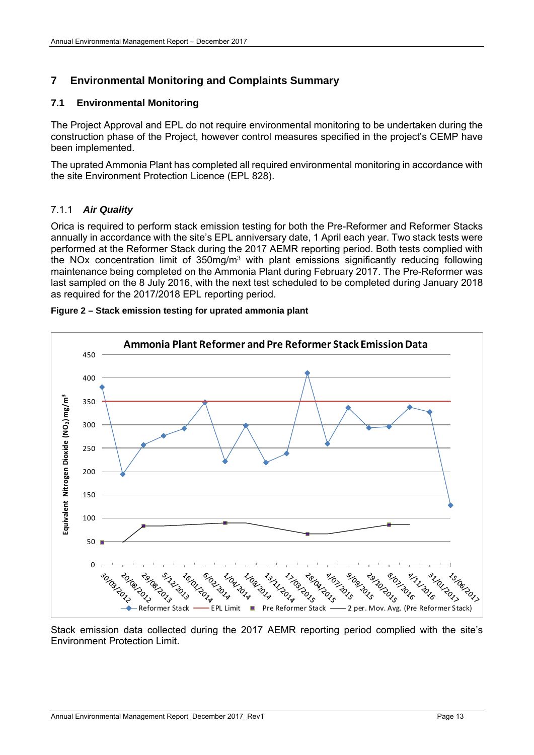# 7 Environmental Monitoring and Complaints Summary

## 7.1 Environmental Monitoring

The Project Approval and EPL do not require environmental monitoring to be undertaken during the construction phase of the Project, however control measures specified in the project's CEMP have been implemented.

The uprated Ammonia Plant has completed all required environmental monitoring in accordance with the site Environment Protection Licence (EPL 828).

### 7.1.1 *Air Quality*

Orica is required to perform stack emission testing for both the Pre-Reformer and Reformer Stacks annually in accordance with the site's EPL anniversary date, 1 April each year. Two stack tests were performed at the Reformer Stack during the 2017 AEMR reporting period. Both tests complied with the NOx concentration limit of 350mg/m$^3$ with plant emissions significantly reducing following maintenance being completed on the Ammonia Plant during February 2017. The Pre-Reformer was last sampled on the 8 July 2016, with the next test scheduled to be completed during January 2018 as required for the 2017/2018 EPL reporting period.

**Figure 2 – Stack emission testing for uprated ammonia plant**

Stack emission data collected during the 2017 AEMR reporting period complied with the site's Environment Protection Limit.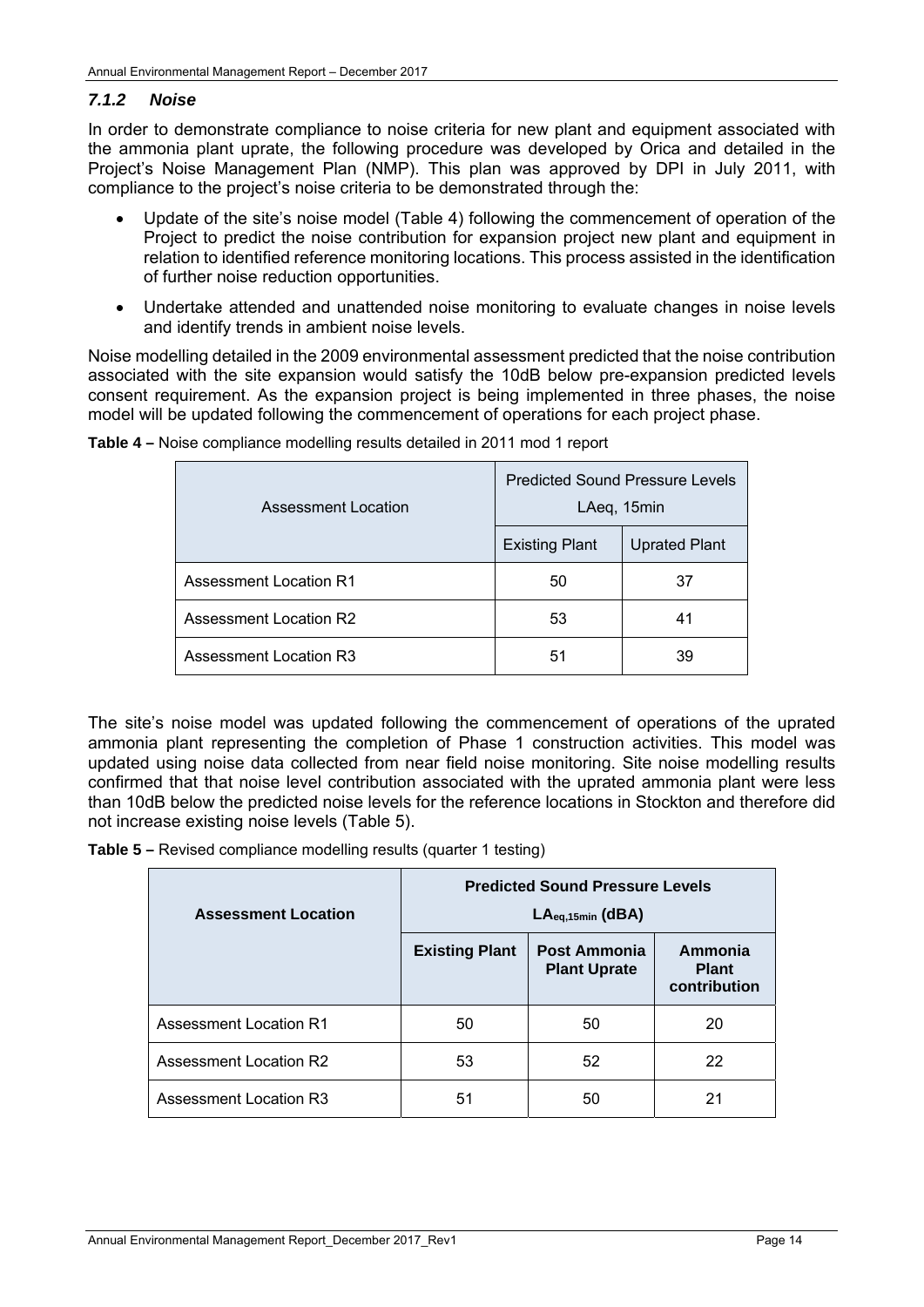### *7.1.2 Noise*

In order to demonstrate compliance to noise criteria for new plant and equipment associated with the ammonia plant uprate, the following procedure was developed by Orica and detailed in the Project's Noise Management Plan (NMP). This plan was approved by DPI in July 2011, with compliance to the project's noise criteria to be demonstrated through the:

- Update of the site's noise model (Table 4) following the commencement of operation of the Project to predict the noise contribution for expansion project new plant and equipment in relation to identified reference monitoring locations. This process assisted in the identification of further noise reduction opportunities.
- Undertake attended and unattended noise monitoring to evaluate changes in noise levels and identify trends in ambient noise levels.

Noise modelling detailed in the 2009 environmental assessment predicted that the noise contribution associated with the site expansion would satisfy the 10dB below pre-expansion predicted levels consent requirement. As the expansion project is being implemented in three phases, the noise model will be updated following the commencement of operations for each project phase.

**Table 4 –** Noise compliance modelling results detailed in 2011 mod 1 report

| Assessment Location | Predicted Sound Pressure Levels LAeq, 15min | |
|---|---|---|
| | Existing Plant | Uprated Plant |
| Assessment Location R1 | 50 | 37 |
| Assessment Location R2 | 53 | 41 |
| Assessment Location R3 | 51 | 39 |

The site's noise model was updated following the commencement of operations of the uprated ammonia plant representing the completion of Phase 1 construction activities. This model was updated using noise data collected from near field noise monitoring. Site noise modelling results confirmed that that noise level contribution associated with the uprated ammonia plant were less than 10dB below the predicted noise levels for the reference locations in Stockton and therefore did not increase existing noise levels (Table 5).

**Table 5 –** Revised compliance modelling results (quarter 1 testing)

| **Assessment Location** | **Predicted Sound Pressure Levels $LA_{eq,15min}$ (dBA)** | | |
|---|---|---|---|
| | **Existing Plant** | **Post Ammonia Plant Uprate** | **Ammonia Plant contribution** |
| Assessment Location R1 | 50 | 50 | 20 |
| Assessment Location R2 | 53 | 52 | 22 |
| Assessment Location R3 | 51 | 50 | 21 |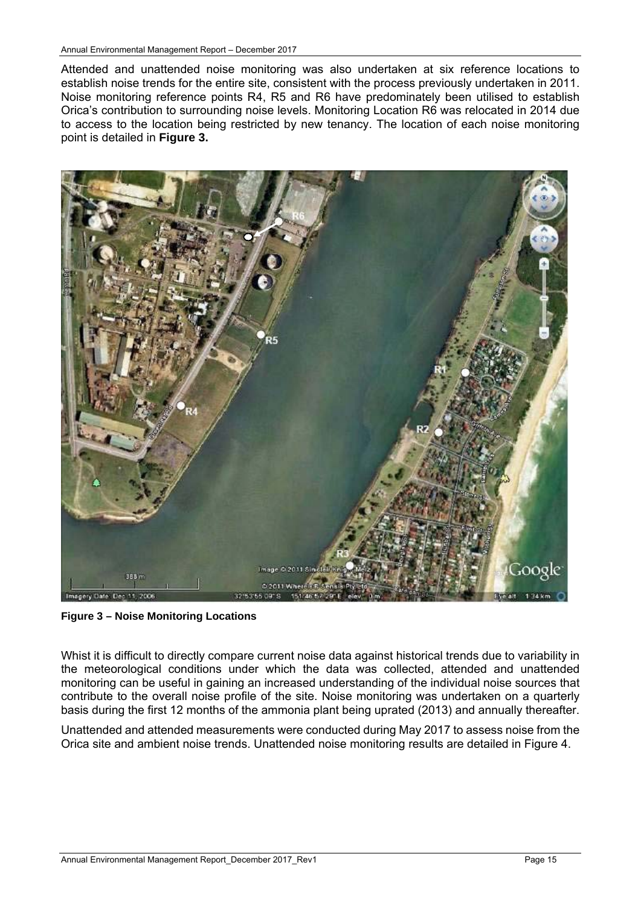Attended and unattended noise monitoring was also undertaken at six reference locations to establish noise trends for the entire site, consistent with the process previously undertaken in 2011. Noise monitoring reference points R4, R5 and R6 have predominately been utilised to establish Orica's contribution to surrounding noise levels. Monitoring Location R6 was relocated in 2014 due to access to the location being restricted by new tenancy. The location of each noise monitoring point is detailed in **Figure 3.**

**Figure 3 – Noise Monitoring Locations**

Whist it is difficult to directly compare current noise data against historical trends due to variability in the meteorological conditions under which the data was collected, attended and unattended monitoring can be useful in gaining an increased understanding of the individual noise sources that contribute to the overall noise profile of the site. Noise monitoring was undertaken on a quarterly basis during the first 12 months of the ammonia plant being uprated (2013) and annually thereafter.

Unattended and attended measurements were conducted during May 2017 to assess noise from the Orica site and ambient noise trends. Unattended noise monitoring results are detailed in Figure 4.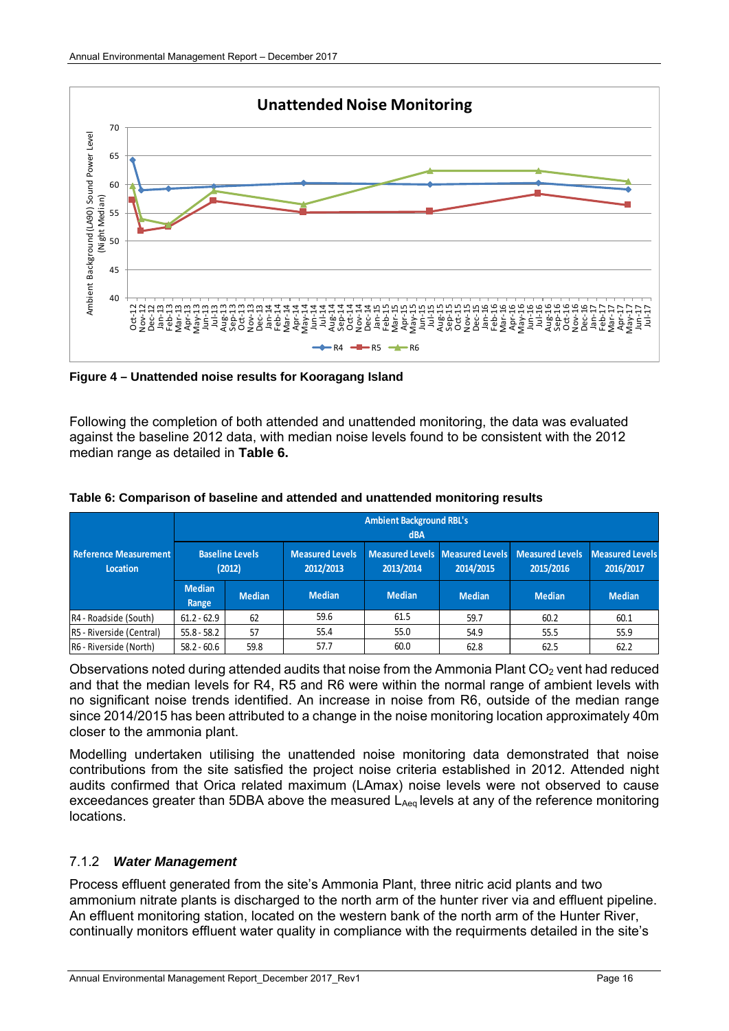**Figure 4 – Unattended noise results for Kooragang Island**

Following the completion of both attended and unattended monitoring, the data was evaluated against the baseline 2012 data, with median noise levels found to be consistent with the 2012 median range as detailed in **Table 6.**

**Table 6: Comparison of baseline and attended and unattended monitoring results**

| Reference Measurement Location | Ambient Background RBL's dBA | | | | | | |
|---|---|---|---|---|---|---|---|
| | Baseline Levels (2012) | | Measured Levels 2012/2013 | Measured Levels 2013/2014 | Measured Levels 2014/2015 | Measured Levels 2015/2016 | Measured Levels 2016/2017 |
| | Median Range | Median | Median | Median | Median | Median | Median |
| R4 - Roadside (South) | 61.2 - 62.9 | 62 | 59.6 | 61.5 | 59.7 | 60.2 | 60.1 |
| R5 - Riverside (Central) | 55.8 - 58.2 | 57 | 55.4 | 55.0 | 54.9 | 55.5 | 55.9 |
| R6 - Riverside (North) | 58.2 - 60.6 | 59.8 | 57.7 | 60.0 | 62.8 | 62.5 | 62.2 |

Observations noted during attended audits that noise from the Ammonia Plant $CO_2$ vent had reduced and that the median levels for R4, R5 and R6 were within the normal range of ambient levels with no significant noise trends identified. An increase in noise from R6, outside of the median range since 2014/2015 has been attributed to a change in the noise monitoring location approximately 40m closer to the ammonia plant.

Modelling undertaken utilising the unattended noise monitoring data demonstrated that noise contributions from the site satisfied the project noise criteria established in 2012. Attended night audits confirmed that Orica related maximum (LAmax) noise levels were not observed to cause exceedances greater than 5DBA above the measured $L_{Aeq}$ levels at any of the reference monitoring locations.

### 7.1.2 *Water Management*

Process effluent generated from the site's Ammonia Plant, three nitric acid plants and two ammonium nitrate plants is discharged to the north arm of the hunter river via and effluent pipeline. An effluent monitoring station, located on the western bank of the north arm of the Hunter River, continually monitors effluent water quality in compliance with the requirments detailed in the site's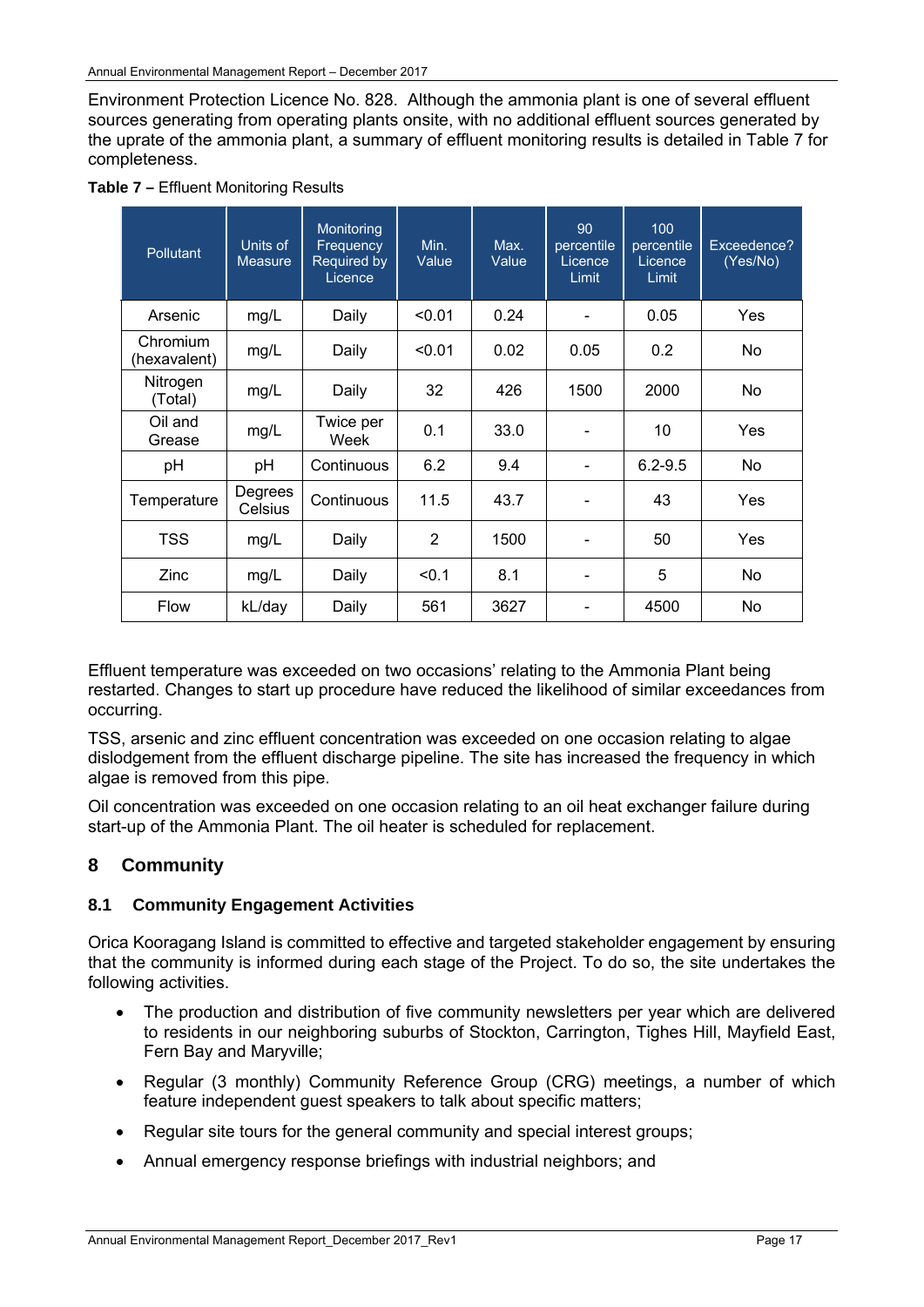Environment Protection Licence No. 828. Although the ammonia plant is one of several effluent sources generating from operating plants onsite, with no additional effluent sources generated by the uprate of the ammonia plant, a summary of effluent monitoring results is detailed in Table 7 for completeness.

**Table 7 –** Effluent Monitoring Results

| Pollutant | Units of Measure | Monitoring Frequency Required by Licence | Min. Value | Max. Value | 90 percentile Licence Limit | 100 percentile Licence Limit | Exceedence? (Yes/No) |
|---|---|---|---|---|---|---|---|
| Arsenic | mg/L | Daily | <0.01 | 0.24 | - | 0.05 | Yes |
| Chromium (hexavalent) | mg/L | Daily | <0.01 | 0.02 | 0.05 | 0.2 | No |
| Nitrogen (Total) | mg/L | Daily | 32 | 426 | 1500 | 2000 | No |
| Oil and Grease | mg/L | Twice per Week | 0.1 | 33.0 | - | 10 | Yes |
| pH | pH | Continuous | 6.2 | 9.4 | - | 6.2-9.5 | No |
| Temperature | Degrees Celsius | Continuous | 11.5 | 43.7 | - | 43 | Yes |
| TSS | mg/L | Daily | 2 | 1500 | - | 50 | Yes |
| Zinc | mg/L | Daily | <0.1 | 8.1 | - | 5 | No |
| Flow | kL/day | Daily | 561 | 3627 | - | 4500 | No |

Effluent temperature was exceeded on two occasions' relating to the Ammonia Plant being restarted. Changes to start up procedure have reduced the likelihood of similar exceedances from occurring.

TSS, arsenic and zinc effluent concentration was exceeded on one occasion relating to algae dislodgement from the effluent discharge pipeline. The site has increased the frequency in which algae is removed from this pipe.

Oil concentration was exceeded on one occasion relating to an oil heat exchanger failure during start-up of the Ammonia Plant. The oil heater is scheduled for replacement.

# 8 Community

## 8.1 Community Engagement Activities

Orica Kooragang Island is committed to effective and targeted stakeholder engagement by ensuring that the community is informed during each stage of the Project. To do so, the site undertakes the following activities.

- The production and distribution of five community newsletters per year which are delivered to residents in our neighboring suburbs of Stockton, Carrington, Tighes Hill, Mayfield East, Fern Bay and Maryville;
- Regular (3 monthly) Community Reference Group (CRG) meetings, a number of which feature independent guest speakers to talk about specific matters;
- Regular site tours for the general community and special interest groups;
- Annual emergency response briefings with industrial neighbors; and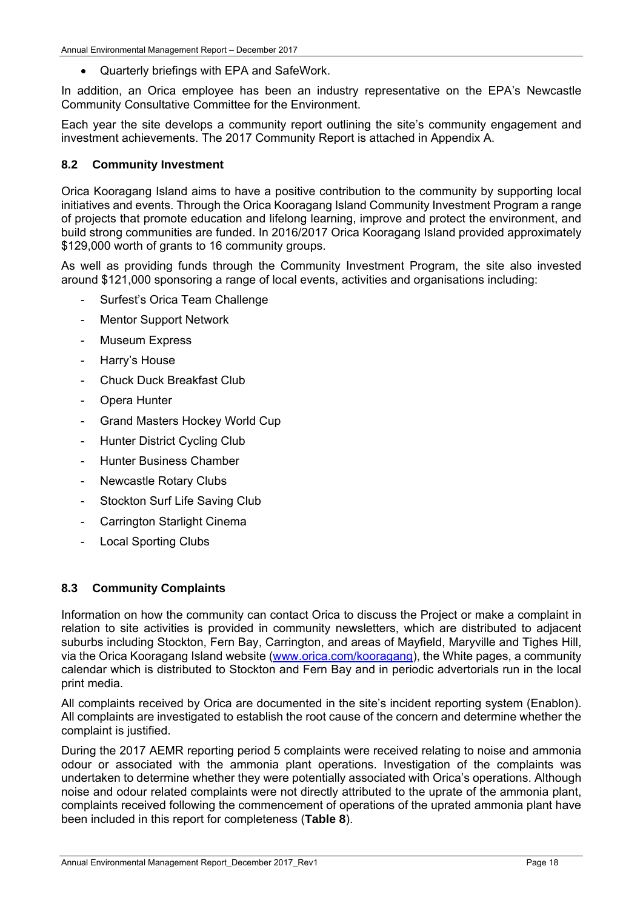- Quarterly briefings with EPA and SafeWork.

In addition, an Orica employee has been an industry representative on the EPA's Newcastle Community Consultative Committee for the Environment.

Each year the site develops a community report outlining the site's community engagement and investment achievements. The 2017 Community Report is attached in Appendix A.

### 8.2 Community Investment

Orica Kooragang Island aims to have a positive contribution to the community by supporting local initiatives and events. Through the Orica Kooragang Island Community Investment Program a range of projects that promote education and lifelong learning, improve and protect the environment, and build strong communities are funded. In 2016/2017 Orica Kooragang Island provided approximately $129,000 worth of grants to 16 community groups.

As well as providing funds through the Community Investment Program, the site also invested around $121,000 sponsoring a range of local events, activities and organisations including:

- Surfest's Orica Team Challenge
- Mentor Support Network
- Museum Express
- Harry's House
- Chuck Duck Breakfast Club
- Opera Hunter
- Grand Masters Hockey World Cup
- Hunter District Cycling Club
- Hunter Business Chamber
- Newcastle Rotary Clubs
- Stockton Surf Life Saving Club
- Carrington Starlight Cinema
- Local Sporting Clubs

### 8.3 Community Complaints

Information on how the community can contact Orica to discuss the Project or make a complaint in relation to site activities is provided in community newsletters, which are distributed to adjacent suburbs including Stockton, Fern Bay, Carrington, and areas of Mayfield, Maryville and Tighes Hill, via the Orica Kooragang Island website (www.orica.com/kooragang), the White pages, a community calendar which is distributed to Stockton and Fern Bay and in periodic advertorials run in the local print media.

All complaints received by Orica are documented in the site's incident reporting system (Enablon). All complaints are investigated to establish the root cause of the concern and determine whether the complaint is justified.

During the 2017 AEMR reporting period 5 complaints were received relating to noise and ammonia odour or associated with the ammonia plant operations. Investigation of the complaints was undertaken to determine whether they were potentially associated with Orica's operations. Although noise and odour related complaints were not directly attributed to the uprate of the ammonia plant, complaints received following the commencement of operations of the uprated ammonia plant have been included in this report for completeness (**Table 8**).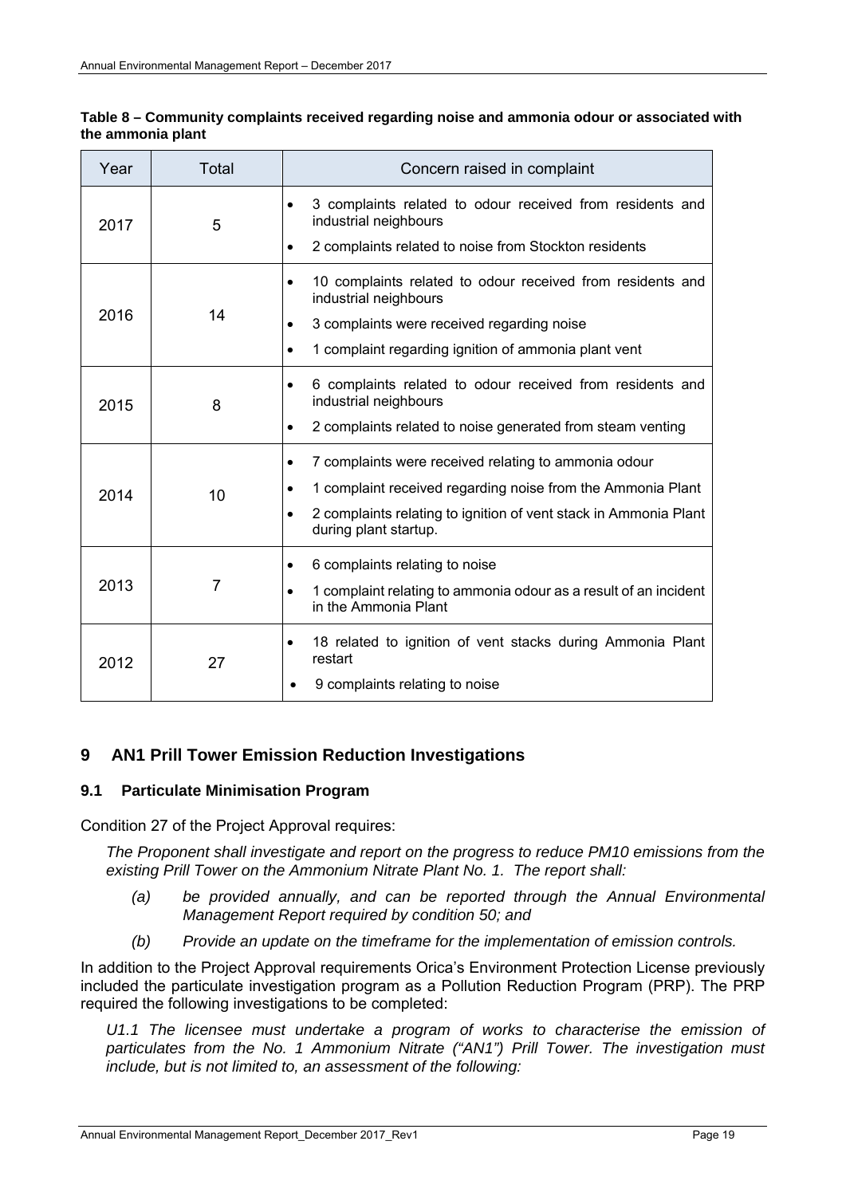**Table 8 – Community complaints received regarding noise and ammonia odour or associated with the ammonia plant**

| Year | Total | Concern raised in complaint |
|---|---|---|
| 2017 | 5 | • 3 complaints related to odour received from residents and industrial neighbours<br>• 2 complaints related to noise from Stockton residents |
| 2016 | 14 | • 10 complaints related to odour received from residents and industrial neighbours<br>• 3 complaints were received regarding noise<br>• 1 complaint regarding ignition of ammonia plant vent |
| 2015 | 8 | • 6 complaints related to odour received from residents and industrial neighbours<br>• 2 complaints related to noise generated from steam venting |
| 2014 | 10 | • 7 complaints were received relating to ammonia odour<br>• 1 complaint received regarding noise from the Ammonia Plant<br>• 2 complaints relating to ignition of vent stack in Ammonia Plant during plant startup. |
| 2013 | 7 | • 6 complaints relating to noise<br>• 1 complaint relating to ammonia odour as a result of an incident in the Ammonia Plant |
| 2012 | 27 | • 18 related to ignition of vent stacks during Ammonia Plant restart<br>• 9 complaints relating to noise |

# 9 AN1 Prill Tower Emission Reduction Investigations

## 9.1 Particulate Minimisation Program

Condition 27 of the Project Approval requires:

*The Proponent shall investigate and report on the progress to reduce PM10 emissions from the existing Prill Tower on the Ammonium Nitrate Plant No. 1. The report shall:*

- *(a) be provided annually, and can be reported through the Annual Environmental Management Report required by condition 50; and*
- *(b) Provide an update on the timeframe for the implementation of emission controls.*

In addition to the Project Approval requirements Orica's Environment Protection License previously included the particulate investigation program as a Pollution Reduction Program (PRP). The PRP required the following investigations to be completed:

*U1.1 The licensee must undertake a program of works to characterise the emission of particulates from the No. 1 Ammonium Nitrate ("AN1") Prill Tower. The investigation must include, but is not limited to, an assessment of the following:*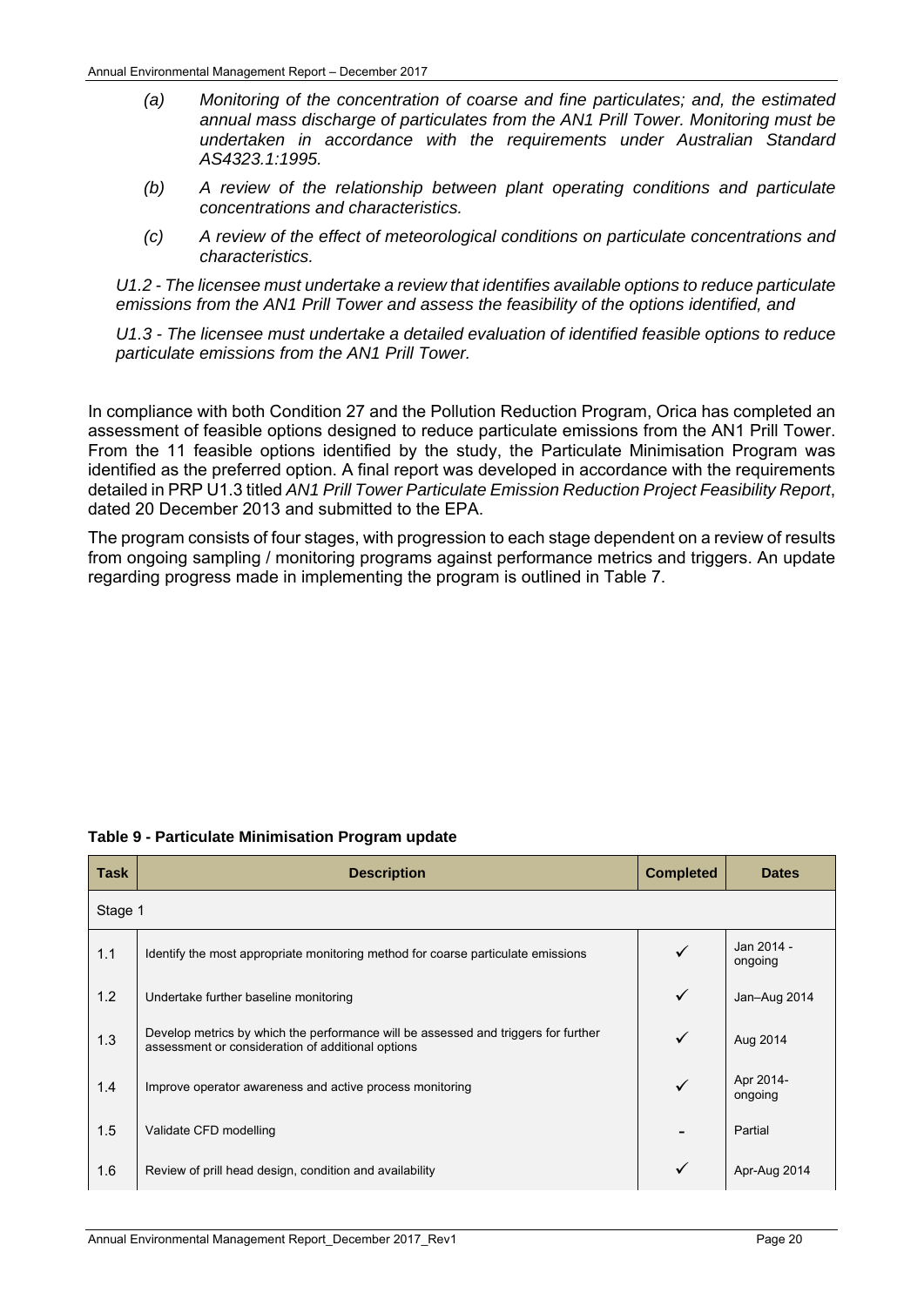*(a) Monitoring of the concentration of coarse and fine particulates; and, the estimated annual mass discharge of particulates from the AN1 Prill Tower. Monitoring must be undertaken in accordance with the requirements under Australian Standard AS4323.1:1995.*

*(b) A review of the relationship between plant operating conditions and particulate concentrations and characteristics.*

*(c) A review of the effect of meteorological conditions on particulate concentrations and characteristics.*

*U1.2 - The licensee must undertake a review that identifies available options to reduce particulate emissions from the AN1 Prill Tower and assess the feasibility of the options identified, and*

*U1.3 - The licensee must undertake a detailed evaluation of identified feasible options to reduce particulate emissions from the AN1 Prill Tower.*

In compliance with both Condition 27 and the Pollution Reduction Program, Orica has completed an assessment of feasible options designed to reduce particulate emissions from the AN1 Prill Tower. From the 11 feasible options identified by the study, the Particulate Minimisation Program was identified as the preferred option. A final report was developed in accordance with the requirements detailed in PRP U1.3 titled *AN1 Prill Tower Particulate Emission Reduction Project Feasibility Report*, dated 20 December 2013 and submitted to the EPA.

The program consists of four stages, with progression to each stage dependent on a review of results from ongoing sampling / monitoring programs against performance metrics and triggers. An update regarding progress made in implementing the program is outlined in Table 7.

**Table 9 - Particulate Minimisation Program update**

| Task | Description | Completed | Dates |
|---|---|---|---|
| Stage 1 | | | |
| 1.1 | Identify the most appropriate monitoring method for coarse particulate emissions | ✓ | Jan 2014 - ongoing |
| 1.2 | Undertake further baseline monitoring | ✓ | Jan–Aug 2014 |
| 1.3 | Develop metrics by which the performance will be assessed and triggers for further assessment or consideration of additional options | ✓ | Aug 2014 |
| 1.4 | Improve operator awareness and active process monitoring | ✓ | Apr 2014- ongoing |
| 1.5 | Validate CFD modelling | - | Partial |
| 1.6 | Review of prill head design, condition and availability | ✓ | Apr-Aug 2014 |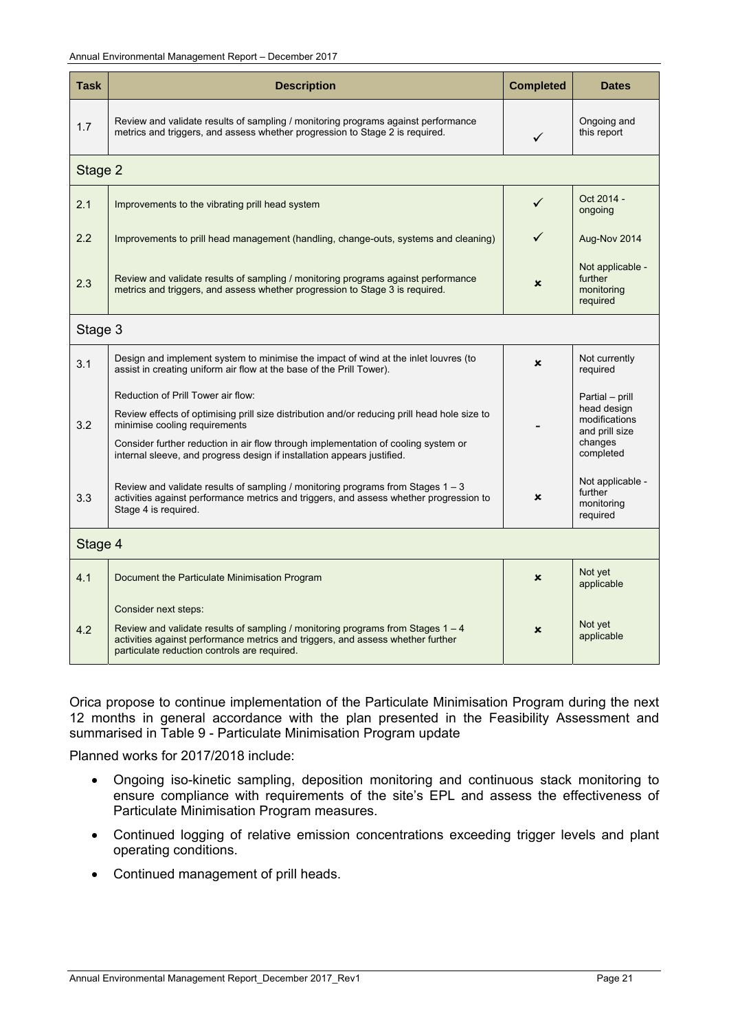| Task | Description | Completed | Dates |
|---|---|---|---|
| 1.7 | Review and validate results of sampling / monitoring programs against performance metrics and triggers, and assess whether progression to Stage 2 is required. | ✓ | Ongoing and this report |
| Stage 2 | | | |
| 2.1 | Improvements to the vibrating prill head system | ✓ | Oct 2014 - ongoing |
| 2.2 | Improvements to prill head management (handling, change-outs, systems and cleaning) | ✓ | Aug-Nov 2014 |
| 2.3 | Review and validate results of sampling / monitoring programs against performance metrics and triggers, and assess whether progression to Stage 3 is required. | ✗ | Not applicable - further monitoring required |
| Stage 3 | | | |
| 3.1 | Design and implement system to minimise the impact of wind at the inlet louvres (to assist in creating uniform air flow at the base of the Prill Tower). | ✗ | Not currently required |
| 3.2 | Reduction of Prill Tower air flow:<br>Review effects of optimising prill size distribution and/or reducing prill head hole size to minimise cooling requirements<br>Consider further reduction in air flow through implementation of cooling system or internal sleeve, and progress design if installation appears justified. | - | Partial – prill head design modifications and prill size changes completed |
| 3.3 | Review and validate results of sampling / monitoring programs from Stages 1 – 3 activities against performance metrics and triggers, and assess whether progression to Stage 4 is required. | ✗ | Not applicable - further monitoring required |
| Stage 4 | | | |
| 4.1 | Document the Particulate Minimisation Program | ✗ | Not yet applicable |
| 4.2 | Consider next steps:<br>Review and validate results of sampling / monitoring programs from Stages 1 – 4 activities against performance metrics and triggers, and assess whether further particulate reduction controls are required. | ✗ | Not yet applicable |

Orica propose to continue implementation of the Particulate Minimisation Program during the next 12 months in general accordance with the plan presented in the Feasibility Assessment and summarised in Table 9 - Particulate Minimisation Program update

Planned works for 2017/2018 include:

- Ongoing iso-kinetic sampling, deposition monitoring and continuous stack monitoring to ensure compliance with requirements of the site's EPL and assess the effectiveness of Particulate Minimisation Program measures.
- Continued logging of relative emission concentrations exceeding trigger levels and plant operating conditions.
- Continued management of prill heads.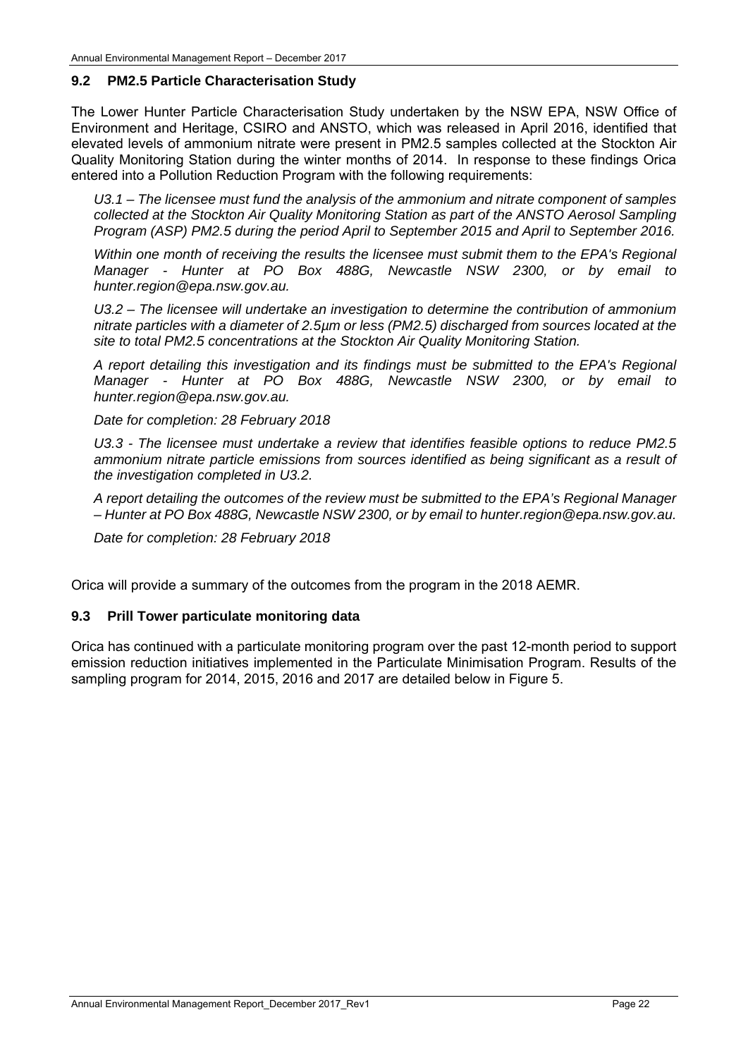## 9.2 PM2.5 Particle Characterisation Study

The Lower Hunter Particle Characterisation Study undertaken by the NSW EPA, NSW Office of Environment and Heritage, CSIRO and ANSTO, which was released in April 2016, identified that elevated levels of ammonium nitrate were present in PM2.5 samples collected at the Stockton Air Quality Monitoring Station during the winter months of 2014. In response to these findings Orica entered into a Pollution Reduction Program with the following requirements:

*U3.1 – The licensee must fund the analysis of the ammonium and nitrate component of samples collected at the Stockton Air Quality Monitoring Station as part of the ANSTO Aerosol Sampling Program (ASP) PM2.5 during the period April to September 2015 and April to September 2016.*

*Within one month of receiving the results the licensee must submit them to the EPA's Regional Manager - Hunter at PO Box 488G, Newcastle NSW 2300, or by email to hunter.region@epa.nsw.gov.au.*

*U3.2 – The licensee will undertake an investigation to determine the contribution of ammonium nitrate particles with a diameter of 2.5μm or less (PM2.5) discharged from sources located at the site to total PM2.5 concentrations at the Stockton Air Quality Monitoring Station.*

*A report detailing this investigation and its findings must be submitted to the EPA's Regional Manager - Hunter at PO Box 488G, Newcastle NSW 2300, or by email to hunter.region@epa.nsw.gov.au.*

*Date for completion: 28 February 2018*

*U3.3 - The licensee must undertake a review that identifies feasible options to reduce PM2.5 ammonium nitrate particle emissions from sources identified as being significant as a result of the investigation completed in U3.2.*

*A report detailing the outcomes of the review must be submitted to the EPA's Regional Manager – Hunter at PO Box 488G, Newcastle NSW 2300, or by email to hunter.region@epa.nsw.gov.au.*

*Date for completion: 28 February 2018*

Orica will provide a summary of the outcomes from the program in the 2018 AEMR.

## 9.3 Prill Tower particulate monitoring data

Orica has continued with a particulate monitoring program over the past 12-month period to support emission reduction initiatives implemented in the Particulate Minimisation Program. Results of the sampling program for 2014, 2015, 2016 and 2017 are detailed below in Figure 5.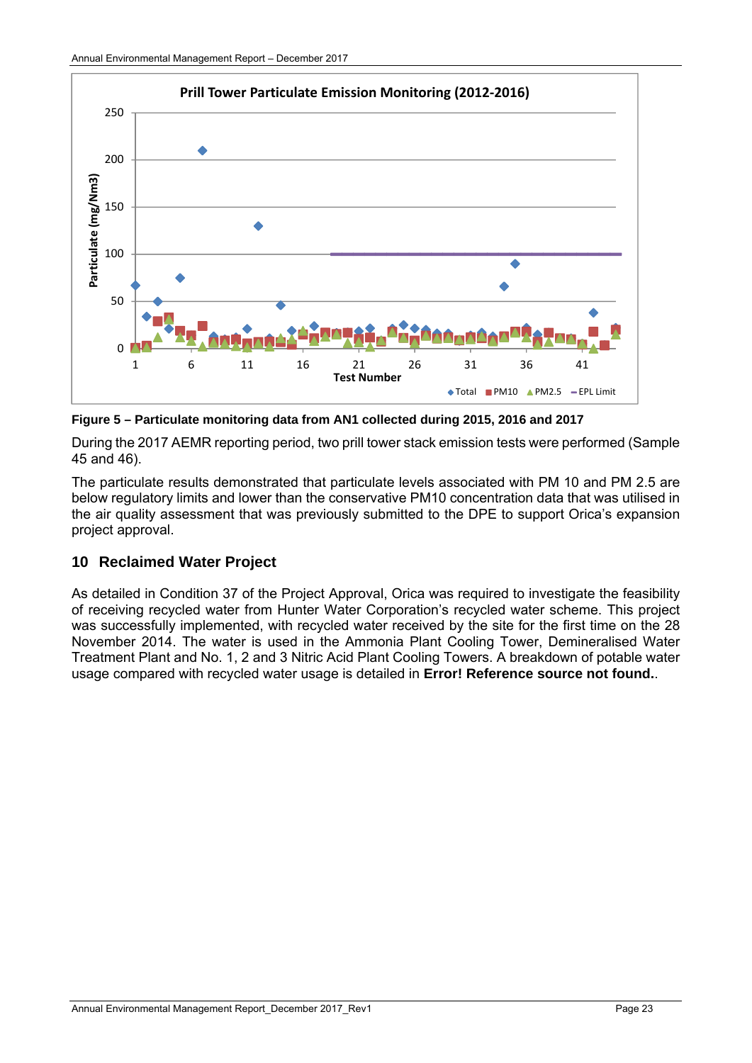Figure 5 – Particulate monitoring data from AN1 collected during 2015, 2016 and 2017

During the 2017 AEMR reporting period, two prill tower stack emission tests were performed (Sample 45 and 46).

The particulate results demonstrated that particulate levels associated with PM 10 and PM 2.5 are below regulatory limits and lower than the conservative PM10 concentration data that was utilised in the air quality assessment that was previously submitted to the DPE to support Orica's expansion project approval.

## 10 Reclaimed Water Project

As detailed in Condition 37 of the Project Approval, Orica was required to investigate the feasibility of receiving recycled water from Hunter Water Corporation's recycled water scheme. This project was successfully implemented, with recycled water received by the site for the first time on the 28 November 2014. The water is used in the Ammonia Plant Cooling Tower, Demineralised Water Treatment Plant and No. 1, 2 and 3 Nitric Acid Plant Cooling Towers. A breakdown of potable water usage compared with recycled water usage is detailed in **Error! Reference source not found.**.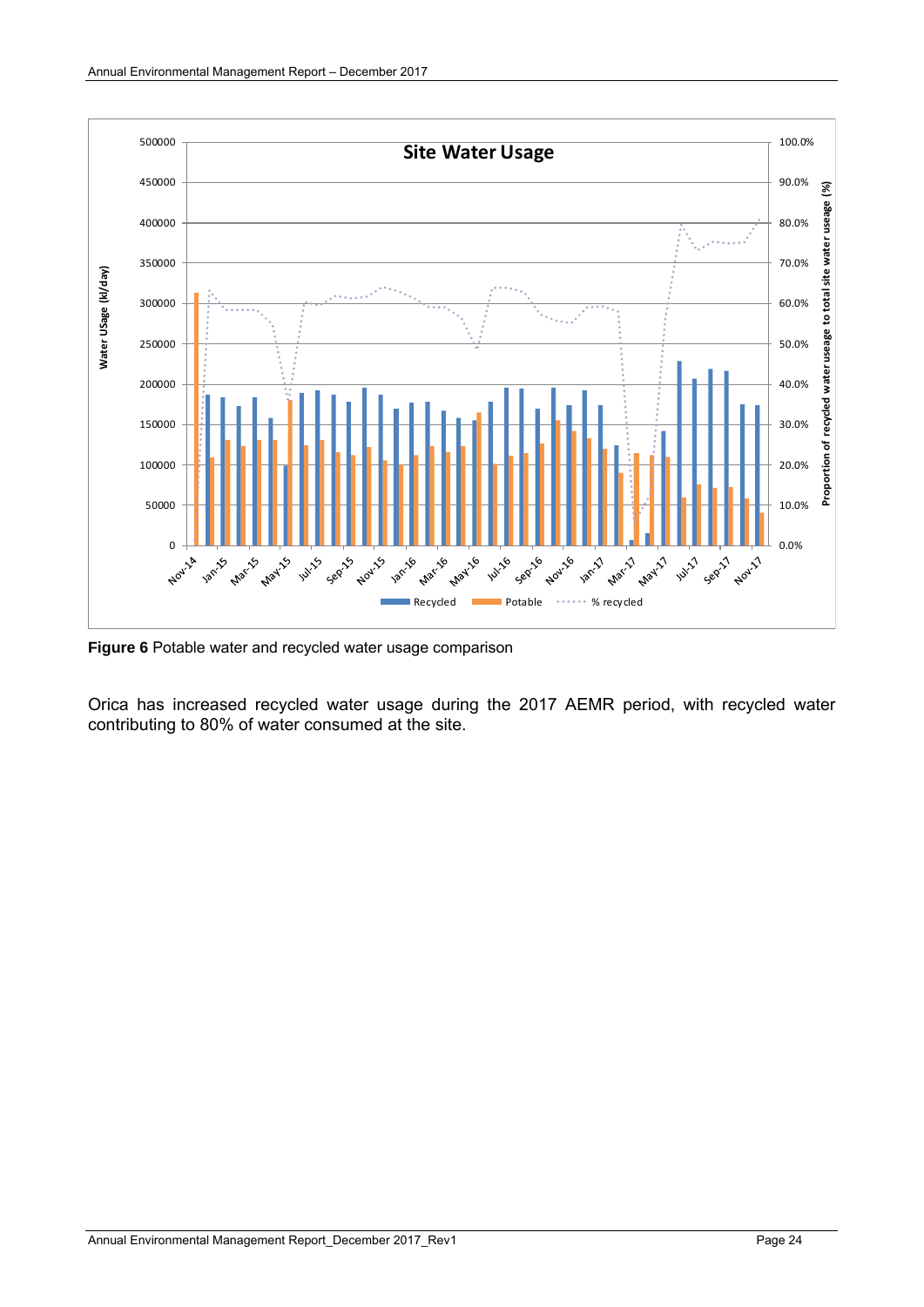**Figure 6** Potable water and recycled water usage comparison

Orica has increased recycled water usage during the 2017 AEMR period, with recycled water contributing to 80% of water consumed at the site.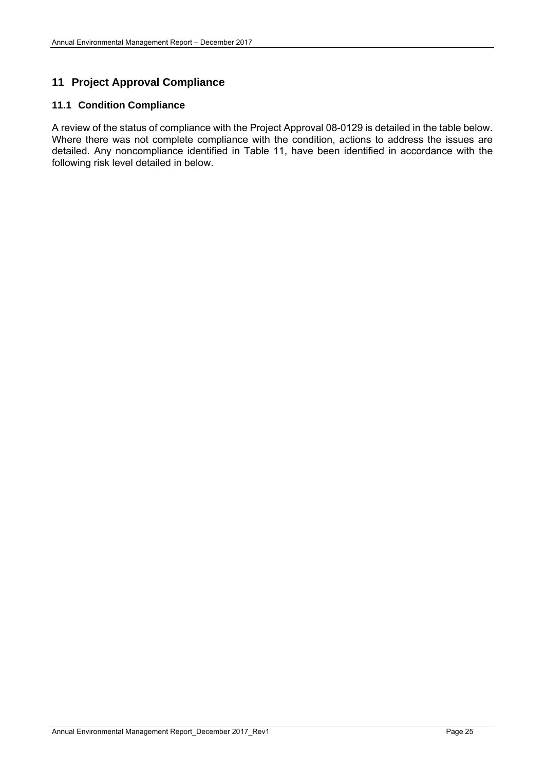# 11 Project Approval Compliance

## 11.1 Condition Compliance

A review of the status of compliance with the Project Approval 08-0129 is detailed in the table below. Where there was not complete compliance with the condition, actions to address the issues are detailed. Any noncompliance identified in Table 11, have been identified in accordance with the following risk level detailed in below.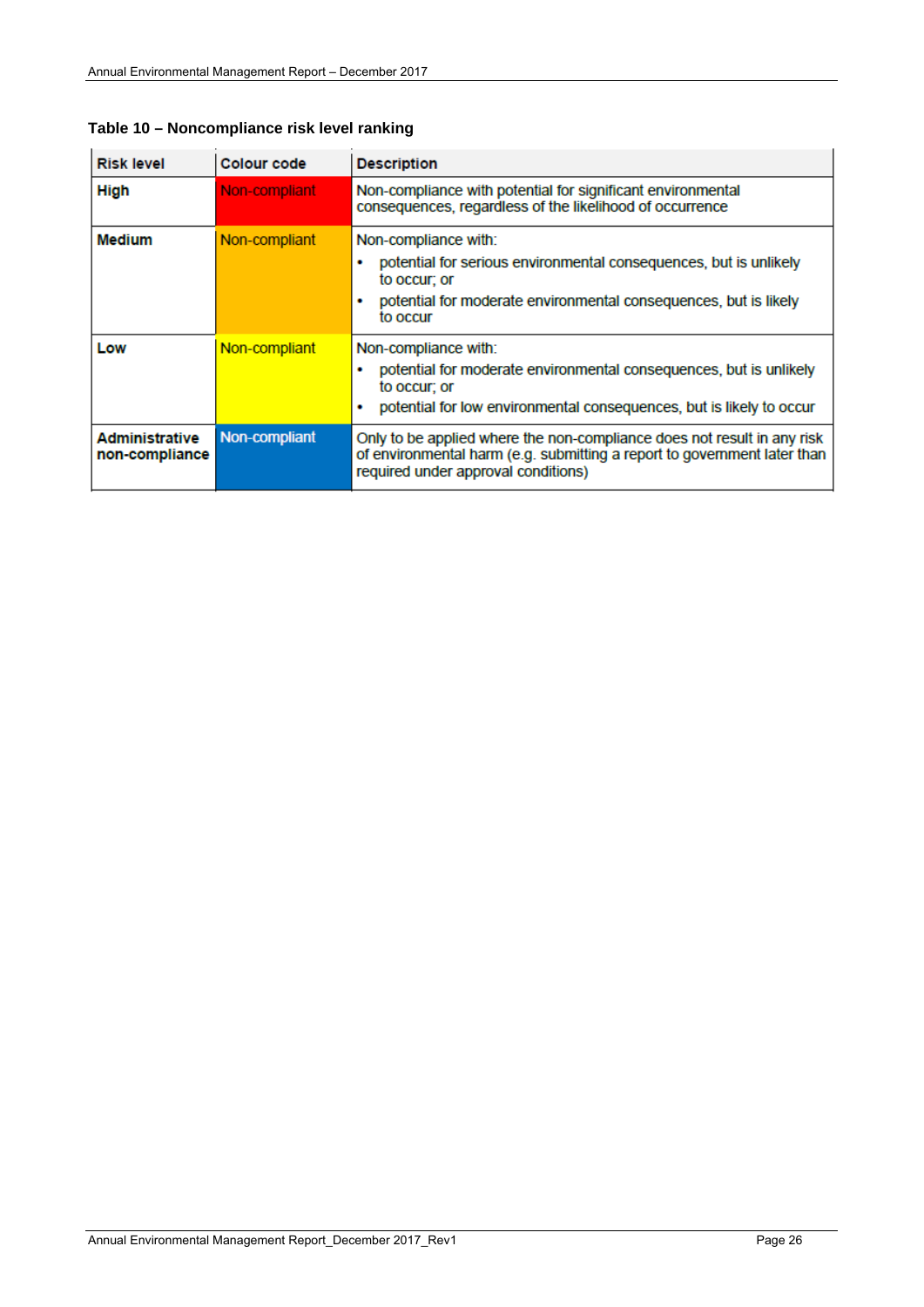**Table 10 – Noncompliance risk level ranking**

| Risk level | Colour code | Description |
| --- | --- | --- |
| **High** | Non-compliant | Non-compliance with potential for significant environmental consequences, regardless of the likelihood of occurrence |
| **Medium** | Non-compliant | Non-compliance with:<br>• potential for serious environmental consequences, but is unlikely to occur; or<br>• potential for moderate environmental consequences, but is likely to occur |
| **Low** | Non-compliant | Non-compliance with:<br>• potential for moderate environmental consequences, but is unlikely to occur; or<br>• potential for low environmental consequences, but is likely to occur |
| **Administrative non-compliance** | Non-compliant | Only to be applied where the non-compliance does not result in any risk of environmental harm (e.g. submitting a report to government later than required under approval conditions) |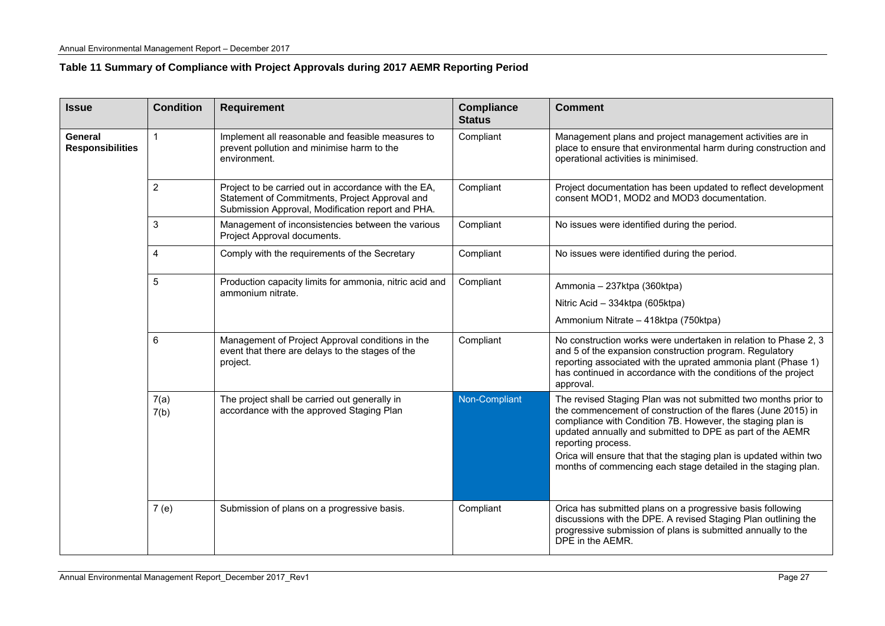**Table 11 Summary of Compliance with Project Approvals during 2017 AEMR Reporting Period**

| Issue | Condition | Requirement | Compliance Status | Comment |
|---|---|---|---|---|
| **General Responsibilities** | 1 | Implement all reasonable and feasible measures to prevent pollution and minimise harm to the environment. | Compliant | Management plans and project management activities are in place to ensure that environmental harm during construction and operational activities is minimised. |
| | 2 | Project to be carried out in accordance with the EA, Statement of Commitments, Project Approval and Submission Approval, Modification report and PHA. | Compliant | Project documentation has been updated to reflect development consent MOD1, MOD2 and MOD3 documentation. |
| | 3 | Management of inconsistencies between the various Project Approval documents. | Compliant | No issues were identified during the period. |
| | 4 | Comply with the requirements of the Secretary | Compliant | No issues were identified during the period. |
| | 5 | Production capacity limits for ammonia, nitric acid and ammonium nitrate. | Compliant | Ammonia – 237ktpa (360ktpa)<br>Nitric Acid – 334ktpa (605ktpa)<br>Ammonium Nitrate – 418ktpa (750ktpa) |
| | 6 | Management of Project Approval conditions in the event that there are delays to the stages of the project. | Compliant | No construction works were undertaken in relation to Phase 2, 3 and 5 of the expansion construction program. Regulatory reporting associated with the uprated ammonia plant (Phase 1) has continued in accordance with the conditions of the project approval. |
| | 7(a)<br>7(b) | The project shall be carried out generally in accordance with the approved Staging Plan | Non-Compliant | The revised Staging Plan was not submitted two months prior to the commencement of construction of the flares (June 2015) in compliance with Condition 7B. However, the staging plan is updated annually and submitted to DPE as part of the AEMR reporting process.<br>Orica will ensure that that the staging plan is updated within two months of commencing each stage detailed in the staging plan. |
| | 7 (e) | Submission of plans on a progressive basis. | Compliant | Orica has submitted plans on a progressive basis following discussions with the DPE. A revised Staging Plan outlining the progressive submission of plans is submitted annually to the DPE in the AEMR. |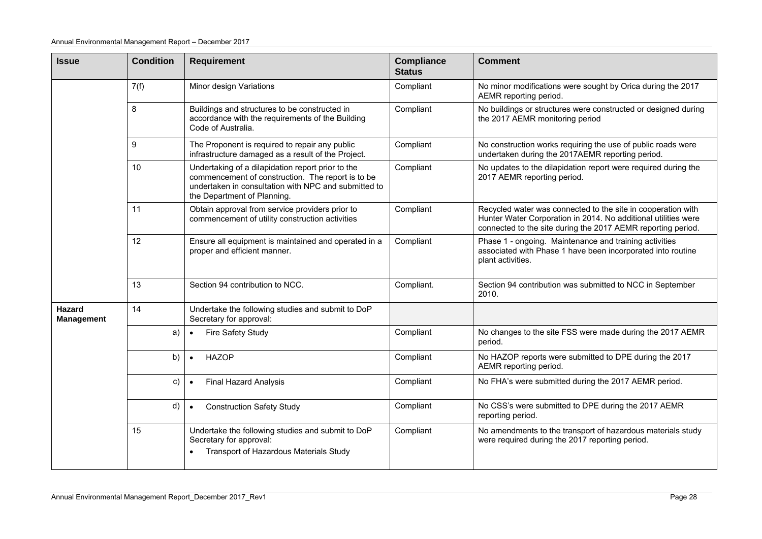| Issue | Condition | Requirement | Compliance Status | Comment |
|---|---|---|---|---|
| | 7(f) | Minor design Variations | Compliant | No minor modifications were sought by Orica during the 2017 AEMR reporting period. |
| | 8 | Buildings and structures to be constructed in accordance with the requirements of the Building Code of Australia. | Compliant | No buildings or structures were constructed or designed during the 2017 AEMR monitoring period |
| | 9 | The Proponent is required to repair any public infrastructure damaged as a result of the Project. | Compliant | No construction works requiring the use of public roads were undertaken during the 2017AEMR reporting period. |
| | 10 | Undertaking of a dilapidation report prior to the commencement of construction. The report is to be undertaken in consultation with NPC and submitted to the Department of Planning. | Compliant | No updates to the dilapidation report were required during the 2017 AEMR reporting period. |
| | 11 | Obtain approval from service providers prior to commencement of utility construction activities | Compliant | Recycled water was connected to the site in cooperation with Hunter Water Corporation in 2014. No additional utilities were connected to the site during the 2017 AEMR reporting period. |
| | 12 | Ensure all equipment is maintained and operated in a proper and efficient manner. | Compliant | Phase 1 - ongoing. Maintenance and training activities associated with Phase 1 have been incorporated into routine plant activities. |
| | 13 | Section 94 contribution to NCC. | Compliant. | Section 94 contribution was submitted to NCC in September 2010. |
| **Hazard Management** | 14 | Undertake the following studies and submit to DoP Secretary for approval: | | |
| | a) | • Fire Safety Study | Compliant | No changes to the site FSS were made during the 2017 AEMR period. |
| | b) | • HAZOP | Compliant | No HAZOP reports were submitted to DPE during the 2017 AEMR reporting period. |
| | c) | • Final Hazard Analysis | Compliant | No FHA's were submitted during the 2017 AEMR period. |
| | d) | • Construction Safety Study | Compliant | No CSS's were submitted to DPE during the 2017 AEMR reporting period. |
| | 15 | Undertake the following studies and submit to DoP Secretary for approval: • Transport of Hazardous Materials Study | Compliant | No amendments to the transport of hazardous materials study were required during the 2017 reporting period. |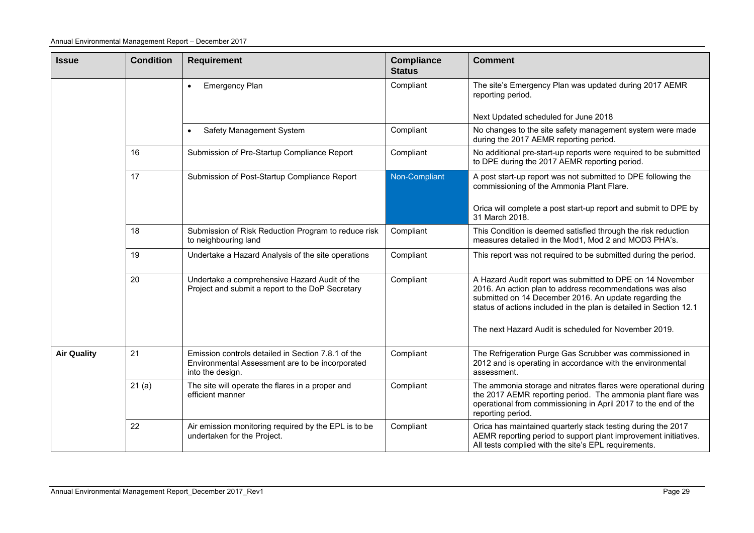| Issue | Condition | Requirement | Compliance Status | Comment |
|---|---|---|---|---|
| | | • Emergency Plan | Compliant | The site's Emergency Plan was updated during 2017 AEMR reporting period.<br><br>Next Updated scheduled for June 2018 |
| | | • Safety Management System | Compliant | No changes to the site safety management system were made during the 2017 AEMR reporting period. |
| | 16 | Submission of Pre-Startup Compliance Report | Compliant | No additional pre-start-up reports were required to be submitted to DPE during the 2017 AEMR reporting period. |
| | 17 | Submission of Post-Startup Compliance Report | Non-Compliant | A post start-up report was not submitted to DPE following the commissioning of the Ammonia Plant Flare.<br><br>Orica will complete a post start-up report and submit to DPE by 31 March 2018. |
| | 18 | Submission of Risk Reduction Program to reduce risk to neighbouring land | Compliant | This Condition is deemed satisfied through the risk reduction measures detailed in the Mod1, Mod 2 and MOD3 PHA's. |
| | 19 | Undertake a Hazard Analysis of the site operations | Compliant | This report was not required to be submitted during the period. |
| | 20 | Undertake a comprehensive Hazard Audit of the Project and submit a report to the DoP Secretary | Compliant | A Hazard Audit report was submitted to DPE on 14 November 2016. An action plan to address recommendations was also submitted on 14 December 2016. An update regarding the status of actions included in the plan is detailed in Section 12.1<br><br>The next Hazard Audit is scheduled for November 2019. |
| **Air Quality** | 21 | Emission controls detailed in Section 7.8.1 of the Environmental Assessment are to be incorporated into the design. | Compliant | The Refrigeration Purge Gas Scrubber was commissioned in 2012 and is operating in accordance with the environmental assessment. |
| | 21 (a) | The site will operate the flares in a proper and efficient manner | Compliant | The ammonia storage and nitrates flares were operational during the 2017 AEMR reporting period. The ammonia plant flare was operational from commissioning in April 2017 to the end of the reporting period. |
| | 22 | Air emission monitoring required by the EPL is to be undertaken for the Project. | Compliant | Orica has maintained quarterly stack testing during the 2017 AEMR reporting period to support plant improvement initiatives. All tests complied with the site's EPL requirements. |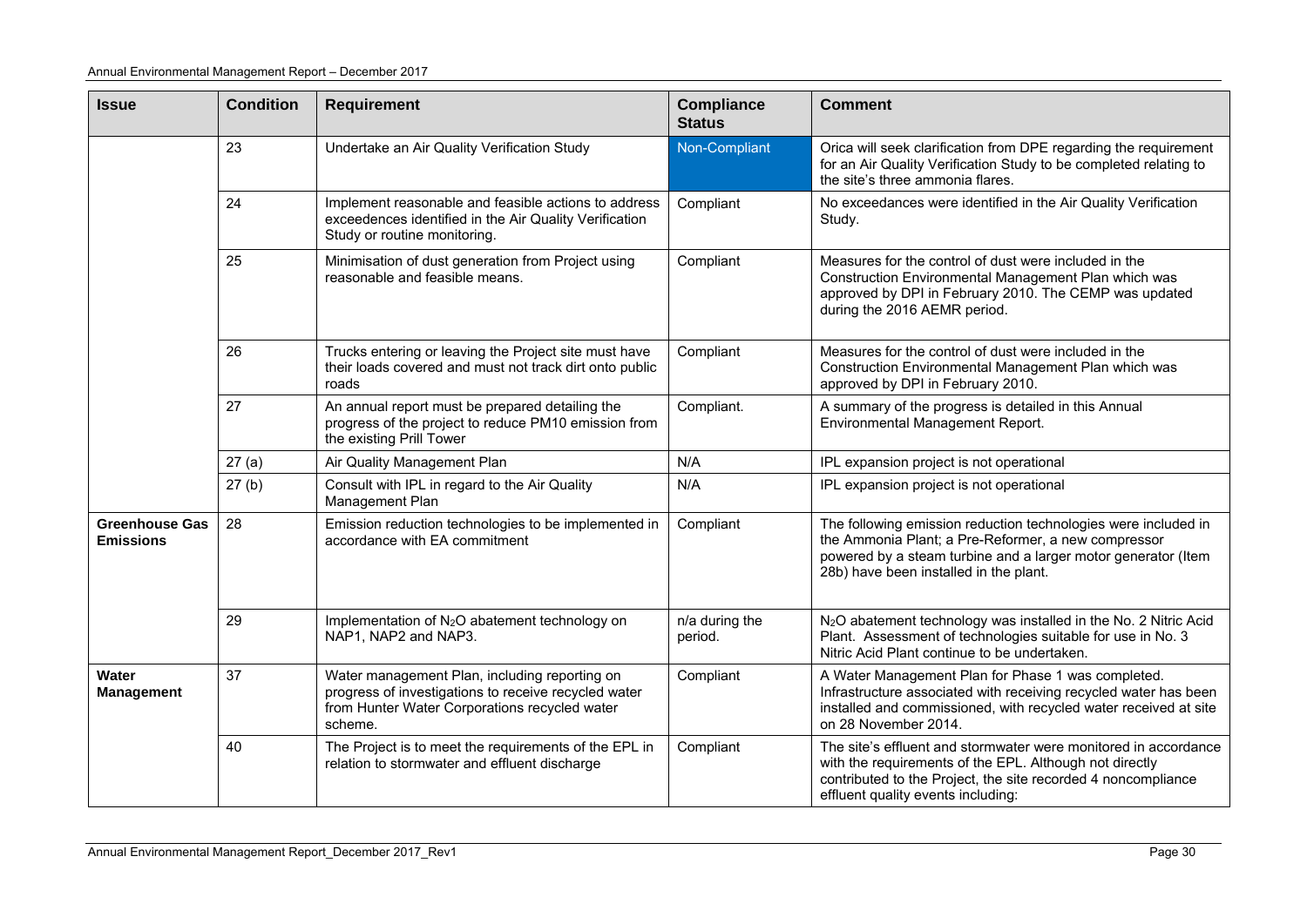| Issue | Condition | Requirement | Compliance Status | Comment |
|---|---|---|---|---|
| | 23 | Undertake an Air Quality Verification Study | Non-Compliant | Orica will seek clarification from DPE regarding the requirement for an Air Quality Verification Study to be completed relating to the site's three ammonia flares. |
| | 24 | Implement reasonable and feasible actions to address exceedences identified in the Air Quality Verification Study or routine monitoring. | Compliant | No exceedances were identified in the Air Quality Verification Study. |
| | 25 | Minimisation of dust generation from Project using reasonable and feasible means. | Compliant | Measures for the control of dust were included in the Construction Environmental Management Plan which was approved by DPI in February 2010. The CEMP was updated during the 2016 AEMR period. |
| | 26 | Trucks entering or leaving the Project site must have their loads covered and must not track dirt onto public roads | Compliant | Measures for the control of dust were included in the Construction Environmental Management Plan which was approved by DPI in February 2010. |
| | 27 | An annual report must be prepared detailing the progress of the project to reduce PM10 emission from the existing Prill Tower | Compliant. | A summary of the progress is detailed in this Annual Environmental Management Report. |
| | 27 (a) | Air Quality Management Plan | N/A | IPL expansion project is not operational |
| | 27 (b) | Consult with IPL in regard to the Air Quality Management Plan | N/A | IPL expansion project is not operational |
| **Greenhouse Gas Emissions** | 28 | Emission reduction technologies to be implemented in accordance with EA commitment | Compliant | The following emission reduction technologies were included in the Ammonia Plant; a Pre-Reformer, a new compressor powered by a steam turbine and a larger motor generator (Item 28b) have been installed in the plant. |
| | 29 | Implementation of $N_2O$ abatement technology on NAP1, NAP2 and NAP3. | n/a during the period. | $N_2O$ abatement technology was installed in the No. 2 Nitric Acid Plant. Assessment of technologies suitable for use in No. 3 Nitric Acid Plant continue to be undertaken. |
| **Water Management** | 37 | Water management Plan, including reporting on progress of investigations to receive recycled water from Hunter Water Corporations recycled water scheme. | Compliant | A Water Management Plan for Phase 1 was completed. Infrastructure associated with receiving recycled water has been installed and commissioned, with recycled water received at site on 28 November 2014. |
| | 40 | The Project is to meet the requirements of the EPL in relation to stormwater and effluent discharge | Compliant | The site's effluent and stormwater were monitored in accordance with the requirements of the EPL. Although not directly contributed to the Project, the site recorded 4 noncompliance effluent quality events including: |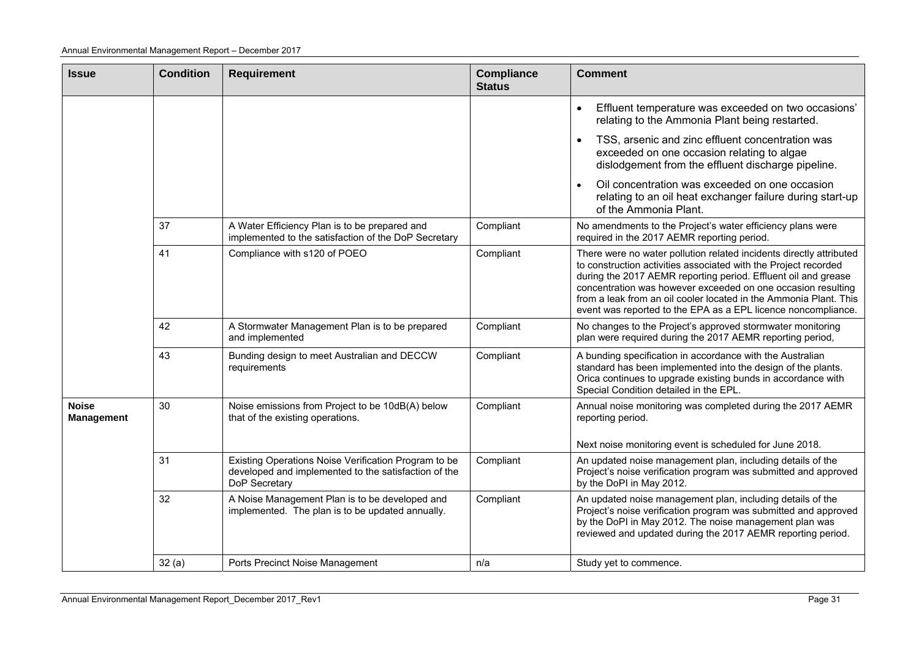| Issue | Condition | Requirement | Compliance Status | Comment |
|---|---|---|---|---|
| | | | | • Effluent temperature was exceeded on two occasions' relating to the Ammonia Plant being restarted.<br>• TSS, arsenic and zinc effluent concentration was exceeded on one occasion relating to algae dislodgement from the effluent discharge pipeline.<br>• Oil concentration was exceeded on one occasion relating to an oil heat exchanger failure during start-up of the Ammonia Plant. |
| | 37 | A Water Efficiency Plan is to be prepared and implemented to the satisfaction of the DoP Secretary | Compliant | No amendments to the Project's water efficiency plans were required in the 2017 AEMR reporting period. |
| | 41 | Compliance with s120 of POEO | Compliant | There were no water pollution related incidents directly attributed to construction activities associated with the Project recorded during the 2017 AEMR reporting period. Effluent oil and grease concentration was however exceeded on one occasion resulting from a leak from an oil cooler located in the Ammonia Plant. This event was reported to the EPA as a EPL licence noncompliance. |
| | 42 | A Stormwater Management Plan is to be prepared and implemented | Compliant | No changes to the Project's approved stormwater monitoring plan were required during the 2017 AEMR reporting period, |
| | 43 | Bunding design to meet Australian and DECCW requirements | Compliant | A bunding specification in accordance with the Australian standard has been implemented into the design of the plants. Orica continues to upgrade existing bunds in accordance with Special Condition detailed in the EPL. |
| **Noise Management** | 30 | Noise emissions from Project to be 10dB(A) below that of the existing operations. | Compliant | Annual noise monitoring was completed during the 2017 AEMR reporting period.<br><br>Next noise monitoring event is scheduled for June 2018. |
| | 31 | Existing Operations Noise Verification Program to be developed and implemented to the satisfaction of the DoP Secretary | Compliant | An updated noise management plan, including details of the Project's noise verification program was submitted and approved by the DoPI in May 2012. |
| | 32 | A Noise Management Plan is to be developed and implemented. The plan is to be updated annually. | Compliant | An updated noise management plan, including details of the Project's noise verification program was submitted and approved by the DoPI in May 2012. The noise management plan was reviewed and updated during the 2017 AEMR reporting period. |
| | 32 (a) | Ports Precinct Noise Management | n/a | Study yet to commence. |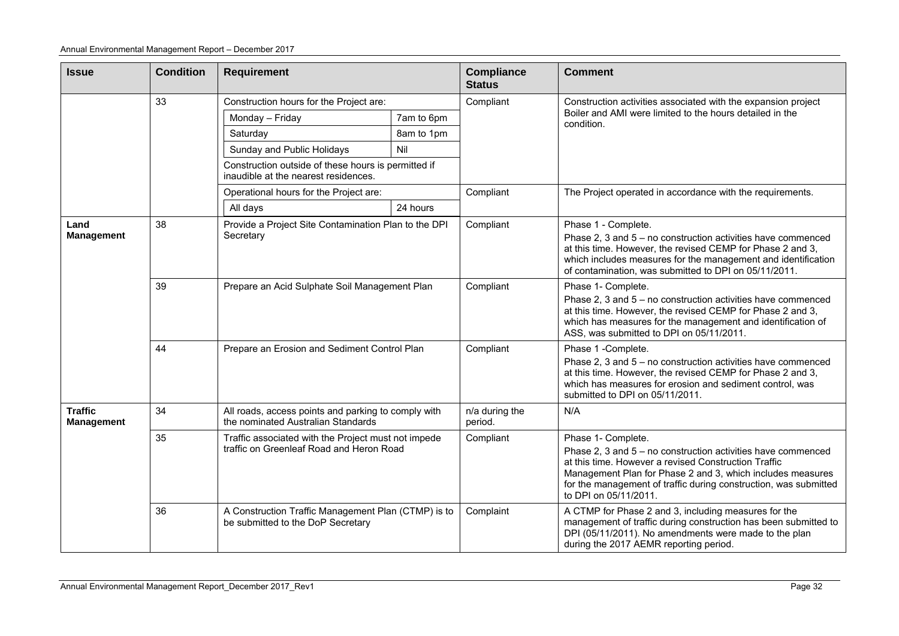| Issue | Condition | Requirement | Compliance Status | Comment |
|---|---|---|---|---|
| | 33 | Construction hours for the Project are:<br>Monday – Friday: 7am to 6pm<br>Saturday: 8am to 1pm<br>Sunday and Public Holidays: Nil<br>Construction outside of these hours is permitted if inaudible at the nearest residences. | Compliant | Construction activities associated with the expansion project Boiler and AMI were limited to the hours detailed in the condition. |
| | | Operational hours for the Project are:<br>All days: 24 hours | Compliant | The Project operated in accordance with the requirements. |
| **Land Management** | 38 | Provide a Project Site Contamination Plan to the DPI Secretary | Compliant | Phase 1 - Complete.<br>Phase 2, 3 and 5 – no construction activities have commenced at this time. However, the revised CEMP for Phase 2 and 3, which includes measures for the management and identification of contamination, was submitted to DPI on 05/11/2011. |
| | 39 | Prepare an Acid Sulphate Soil Management Plan | Compliant | Phase 1- Complete.<br>Phase 2, 3 and 5 – no construction activities have commenced at this time. However, the revised CEMP for Phase 2 and 3, which has measures for the management and identification of ASS, was submitted to DPI on 05/11/2011. |
| | 44 | Prepare an Erosion and Sediment Control Plan | Compliant | Phase 1 -Complete.<br>Phase 2, 3 and 5 – no construction activities have commenced at this time. However, the revised CEMP for Phase 2 and 3, which has measures for erosion and sediment control, was submitted to DPI on 05/11/2011. |
| **Traffic Management** | 34 | All roads, access points and parking to comply with the nominated Australian Standards | n/a during the period. | N/A |
| | 35 | Traffic associated with the Project must not impede traffic on Greenleaf Road and Heron Road | Compliant | Phase 1- Complete.<br>Phase 2, 3 and 5 – no construction activities have commenced at this time. However a revised Construction Traffic Management Plan for Phase 2 and 3, which includes measures for the management of traffic during construction, was submitted to DPI on 05/11/2011. |
| | 36 | A Construction Traffic Management Plan (CTMP) is to be submitted to the DoP Secretary | Complaint | A CTMP for Phase 2 and 3, including measures for the management of traffic during construction has been submitted to DPI (05/11/2011). No amendments were made to the plan during the 2017 AEMR reporting period. |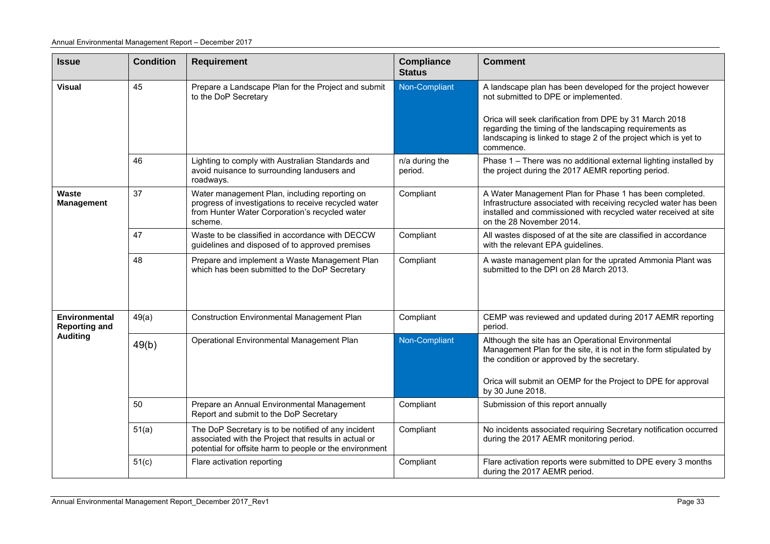| Issue | Condition | Requirement | Compliance Status | Comment |
|---|---|---|---|---|
| **Visual** | 45 | Prepare a Landscape Plan for the Project and submit to the DoP Secretary | Non-Compliant | A landscape plan has been developed for the project however not submitted to DPE or implemented.<br><br>Orica will seek clarification from DPE by 31 March 2018 regarding the timing of the landscaping requirements as landscaping is linked to stage 2 of the project which is yet to commence. |
| | 46 | Lighting to comply with Australian Standards and avoid nuisance to surrounding landusers and roadways. | n/a during the period. | Phase 1 – There was no additional external lighting installed by the project during the 2017 AEMR reporting period. |
| **Waste Management** | 37 | Water management Plan, including reporting on progress of investigations to receive recycled water from Hunter Water Corporation's recycled water scheme. | Compliant | A Water Management Plan for Phase 1 has been completed. Infrastructure associated with receiving recycled water has been installed and commissioned with recycled water received at site on the 28 November 2014. |
| | 47 | Waste to be classified in accordance with DECCW guidelines and disposed of to approved premises | Compliant | All wastes disposed of at the site are classified in accordance with the relevant EPA guidelines. |
| | 48 | Prepare and implement a Waste Management Plan which has been submitted to the DoP Secretary | Compliant | A waste management plan for the uprated Ammonia Plant was submitted to the DPI on 28 March 2013. |
| **Environmental Reporting and Auditing** | 49(a) | Construction Environmental Management Plan | Compliant | CEMP was reviewed and updated during 2017 AEMR reporting period. |
| | 49(b) | Operational Environmental Management Plan | Non-Compliant | Although the site has an Operational Environmental Management Plan for the site, it is not in the form stipulated by the condition or approved by the secretary.<br><br>Orica will submit an OEMP for the Project to DPE for approval by 30 June 2018. |
| | 50 | Prepare an Annual Environmental Management Report and submit to the DoP Secretary | Compliant | Submission of this report annually |
| | 51(a) | The DoP Secretary is to be notified of any incident associated with the Project that results in actual or potential for offsite harm to people or the environment | Compliant | No incidents associated requiring Secretary notification occurred during the 2017 AEMR monitoring period. |
| | 51(c) | Flare activation reporting | Compliant | Flare activation reports were submitted to DPE every 3 months during the 2017 AEMR period. |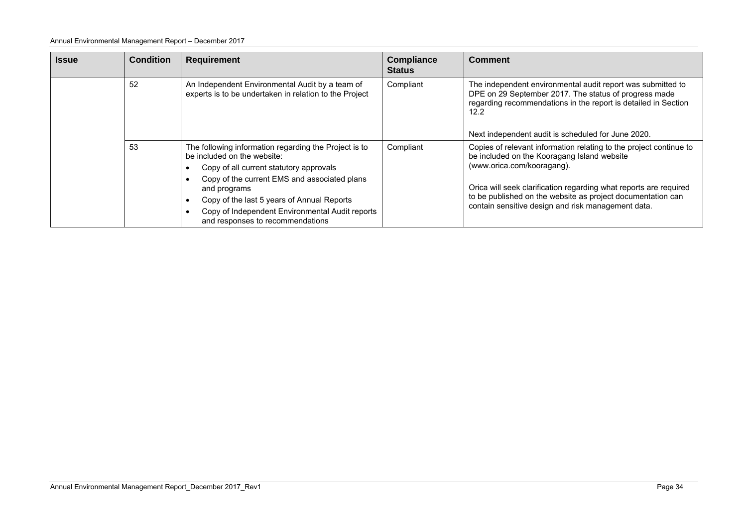| Issue | Condition | Requirement | Compliance Status | Comment |
|---|---|---|---|---|
| | 52 | An Independent Environmental Audit by a team of experts is to be undertaken in relation to the Project | Compliant | The independent environmental audit report was submitted to DPE on 29 September 2017. The status of progress made regarding recommendations in the report is detailed in Section 12.2<br><br>Next independent audit is scheduled for June 2020. |
| | 53 | The following information regarding the Project is to be included on the website:<br>• Copy of all current statutory approvals<br>• Copy of the current EMS and associated plans and programs<br>• Copy of the last 5 years of Annual Reports<br>• Copy of Independent Environmental Audit reports and responses to recommendations | Compliant | Copies of relevant information relating to the project continue to be included on the Kooragang Island website (www.orica.com/kooragang).<br><br>Orica will seek clarification regarding what reports are required to be published on the website as project documentation can contain sensitive design and risk management data. |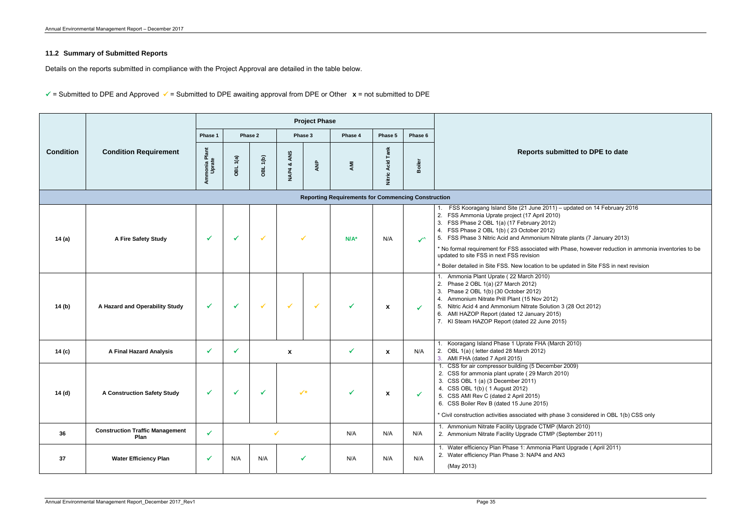## 11.2 Summary of Submitted Reports

Details on the reports submitted in compliance with the Project Approval are detailed in the table below.

✓ = Submitted to DPE and Approved ✓ = Submitted to DPE awaiting approval from DPE or Other **x** = not submitted to DPE

| Condition | Condition Requirement | Project Phase | | | | | | | | Reports submitted to DPE to date |
|---|---|---|---|---|---|---|---|---|---|---|
| | | Phase 1 | Phase 2 | | Phase 3 | | Phase 4 | Phase 5 | Phase 6 | |
| | | Ammonia Plant Uprate | OBL 1(a) | OBL 1(b) | NAP4 & ANS | ANP | AMI | Nitric Acid Tank | Boiler | |
| **Reporting Requirements for Commencing Construction** | | | | | | | | | | |
| 14 (a) | A Fire Safety Study | ✓ | ✓ | ✓ | ✓ | | N/A* | N/A | ✓^ | 1. FSS Kooragang Island Site (21 June 2011) – updated on 14 February 2016<br>2. FSS Ammonia Uprate project (17 April 2010)<br>3. FSS Phase 2 OBL 1(a) (17 February 2012)<br>4. FSS Phase 2 OBL 1(b) ( 23 October 2012)<br>5. FSS Phase 3 Nitric Acid and Ammonium Nitrate plants (7 January 2013)<br>* No formal requirement for FSS associated with Phase, however reduction in ammonia inventories to be updated to site FSS in next FSS revision<br>^ Boiler detailed in Site FSS. New location to be updated in Site FSS in next revision |
| 14 (b) | A Hazard and Operability Study | ✓ | ✓ | ✓ | ✓ | ✓ | ✓ | x | ✓ | 1. Ammonia Plant Uprate ( 22 March 2010)<br>2. Phase 2 OBL 1(a) (27 March 2012)<br>3. Phase 2 OBL 1(b) (30 October 2012)<br>4. Ammonium Nitrate Prill Plant (15 Nov 2012)<br>5. Nitric Acid 4 and Ammonium Nitrate Solution 3 (28 Oct 2012)<br>6. AMI HAZOP Report (dated 12 January 2015)<br>7. KI Steam HAZOP Report (dated 22 June 2015) |
| 14 (c) | A Final Hazard Analysis | ✓ | ✓ | x | | | ✓ | x | N/A | 1. Kooragang Island Phase 1 Uprate FHA (March 2010)<br>2. OBL 1(a) ( letter dated 28 March 2012)<br>3. AMI FHA (dated 7 April 2015) |
| 14 (d) | A Construction Safety Study | ✓ | ✓ | ✓ | ✓* | | ✓ | x | ✓ | 1. CSS for air compressor building (5 December 2009)<br>2. CSS for ammonia plant uprate ( 29 March 2010)<br>3. CSS OBL 1 (a) (3 December 2011)<br>4. CSS OBL 1(b) ( 1 August 2012)<br>5. CSS AMI Rev C (dated 2 April 2015)<br>6. CSS Boiler Rev B (dated 15 June 2015)<br>* Civil construction activities associated with phase 3 considered in OBL 1(b) CSS only |
| 36 | Construction Traffic Management Plan | ✓ | ✓ | | | | N/A | N/A | N/A | 1. Ammonium Nitrate Facility Upgrade CTMP (March 2010)<br>2. Ammonium Nitrate Facility Upgrade CTMP (September 2011) |
| 37 | Water Efficiency Plan | ✓ | N/A | N/A | ✓ | | N/A | N/A | N/A | 1. Water efficiency Plan Phase 1: Ammonia Plant Upgrade ( April 2011)<br>2. Water efficiency Plan Phase 3: NAP4 and AN3 (May 2013) |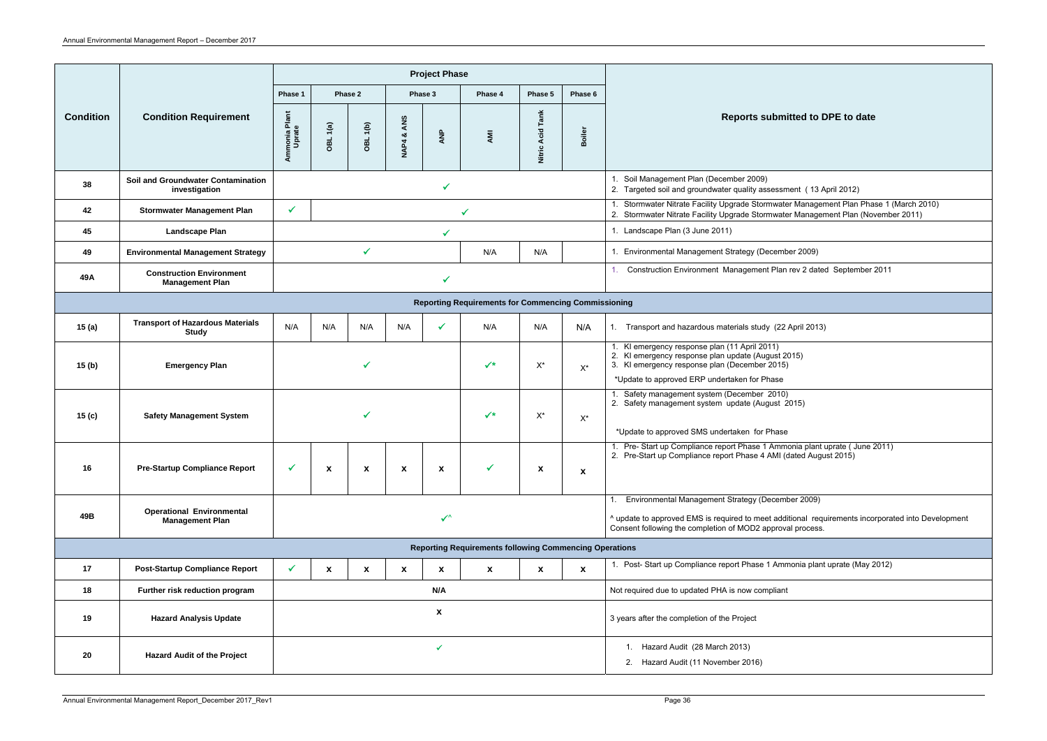| Condition | Condition Requirement | Project Phase | | | | | | | | Reports submitted to DPE to date |
|---|---|---|---|---|---|---|---|---|---|---|
| | | Phase 1 | Phase 2 | | Phase 3 | | Phase 4 | Phase 5 | Phase 6 | |
| | | Ammonia Plant Uprate | OBL 1(a) | OBL 1(b) | NAP4 & ANS | ANP | AMI | Nitric Acid Tank | Boiler | |
| 38 | **Soil and Groundwater Contamination investigation** | ✓ | | | | | | | | 1. Soil Management Plan (December 2009)<br>2. Targeted soil and groundwater quality assessment ( 13 April 2012) |
| 42 | **Stormwater Management Plan** | ✓ | ✓ | | | | | | | 1. Stormwater Nitrate Facility Upgrade Stormwater Management Plan Phase 1 (March 2010)<br>2. Stormwater Nitrate Facility Upgrade Stormwater Management Plan (November 2011) |
| 45 | **Landscape Plan** | ✓ | | | | | | | | 1. Landscape Plan (3 June 2011) |
| 49 | **Environmental Management Strategy** | ✓ | | | | | N/A | N/A | | 1. Environmental Management Strategy (December 2009) |
| 49A | **Construction Environment Management Plan** | ✓ | | | | | | | | 1. Construction Environment Management Plan rev 2 dated September 2011 |
| **Reporting Requirements for Commencing Commissioning** | | | | | | | | | | |
| 15 (a) | **Transport of Hazardous Materials Study** | N/A | N/A | N/A | N/A | ✓ | N/A | N/A | N/A | 1. Transport and hazardous materials study (22 April 2013) |
| 15 (b) | **Emergency Plan** | ✓ | | | | | ✓* | X* | X* | 1. KI emergency response plan (11 April 2011)<br>2. KI emergency response plan update (August 2015)<br>3. KI emergency response plan (December 2015)<br>*Update to approved ERP undertaken for Phase |
| 15 (c) | **Safety Management System** | ✓ | | | | | ✓* | X* | X* | 1. Safety management system (December 2010)<br>2. Safety management system update (August 2015)<br>*Update to approved SMS undertaken for Phase |
| 16 | **Pre-Startup Compliance Report** | ✓ | x | x | x | x | ✓ | x | x | 1. Pre- Start up Compliance report Phase 1 Ammonia plant uprate ( June 2011)<br>2. Pre-Start up Compliance report Phase 4 AMI (dated August 2015) |
| 49B | **Operational Environmental Management Plan** | ✓^ | | | | | | | | 1. Environmental Management Strategy (December 2009)<br>^ update to approved EMS is required to meet additional requirements incorporated into Development Consent following the completion of MOD2 approval process. |
| **Reporting Requirements following Commencing Operations** | | | | | | | | | | |
| 17 | **Post-Startup Compliance Report** | ✓ | x | x | x | x | x | x | x | 1. Post- Start up Compliance report Phase 1 Ammonia plant uprate (May 2012) |
| 18 | **Further risk reduction program** | N/A | | | | | | | | Not required due to updated PHA is now compliant |
| 19 | **Hazard Analysis Update** | x | | | | | | | | 3 years after the completion of the Project |
| 20 | **Hazard Audit of the Project** | ✓ | | | | | | | | 1. Hazard Audit (28 March 2013)<br>2. Hazard Audit (11 November 2016) |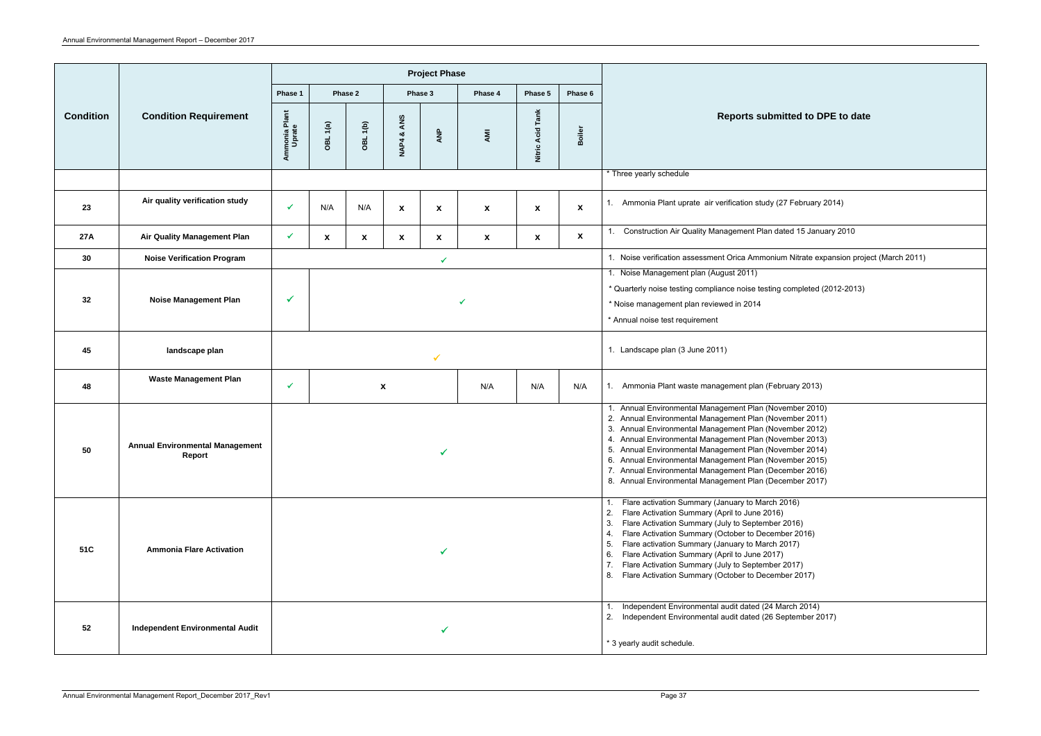| Condition | Condition Requirement | Project Phase | | | | | | | | Reports submitted to DPE to date |
|---|---|---|---|---|---|---|---|---|---|---|
| | | Phase 1 | Phase 2 | | Phase 3 | | Phase 4 | Phase 5 | Phase 6 | |
| | | Ammonia Plant Uprate | OBL 1(a) | OBL 1(b) | NAP4 & ANS | ANP | AMI | Nitric Acid Tank | Boiler | |
| | | | | | | | | | | * Three yearly schedule |
| 23 | Air quality verification study | ✓ | N/A | N/A | x | x | x | x | x | 1. Ammonia Plant uprate air verification study (27 February 2014) |
| 27A | Air Quality Management Plan | ✓ | x | x | x | x | x | x | x | 1. Construction Air Quality Management Plan dated 15 January 2010 |
| 30 | Noise Verification Program | ✓ | | | | | | | | 1. Noise verification assessment Orica Ammonium Nitrate expansion project (March 2011) |
| 32 | Noise Management Plan | ✓ | ✓ | | | | | | | 1. Noise Management plan (August 2011)<br>* Quarterly noise testing compliance noise testing completed (2012-2013)<br>* Noise management plan reviewed in 2014<br>* Annual noise test requirement |
| 45 | landscape plan | ✓ | | | | | | | | 1. Landscape plan (3 June 2011) |
| 48 | Waste Management Plan | ✓ | x | | | | N/A | N/A | N/A | 1. Ammonia Plant waste management plan (February 2013) |
| 50 | Annual Environmental Management Report | ✓ | | | | | | | | 1. Annual Environmental Management Plan (November 2010)<br>2. Annual Environmental Management Plan (November 2011)<br>3. Annual Environmental Management Plan (November 2012)<br>4. Annual Environmental Management Plan (November 2013)<br>5. Annual Environmental Management Plan (November 2014)<br>6. Annual Environmental Management Plan (November 2015)<br>7. Annual Environmental Management Plan (December 2016)<br>8. Annual Environmental Management Plan (December 2017) |
| 51C | Ammonia Flare Activation | ✓ | | | | | | | | 1. Flare activation Summary (January to March 2016)<br>2. Flare Activation Summary (April to June 2016)<br>3. Flare Activation Summary (July to September 2016)<br>4. Flare Activation Summary (October to December 2016)<br>5. Flare activation Summary (January to March 2017)<br>6. Flare Activation Summary (April to June 2017)<br>7. Flare Activation Summary (July to September 2017)<br>8. Flare Activation Summary (October to December 2017) |
| 52 | Independent Environmental Audit | ✓ | | | | | | | | 1. Independent Environmental audit dated (24 March 2014)<br>2. Independent Environmental audit dated (26 September 2017)<br>* 3 yearly audit schedule. |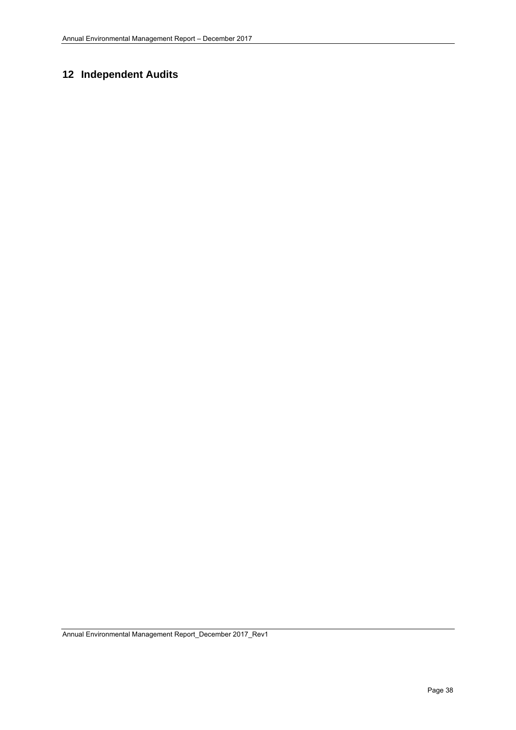# 12 Independent Audits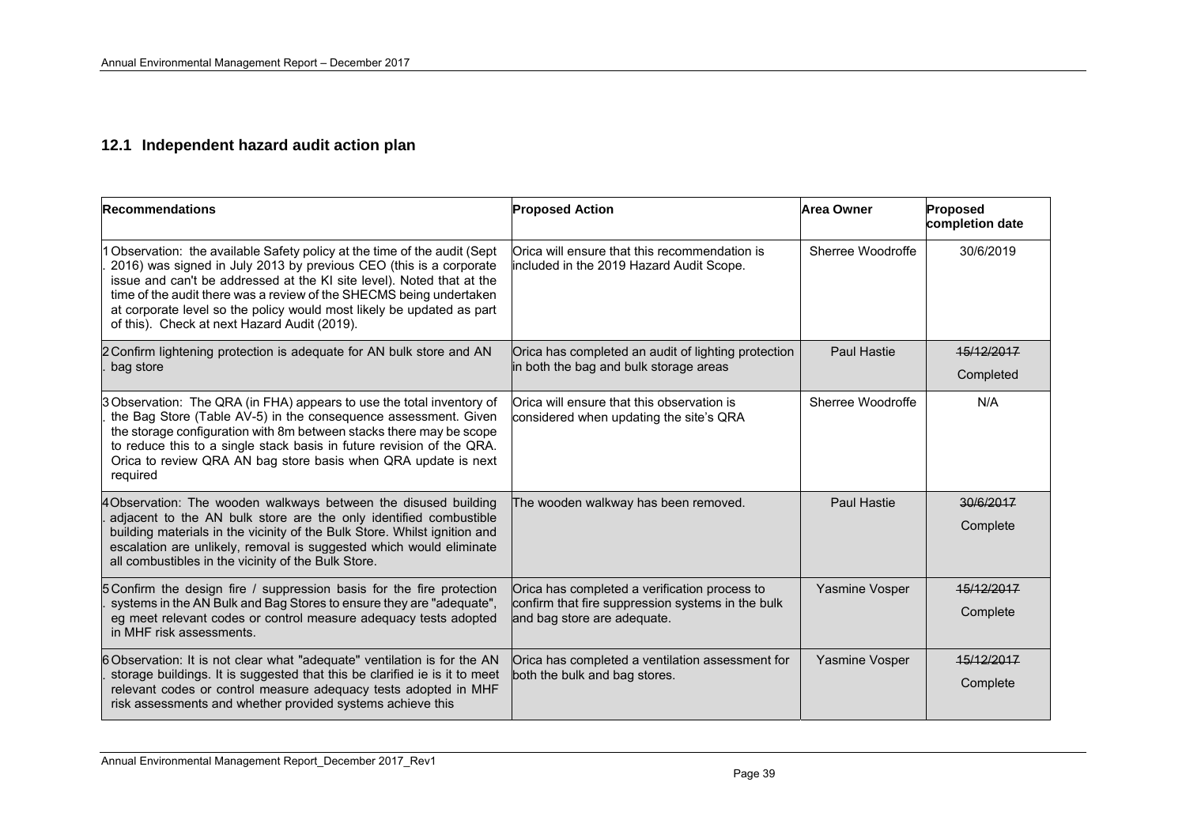## 12.1 Independent hazard audit action plan

| Recommendations | Proposed Action | Area Owner | Proposed completion date |
|---|---|---|---|
| 1. Observation: the available Safety policy at the time of the audit (Sept 2016) was signed in July 2013 by previous CEO (this is a corporate issue and can't be addressed at the KI site level). Noted that at the time of the audit there was a review of the SHECMS being undertaken at corporate level so the policy would most likely be updated as part of this). Check at next Hazard Audit (2019). | Orica will ensure that this recommendation is included in the 2019 Hazard Audit Scope. | Sherree Woodroffe | 30/6/2019 |
| 2. Confirm lightening protection is adequate for AN bulk store and AN bag store | Orica has completed an audit of lighting protection in both the bag and bulk storage areas | Paul Hastie | ~~15/12/2017~~ Completed |
| 3. Observation: The QRA (in FHA) appears to use the total inventory of the Bag Store (Table AV-5) in the consequence assessment. Given the storage configuration with 8m between stacks there may be scope to reduce this to a single stack basis in future revision of the QRA. Orica to review QRA AN bag store basis when QRA update is next required | Orica will ensure that this observation is considered when updating the site's QRA | Sherree Woodroffe | N/A |
| 4. Observation: The wooden walkways between the disused building adjacent to the AN bulk store are the only identified combustible building materials in the vicinity of the Bulk Store. Whilst ignition and escalation are unlikely, removal is suggested which would eliminate all combustibles in the vicinity of the Bulk Store. | The wooden walkway has been removed. | Paul Hastie | ~~30/6/2017~~ Complete |
| 5. Confirm the design fire / suppression basis for the fire protection systems in the AN Bulk and Bag Stores to ensure they are "adequate", eg meet relevant codes or control measure adequacy tests adopted in MHF risk assessments. | Orica has completed a verification process to confirm that fire suppression systems in the bulk and bag store are adequate. | Yasmine Vosper | ~~15/12/2017~~ Complete |
| 6. Observation: It is not clear what "adequate" ventilation is for the AN storage buildings. It is suggested that this be clarified ie is it to meet relevant codes or control measure adequacy tests adopted in MHF risk assessments and whether provided systems achieve this | Orica has completed a ventilation assessment for both the bulk and bag stores. | Yasmine Vosper | ~~15/12/2017~~ Complete |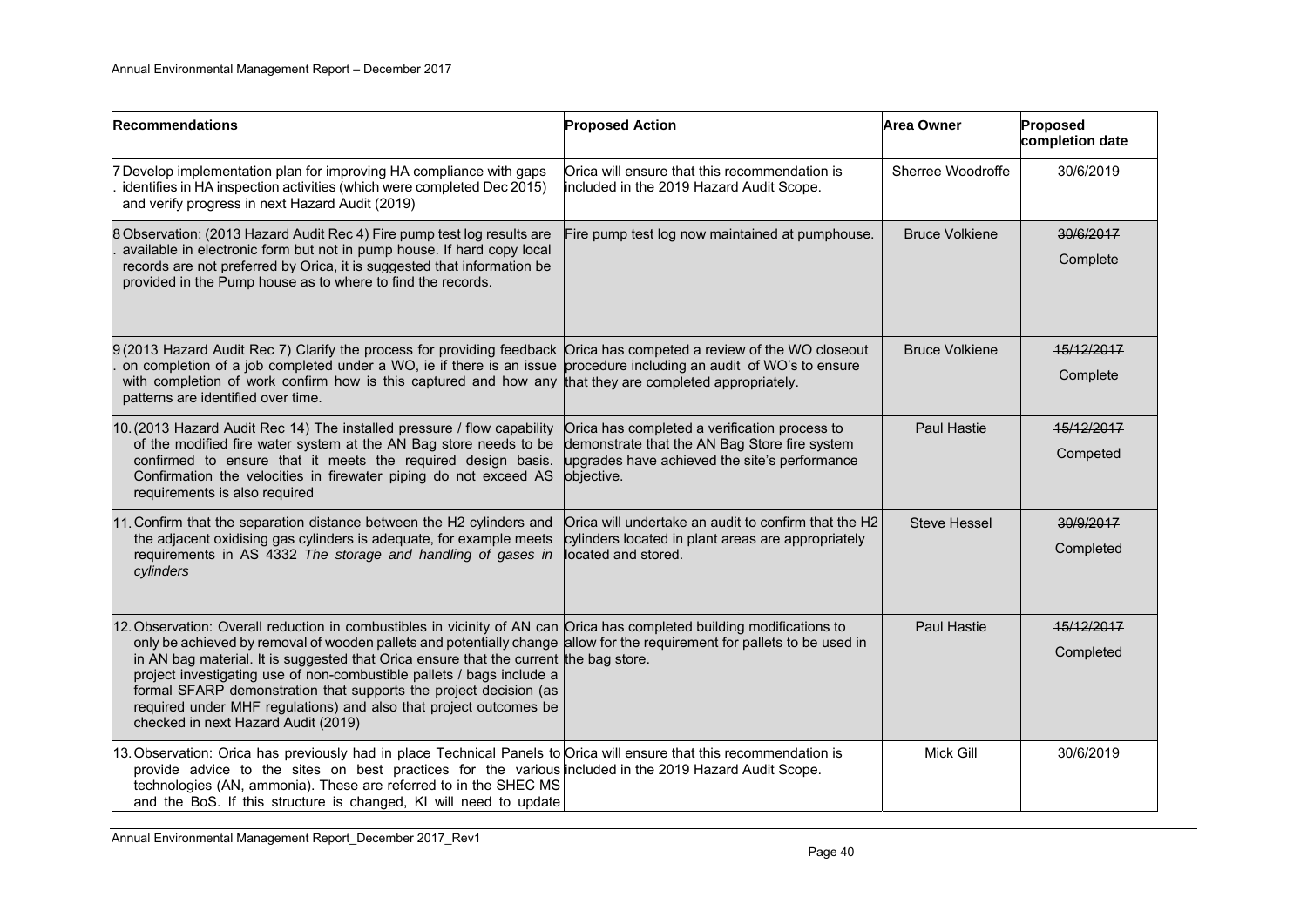| Recommendations | Proposed Action | Area Owner | Proposed completion date |
|---|---|---|---|
| 7. Develop implementation plan for improving HA compliance with gaps identifies in HA inspection activities (which were completed Dec 2015) and verify progress in next Hazard Audit (2019) | Orica will ensure that this recommendation is included in the 2019 Hazard Audit Scope. | Sherree Woodroffe | 30/6/2019 |
| 8. Observation: (2013 Hazard Audit Rec 4) Fire pump test log results are available in electronic form but not in pump house. If hard copy local records are not preferred by Orica, it is suggested that information be provided in the Pump house as to where to find the records. | Fire pump test log now maintained at pumphouse. | Bruce Volkiene | ~~30/6/2017~~ Complete |
| 9. (2013 Hazard Audit Rec 7) Clarify the process for providing feedback on completion of a job completed under a WO, ie if there is an issue with completion of work confirm how is this captured and how any patterns are identified over time. | Orica has competed a review of the WO closeout procedure including an audit of WO's to ensure that they are completed appropriately. | Bruce Volkiene | ~~15/12/2017~~ Complete |
| 10. (2013 Hazard Audit Rec 14) The installed pressure / flow capability of the modified fire water system at the AN Bag store needs to be confirmed to ensure that it meets the required design basis. Confirmation the velocities in firewater piping do not exceed AS requirements is also required | Orica has completed a verification process to demonstrate that the AN Bag Store fire system upgrades have achieved the site's performance objective. | Paul Hastie | ~~15/12/2017~~ Competed |
| 11. Confirm that the separation distance between the H2 cylinders and the adjacent oxidising gas cylinders is adequate, for example meets requirements in AS 4332 *The storage and handling of gases in cylinders* | Orica will undertake an audit to confirm that the H2 cylinders located in plant areas are appropriately located and stored. | Steve Hessel | ~~30/9/2017~~ Completed |
| 12. Observation: Overall reduction in combustibles in vicinity of AN can only be achieved by removal of wooden pallets and potentially change in AN bag material. It is suggested that Orica ensure that the current project investigating use of non-combustible pallets / bags include a formal SFARP demonstration that supports the project decision (as required under MHF regulations) and also that project outcomes be checked in next Hazard Audit (2019) | Orica has completed building modifications to allow for the requirement for pallets to be used in the bag store. | Paul Hastie | ~~15/12/2017~~ Completed |
| 13. Observation: Orica has previously had in place Technical Panels to provide advice to the sites on best practices for the various technologies (AN, ammonia). These are referred to in the SHEC MS and the BoS. If this structure is changed, KI will need to update | Orica will ensure that this recommendation is included in the 2019 Hazard Audit Scope. | Mick Gill | 30/6/2019 |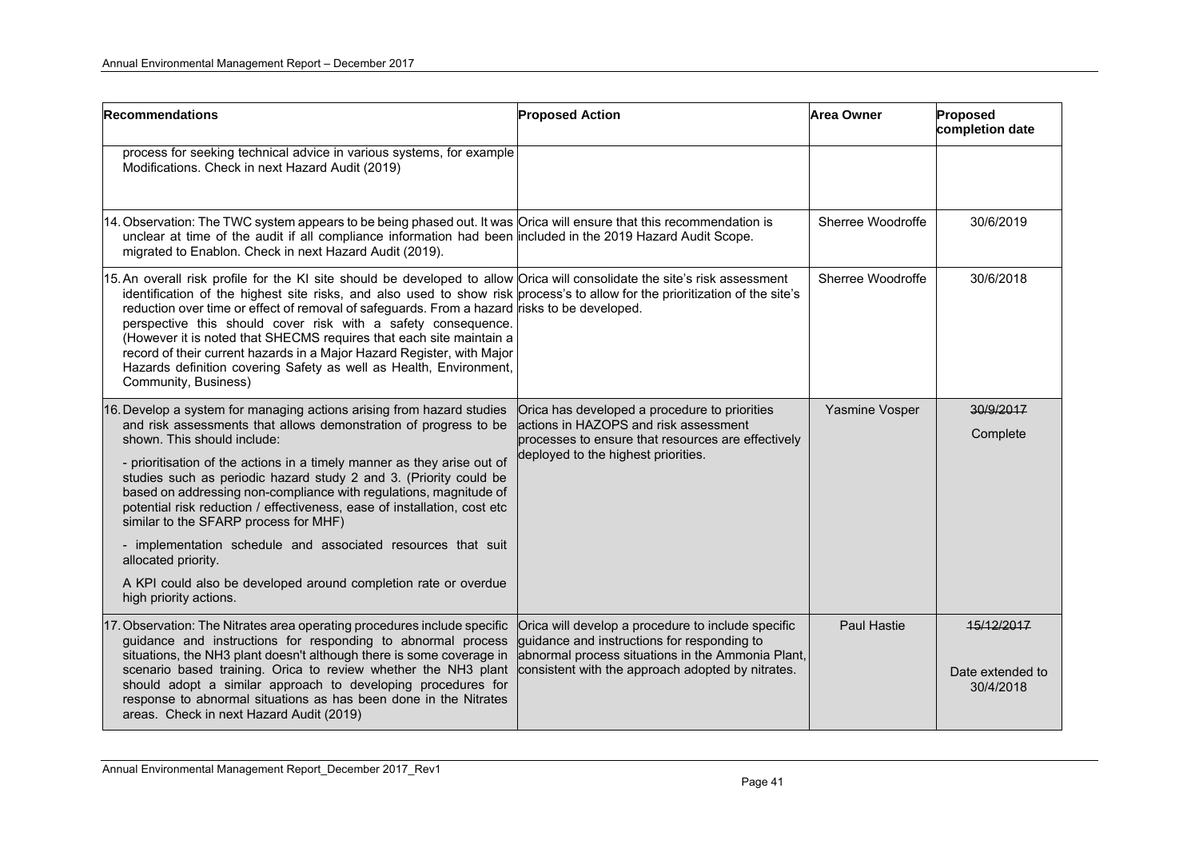| Recommendations | Proposed Action | Area Owner | Proposed completion date |
|---|---|---|---|
| process for seeking technical advice in various systems, for example Modifications. Check in next Hazard Audit (2019) | | | |
| 14. Observation: The TWC system appears to be being phased out. It was unclear at time of the audit if all compliance information had been migrated to Enablon. Check in next Hazard Audit (2019). | Orica will ensure that this recommendation is included in the 2019 Hazard Audit Scope. | Sherree Woodroffe | 30/6/2019 |
| 15. An overall risk profile for the KI site should be developed to allow identification of the highest site risks, and also used to show risk reduction over time or effect of removal of safeguards. From a hazard perspective this should cover risk with a safety consequence. (However it is noted that SHECMS requires that each site maintain a record of their current hazards in a Major Hazard Register, with Major Hazards definition covering Safety as well as Health, Environment, Community, Business) | Orica will consolidate the site's risk assessment process's to allow for the prioritization of the site's risks to be developed. | Sherree Woodroffe | 30/6/2018 |
| 16. Develop a system for managing actions arising from hazard studies and risk assessments that allows demonstration of progress to be shown. This should include:<br><br>- prioritisation of the actions in a timely manner as they arise out of studies such as periodic hazard study 2 and 3. (Priority could be based on addressing non-compliance with regulations, magnitude of potential risk reduction / effectiveness, ease of installation, cost etc similar to the SFARP process for MHF)<br><br>- implementation schedule and associated resources that suit allocated priority.<br><br>A KPI could also be developed around completion rate or overdue high priority actions. | Orica has developed a procedure to priorities actions in HAZOPS and risk assessment processes to ensure that resources are effectively deployed to the highest priorities. | Yasmine Vosper | ~~30/9/2017~~<br><br>Complete |
| 17. Observation: The Nitrates area operating procedures include specific guidance and instructions for responding to abnormal process situations, the NH3 plant doesn't although there is some coverage in scenario based training. Orica to review whether the NH3 plant should adopt a similar approach to developing procedures for response to abnormal situations as has been done in the Nitrates areas. Check in next Hazard Audit (2019) | Orica will develop a procedure to include specific guidance and instructions for responding to abnormal process situations in the Ammonia Plant, consistent with the approach adopted by nitrates. | Paul Hastie | ~~15/12/2017~~<br><br>Date extended to 30/4/2018 |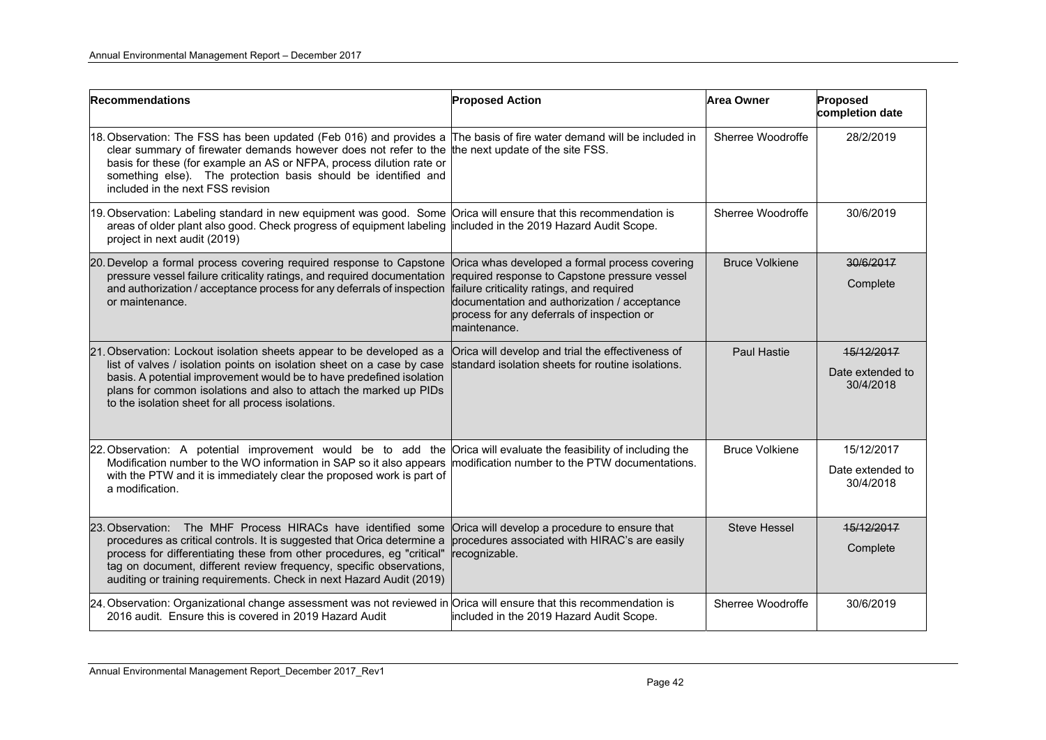| Recommendations | Proposed Action | Area Owner | Proposed completion date |
|---|---|---|---|
| 18. Observation: The FSS has been updated (Feb 016) and provides a clear summary of firewater demands however does not refer to the basis for these (for example an AS or NFPA, process dilution rate or something else). The protection basis should be identified and included in the next FSS revision | The basis of fire water demand will be included in the next update of the site FSS. | Sherree Woodroffe | 28/2/2019 |
| 19. Observation: Labeling standard in new equipment was good. Some areas of older plant also good. Check progress of equipment labeling project in next audit (2019) | Orica will ensure that this recommendation is included in the 2019 Hazard Audit Scope. | Sherree Woodroffe | 30/6/2019 |
| 20. Develop a formal process covering required response to Capstone pressure vessel failure criticality ratings, and required documentation and authorization / acceptance process for any deferrals of inspection or maintenance. | Orica whas developed a formal process covering required response to Capstone pressure vessel failure criticality ratings, and required documentation and authorization / acceptance process for any deferrals of inspection or maintenance. | Bruce Volkiene | ~~30/6/2017~~ Complete |
| 21. Observation: Lockout isolation sheets appear to be developed as a list of valves / isolation points on isolation sheet on a case by case basis. A potential improvement would be to have predefined isolation plans for common isolations and also to attach the marked up PIDs to the isolation sheet for all process isolations. | Orica will develop and trial the effectiveness of standard isolation sheets for routine isolations. | Paul Hastie | ~~15/12/2017~~ Date extended to 30/4/2018 |
| 22. Observation: A potential improvement would be to add the Modification number to the WO information in SAP so it also appears with the PTW and it is immediately clear the proposed work is part of a modification. | Orica will evaluate the feasibility of including the modification number to the PTW documentations. | Bruce Volkiene | 15/12/2017 Date extended to 30/4/2018 |
| 23. Observation: The MHF Process HIRACs have identified some procedures as critical controls. It is suggested that Orica determine a process for differentiating these from other procedures, eg "critical" tag on document, different review frequency, specific observations, auditing or training requirements. Check in next Hazard Audit (2019) | Orica will develop a procedure to ensure that procedures associated with HIRAC's are easily recognizable. | Steve Hessel | ~~15/12/2017~~ Complete |
| 24. Observation: Organizational change assessment was not reviewed in 2016 audit. Ensure this is covered in 2019 Hazard Audit | Orica will ensure that this recommendation is included in the 2019 Hazard Audit Scope. | Sherree Woodroffe | 30/6/2019 |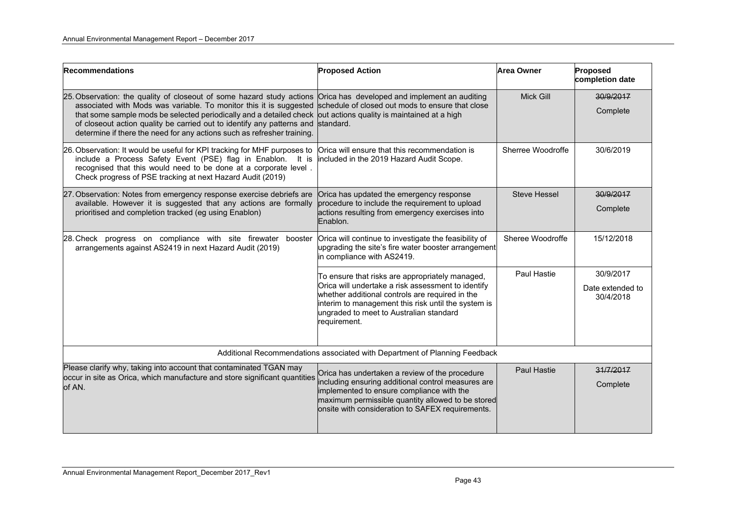| Recommendations | Proposed Action | Area Owner | Proposed completion date |
|---|---|---|---|
| 25. Observation: the quality of closeout of some hazard study actions associated with Mods was variable. To monitor this it is suggested that some sample mods be selected periodically and a detailed check of closeout action quality be carried out to identify any patterns and determine if there the need for any actions such as refresher training. | Orica has developed and implement an auditing schedule of closed out mods to ensure that close out actions quality is maintained at a high standard. | Mick Gill | ~~30/9/2017~~ Complete |
| 26. Observation: It would be useful for KPI tracking for MHF purposes to include a Process Safety Event (PSE) flag in Enablon. It is recognised that this would need to be done at a corporate level . Check progress of PSE tracking at next Hazard Audit (2019) | Orica will ensure that this recommendation is included in the 2019 Hazard Audit Scope. | Sherree Woodroffe | 30/6/2019 |
| 27. Observation: Notes from emergency response exercise debriefs are available. However it is suggested that any actions are formally prioritised and completion tracked (eg using Enablon) | Orica has updated the emergency response procedure to include the requirement to upload actions resulting from emergency exercises into Enablon. | Steve Hessel | ~~30/9/2017~~ Complete |
| 28. Check progress on compliance with site firewater booster arrangements against AS2419 in next Hazard Audit (2019) | Orica will continue to investigate the feasibility of upgrading the site's fire water booster arrangement in compliance with AS2419. | Sheree Woodroffe | 15/12/2018 |
| | To ensure that risks are appropriately managed, Orica will undertake a risk assessment to identify whether additional controls are required in the interim to management this risk until the system is ungraded to meet to Australian standard requirement. | Paul Hastie | 30/9/2017 Date extended to 30/4/2018 |
| Additional Recommendations associated with Department of Planning Feedback | | | |
| Please clarify why, taking into account that contaminated TGAN may occur in site as Orica, which manufacture and store significant quantities of AN. | Orica has undertaken a review of the procedure including ensuring additional control measures are implemented to ensure compliance with the maximum permissible quantity allowed to be stored onsite with consideration to SAFEX requirements. | Paul Hastie | ~~31/7/2017~~ Complete |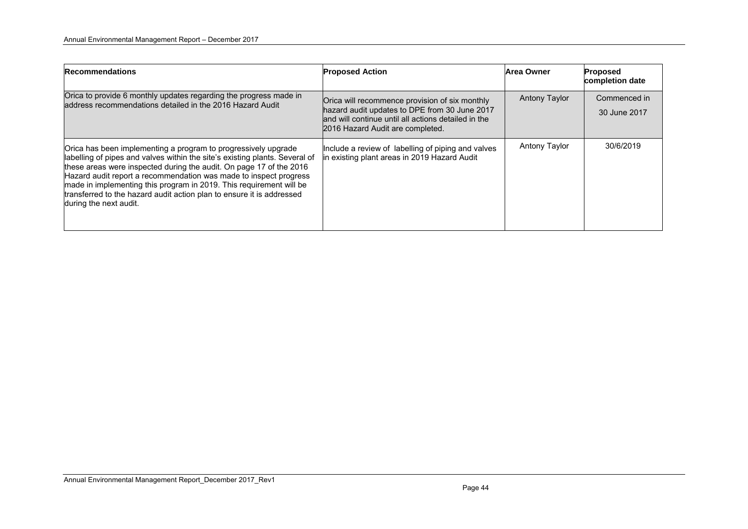| Recommendations | Proposed Action | Area Owner | Proposed completion date |
|---|---|---|---|
| Orica to provide 6 monthly updates regarding the progress made in address recommendations detailed in the 2016 Hazard Audit | Orica will recommence provision of six monthly hazard audit updates to DPE from 30 June 2017 and will continue until all actions detailed in the 2016 Hazard Audit are completed. | Antony Taylor | Commenced in 30 June 2017 |
| Orica has been implementing a program to progressively upgrade labelling of pipes and valves within the site's existing plants. Several of these areas were inspected during the audit. On page 17 of the 2016 Hazard audit report a recommendation was made to inspect progress made in implementing this program in 2019. This requirement will be transferred to the hazard audit action plan to ensure it is addressed during the next audit. | Include a review of labelling of piping and valves in existing plant areas in 2019 Hazard Audit | Antony Taylor | 30/6/2019 |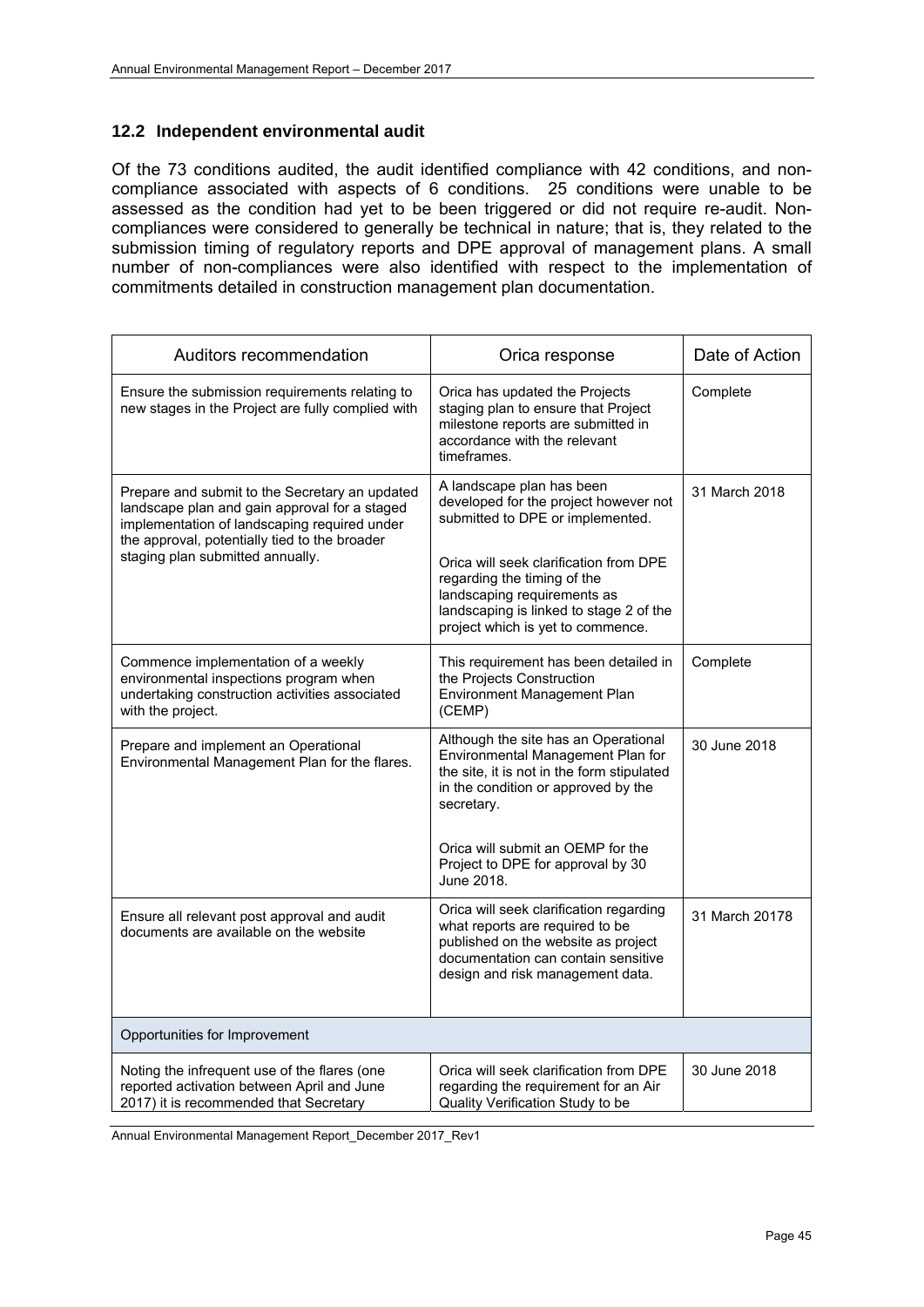## 12.2 Independent environmental audit

Of the 73 conditions audited, the audit identified compliance with 42 conditions, and non-compliance associated with aspects of 6 conditions. 25 conditions were unable to be assessed as the condition had yet to be been triggered or did not require re-audit. Non-compliances were considered to generally be technical in nature; that is, they related to the submission timing of regulatory reports and DPE approval of management plans. A small number of non-compliances were also identified with respect to the implementation of commitments detailed in construction management plan documentation.

| Auditors recommendation | Orica response | Date of Action |
|---|---|---|
| Ensure the submission requirements relating to new stages in the Project are fully complied with | Orica has updated the Projects staging plan to ensure that Project milestone reports are submitted in accordance with the relevant timeframes. | Complete |
| Prepare and submit to the Secretary an updated landscape plan and gain approval for a staged implementation of landscaping required under the approval, potentially tied to the broader staging plan submitted annually. | A landscape plan has been developed for the project however not submitted to DPE or implemented.<br><br>Orica will seek clarification from DPE regarding the timing of the landscaping requirements as landscaping is linked to stage 2 of the project which is yet to commence. | 31 March 2018 |
| Commence implementation of a weekly environmental inspections program when undertaking construction activities associated with the project. | This requirement has been detailed in the Projects Construction Environment Management Plan (CEMP) | Complete |
| Prepare and implement an Operational Environmental Management Plan for the flares. | Although the site has an Operational Environmental Management Plan for the site, it is not in the form stipulated in the condition or approved by the secretary.<br><br>Orica will submit an OEMP for the Project to DPE for approval by 30 June 2018. | 30 June 2018 |
| Ensure all relevant post approval and audit documents are available on the website | Orica will seek clarification regarding what reports are required to be published on the website as project documentation can contain sensitive design and risk management data. | 31 March 20178 |
| Opportunities for Improvement | | |
| Noting the infrequent use of the flares (one reported activation between April and June 2017) it is recommended that Secretary | Orica will seek clarification from DPE regarding the requirement for an Air Quality Verification Study to be | 30 June 2018 |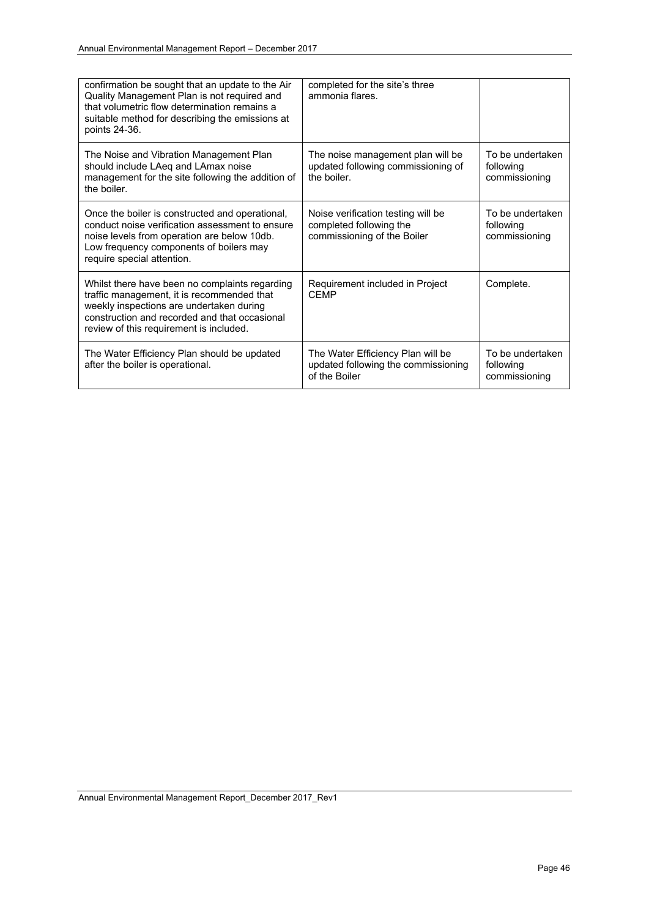| | | |
|---|---|---|
| confirmation be sought that an update to the Air Quality Management Plan is not required and that volumetric flow determination remains a suitable method for describing the emissions at points 24-36. | completed for the site's three ammonia flares. | |
| The Noise and Vibration Management Plan should include LAeq and LAmax noise management for the site following the addition of the boiler. | The noise management plan will be updated following commissioning of the boiler. | To be undertaken following commissioning |
| Once the boiler is constructed and operational, conduct noise verification assessment to ensure noise levels from operation are below 10db. Low frequency components of boilers may require special attention. | Noise verification testing will be completed following the commissioning of the Boiler | To be undertaken following commissioning |
| Whilst there have been no complaints regarding traffic management, it is recommended that weekly inspections are undertaken during construction and recorded and that occasional review of this requirement is included. | Requirement included in Project CEMP | Complete. |
| The Water Efficiency Plan should be updated after the boiler is operational. | The Water Efficiency Plan will be updated following the commissioning of the Boiler | To be undertaken following commissioning |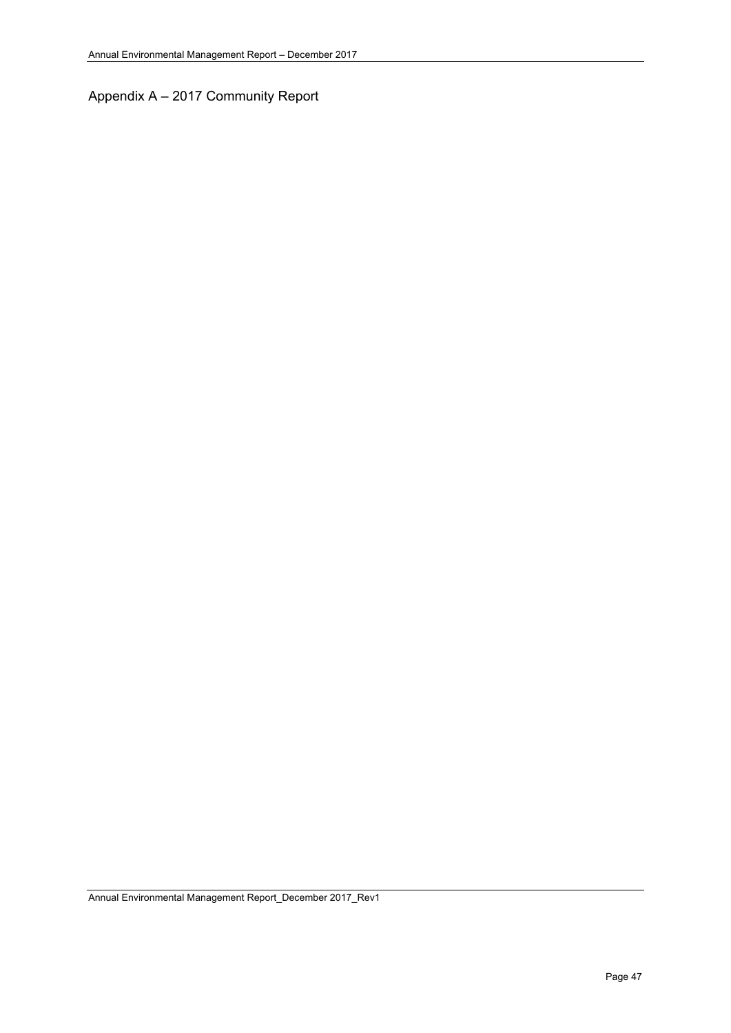# Appendix A – 2017 Community Report